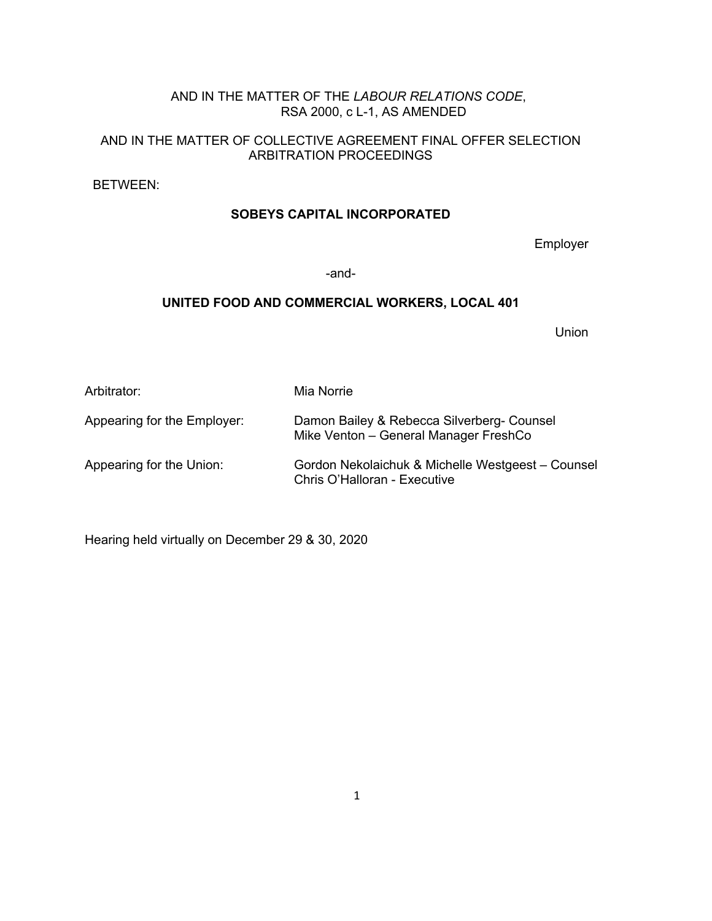AND IN THE MATTER OF THE *LABOUR RELATIONS CODE*,
RSA 2000, c L-1, AS AMENDED

AND IN THE MATTER OF COLLECTIVE AGREEMENT FINAL OFFER SELECTION ARBITRATION PROCEEDINGS

BETWEEN:

**SOBEYS CAPITAL INCORPORATED**

Employer

-and-

**UNITED FOOD AND COMMERCIAL WORKERS, LOCAL 401**

Union

| | |
|---|---|
| Arbitrator: | Mia Norrie |
| Appearing for the Employer: | Damon Bailey & Rebecca Silverberg- Counsel<br>Mike Venton – General Manager FreshCo |
| Appearing for the Union: | Gordon Nekolaichuk & Michelle Westgeest – Counsel<br>Chris O'Halloran - Executive |

Hearing held virtually on December 29 & 30, 2020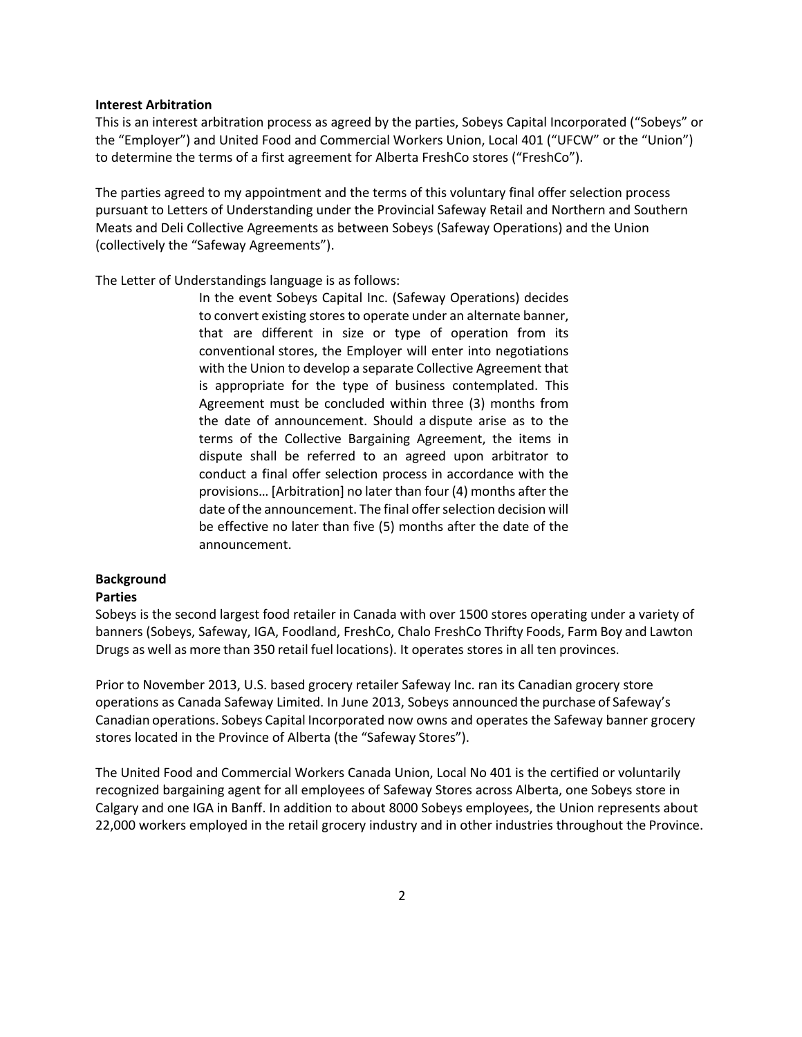**Interest Arbitration**

This is an interest arbitration process as agreed by the parties, Sobeys Capital Incorporated ("Sobeys" or the "Employer") and United Food and Commercial Workers Union, Local 401 ("UFCW" or the "Union") to determine the terms of a first agreement for Alberta FreshCo stores ("FreshCo").

The parties agreed to my appointment and the terms of this voluntary final offer selection process pursuant to Letters of Understanding under the Provincial Safeway Retail and Northern and Southern Meats and Deli Collective Agreements as between Sobeys (Safeway Operations) and the Union (collectively the "Safeway Agreements").

The Letter of Understandings language is as follows:

> In the event Sobeys Capital Inc. (Safeway Operations) decides to convert existing stores to operate under an alternate banner, that are different in size or type of operation from its conventional stores, the Employer will enter into negotiations with the Union to develop a separate Collective Agreement that is appropriate for the type of business contemplated. This Agreement must be concluded within three (3) months from the date of announcement. Should a dispute arise as to the terms of the Collective Bargaining Agreement, the items in dispute shall be referred to an agreed upon arbitrator to conduct a final offer selection process in accordance with the provisions… [Arbitration] no later than four (4) months after the date of the announcement. The final offer selection decision will be effective no later than five (5) months after the date of the announcement.

**Background**

**Parties**

Sobeys is the second largest food retailer in Canada with over 1500 stores operating under a variety of banners (Sobeys, Safeway, IGA, Foodland, FreshCo, Chalo FreshCo Thrifty Foods, Farm Boy and Lawton Drugs as well as more than 350 retail fuel locations). It operates stores in all ten provinces.

Prior to November 2013, U.S. based grocery retailer Safeway Inc. ran its Canadian grocery store operations as Canada Safeway Limited. In June 2013, Sobeys announced the purchase of Safeway's Canadian operations. Sobeys Capital Incorporated now owns and operates the Safeway banner grocery stores located in the Province of Alberta (the "Safeway Stores").

The United Food and Commercial Workers Canada Union, Local No 401 is the certified or voluntarily recognized bargaining agent for all employees of Safeway Stores across Alberta, one Sobeys store in Calgary and one IGA in Banff. In addition to about 8000 Sobeys employees, the Union represents about 22,000 workers employed in the retail grocery industry and in other industries throughout the Province.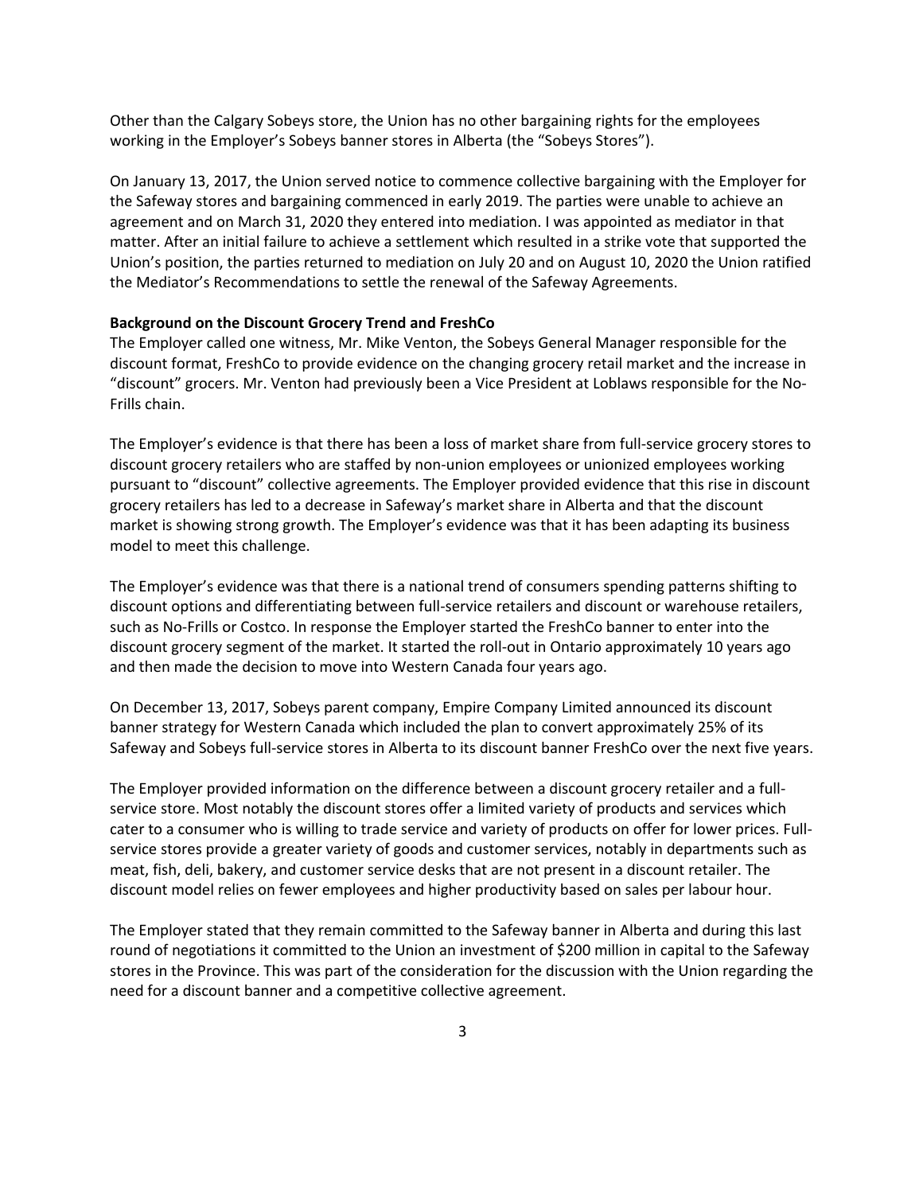Other than the Calgary Sobeys store, the Union has no other bargaining rights for the employees working in the Employer's Sobeys banner stores in Alberta (the "Sobeys Stores").

On January 13, 2017, the Union served notice to commence collective bargaining with the Employer for the Safeway stores and bargaining commenced in early 2019. The parties were unable to achieve an agreement and on March 31, 2020 they entered into mediation. I was appointed as mediator in that matter. After an initial failure to achieve a settlement which resulted in a strike vote that supported the Union's position, the parties returned to mediation on July 20 and on August 10, 2020 the Union ratified the Mediator's Recommendations to settle the renewal of the Safeway Agreements.

**Background on the Discount Grocery Trend and FreshCo**

The Employer called one witness, Mr. Mike Venton, the Sobeys General Manager responsible for the discount format, FreshCo to provide evidence on the changing grocery retail market and the increase in "discount" grocers. Mr. Venton had previously been a Vice President at Loblaws responsible for the No-Frills chain.

The Employer's evidence is that there has been a loss of market share from full-service grocery stores to discount grocery retailers who are staffed by non-union employees or unionized employees working pursuant to "discount" collective agreements. The Employer provided evidence that this rise in discount grocery retailers has led to a decrease in Safeway's market share in Alberta and that the discount market is showing strong growth. The Employer's evidence was that it has been adapting its business model to meet this challenge.

The Employer's evidence was that there is a national trend of consumers spending patterns shifting to discount options and differentiating between full-service retailers and discount or warehouse retailers, such as No-Frills or Costco. In response the Employer started the FreshCo banner to enter into the discount grocery segment of the market. It started the roll-out in Ontario approximately 10 years ago and then made the decision to move into Western Canada four years ago.

On December 13, 2017, Sobeys parent company, Empire Company Limited announced its discount banner strategy for Western Canada which included the plan to convert approximately 25% of its Safeway and Sobeys full-service stores in Alberta to its discount banner FreshCo over the next five years.

The Employer provided information on the difference between a discount grocery retailer and a full-service store. Most notably the discount stores offer a limited variety of products and services which cater to a consumer who is willing to trade service and variety of products on offer for lower prices. Full-service stores provide a greater variety of goods and customer services, notably in departments such as meat, fish, deli, bakery, and customer service desks that are not present in a discount retailer. The discount model relies on fewer employees and higher productivity based on sales per labour hour.

The Employer stated that they remain committed to the Safeway banner in Alberta and during this last round of negotiations it committed to the Union an investment of $200 million in capital to the Safeway stores in the Province. This was part of the consideration for the discussion with the Union regarding the need for a discount banner and a competitive collective agreement.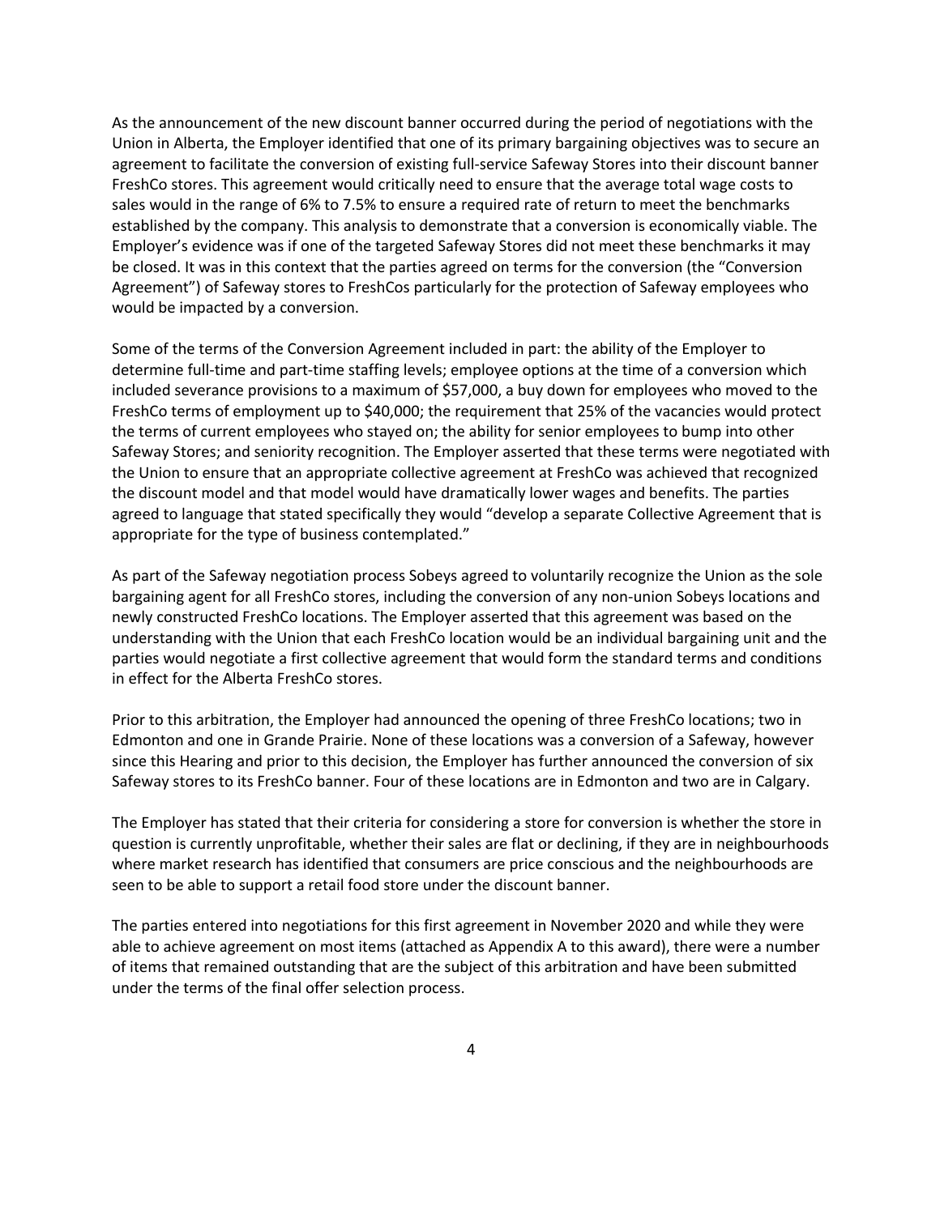As the announcement of the new discount banner occurred during the period of negotiations with the Union in Alberta, the Employer identified that one of its primary bargaining objectives was to secure an agreement to facilitate the conversion of existing full-service Safeway Stores into their discount banner FreshCo stores. This agreement would critically need to ensure that the average total wage costs to sales would in the range of 6% to 7.5% to ensure a required rate of return to meet the benchmarks established by the company. This analysis to demonstrate that a conversion is economically viable. The Employer's evidence was if one of the targeted Safeway Stores did not meet these benchmarks it may be closed. It was in this context that the parties agreed on terms for the conversion (the "Conversion Agreement") of Safeway stores to FreshCos particularly for the protection of Safeway employees who would be impacted by a conversion.

Some of the terms of the Conversion Agreement included in part: the ability of the Employer to determine full-time and part-time staffing levels; employee options at the time of a conversion which included severance provisions to a maximum of $57,000, a buy down for employees who moved to the FreshCo terms of employment up to $40,000; the requirement that 25% of the vacancies would protect the terms of current employees who stayed on; the ability for senior employees to bump into other Safeway Stores; and seniority recognition. The Employer asserted that these terms were negotiated with the Union to ensure that an appropriate collective agreement at FreshCo was achieved that recognized the discount model and that model would have dramatically lower wages and benefits. The parties agreed to language that stated specifically they would "develop a separate Collective Agreement that is appropriate for the type of business contemplated."

As part of the Safeway negotiation process Sobeys agreed to voluntarily recognize the Union as the sole bargaining agent for all FreshCo stores, including the conversion of any non-union Sobeys locations and newly constructed FreshCo locations. The Employer asserted that this agreement was based on the understanding with the Union that each FreshCo location would be an individual bargaining unit and the parties would negotiate a first collective agreement that would form the standard terms and conditions in effect for the Alberta FreshCo stores.

Prior to this arbitration, the Employer had announced the opening of three FreshCo locations; two in Edmonton and one in Grande Prairie. None of these locations was a conversion of a Safeway, however since this Hearing and prior to this decision, the Employer has further announced the conversion of six Safeway stores to its FreshCo banner. Four of these locations are in Edmonton and two are in Calgary.

The Employer has stated that their criteria for considering a store for conversion is whether the store in question is currently unprofitable, whether their sales are flat or declining, if they are in neighbourhoods where market research has identified that consumers are price conscious and the neighbourhoods are seen to be able to support a retail food store under the discount banner.

The parties entered into negotiations for this first agreement in November 2020 and while they were able to achieve agreement on most items (attached as Appendix A to this award), there were a number of items that remained outstanding that are the subject of this arbitration and have been submitted under the terms of the final offer selection process.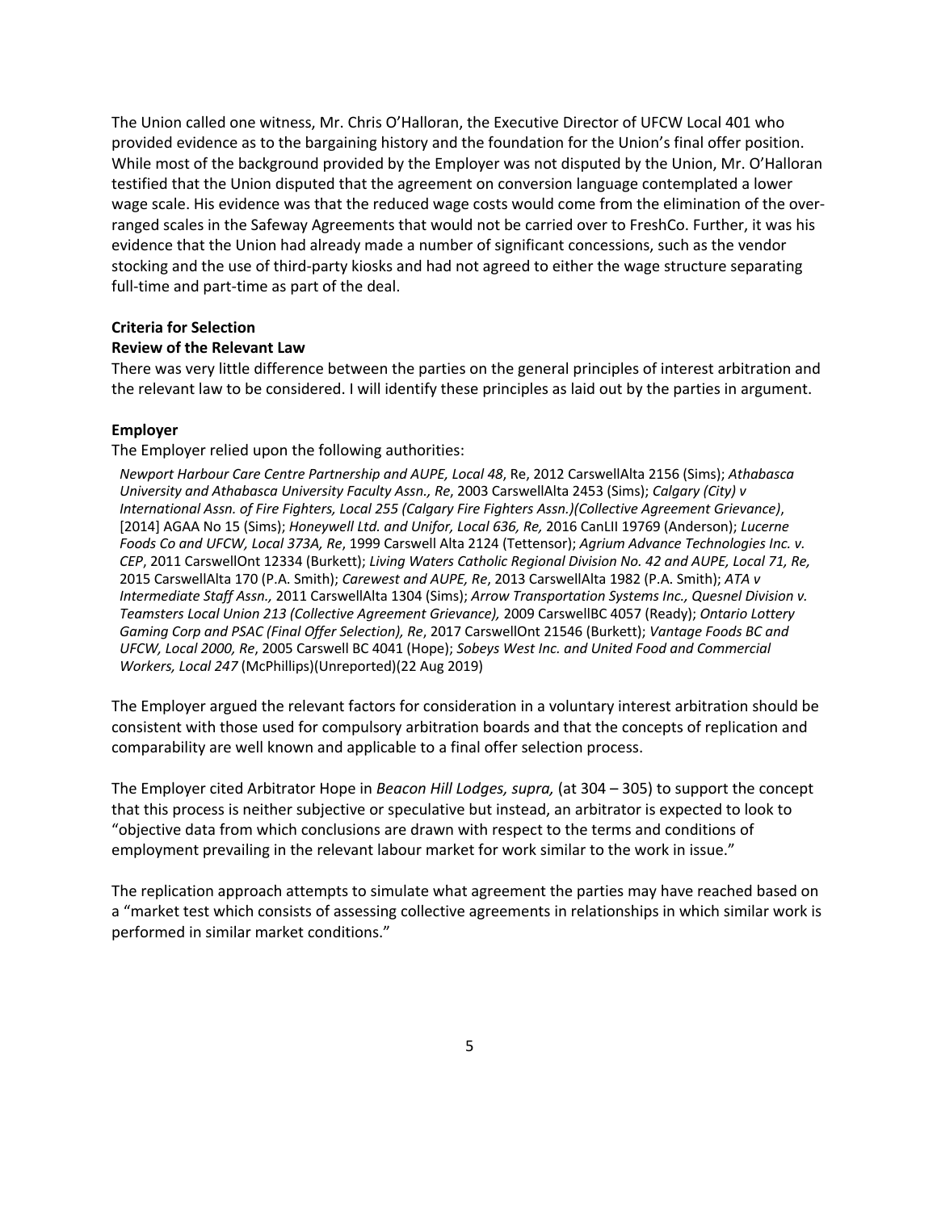The Union called one witness, Mr. Chris O'Halloran, the Executive Director of UFCW Local 401 who provided evidence as to the bargaining history and the foundation for the Union's final offer position. While most of the background provided by the Employer was not disputed by the Union, Mr. O'Halloran testified that the Union disputed that the agreement on conversion language contemplated a lower wage scale. His evidence was that the reduced wage costs would come from the elimination of the over-ranged scales in the Safeway Agreements that would not be carried over to FreshCo. Further, it was his evidence that the Union had already made a number of significant concessions, such as the vendor stocking and the use of third-party kiosks and had not agreed to either the wage structure separating full-time and part-time as part of the deal.

**Criteria for Selection**

**Review of the Relevant Law**

There was very little difference between the parties on the general principles of interest arbitration and the relevant law to be considered. I will identify these principles as laid out by the parties in argument.

**Employer**

The Employer relied upon the following authorities:

> *Newport Harbour Care Centre Partnership and AUPE, Local 48*, Re, 2012 CarswellAlta 2156 (Sims); *Athabasca University and Athabasca University Faculty Assn., Re*, 2003 CarswellAlta 2453 (Sims); *Calgary (City) v International Assn. of Fire Fighters, Local 255 (Calgary Fire Fighters Assn.)(Collective Agreement Grievance)*, [2014] AGAA No 15 (Sims); *Honeywell Ltd. and Unifor, Local 636, Re,* 2016 CanLII 19769 (Anderson); *Lucerne Foods Co and UFCW, Local 373A, Re*, 1999 Carswell Alta 2124 (Tettensor); *Agrium Advance Technologies Inc. v. CEP*, 2011 CarswellOnt 12334 (Burkett); *Living Waters Catholic Regional Division No. 42 and AUPE, Local 71, Re,* 2015 CarswellAlta 170 (P.A. Smith); *Carewest and AUPE, Re*, 2013 CarswellAlta 1982 (P.A. Smith); *ATA v Intermediate Staff Assn.,* 2011 CarswellAlta 1304 (Sims); *Arrow Transportation Systems Inc., Quesnel Division v. Teamsters Local Union 213 (Collective Agreement Grievance),* 2009 CarswellBC 4057 (Ready); *Ontario Lottery Gaming Corp and PSAC (Final Offer Selection), Re*, 2017 CarswellOnt 21546 (Burkett); *Vantage Foods BC and UFCW, Local 2000, Re*, 2005 Carswell BC 4041 (Hope); *Sobeys West Inc. and United Food and Commercial Workers, Local 247* (McPhillips)(Unreported)(22 Aug 2019)

The Employer argued the relevant factors for consideration in a voluntary interest arbitration should be consistent with those used for compulsory arbitration boards and that the concepts of replication and comparability are well known and applicable to a final offer selection process.

The Employer cited Arbitrator Hope in *Beacon Hill Lodges, supra,* (at 304 – 305) to support the concept that this process is neither subjective or speculative but instead, an arbitrator is expected to look to "objective data from which conclusions are drawn with respect to the terms and conditions of employment prevailing in the relevant labour market for work similar to the work in issue."

The replication approach attempts to simulate what agreement the parties may have reached based on a "market test which consists of assessing collective agreements in relationships in which similar work is performed in similar market conditions."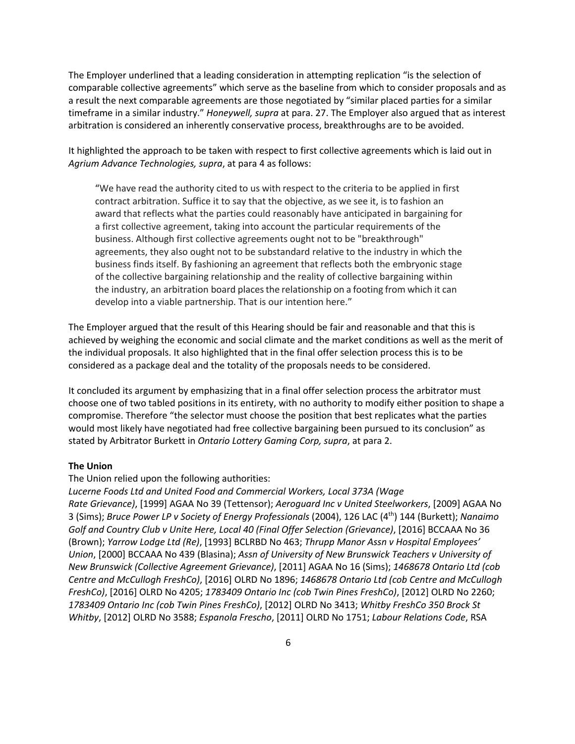The Employer underlined that a leading consideration in attempting replication "is the selection of comparable collective agreements" which serve as the baseline from which to consider proposals and as a result the next comparable agreements are those negotiated by "similar placed parties for a similar timeframe in a similar industry." *Honeywell, supra* at para. 27. The Employer also argued that as interest arbitration is considered an inherently conservative process, breakthroughs are to be avoided.

It highlighted the approach to be taken with respect to first collective agreements which is laid out in *Agrium Advance Technologies, supra*, at para 4 as follows:

> "We have read the authority cited to us with respect to the criteria to be applied in first contract arbitration. Suffice it to say that the objective, as we see it, is to fashion an award that reflects what the parties could reasonably have anticipated in bargaining for a first collective agreement, taking into account the particular requirements of the business. Although first collective agreements ought not to be "breakthrough" agreements, they also ought not to be substandard relative to the industry in which the business finds itself. By fashioning an agreement that reflects both the embryonic stage of the collective bargaining relationship and the reality of collective bargaining within the industry, an arbitration board places the relationship on a footing from which it can develop into a viable partnership. That is our intention here."

The Employer argued that the result of this Hearing should be fair and reasonable and that this is achieved by weighing the economic and social climate and the market conditions as well as the merit of the individual proposals. It also highlighted that in the final offer selection process this is to be considered as a package deal and the totality of the proposals needs to be considered.

It concluded its argument by emphasizing that in a final offer selection process the arbitrator must choose one of two tabled positions in its entirety, with no authority to modify either position to shape a compromise. Therefore "the selector must choose the position that best replicates what the parties would most likely have negotiated had free collective bargaining been pursued to its conclusion" as stated by Arbitrator Burkett in *Ontario Lottery Gaming Corp, supra*, at para 2.

**The Union**

The Union relied upon the following authorities:
*Lucerne Foods Ltd and United Food and Commercial Workers, Local 373A (Wage Rate Grievance)*, [1999] AGAA No 39 (Tettensor); *Aeroguard Inc v United Steelworkers*, [2009] AGAA No 3 (Sims); *Bruce Power LP v Society of Energy Professionals* (2004), 126 LAC (4th) 144 (Burkett); *Nanaimo Golf and Country Club v Unite Here, Local 40 (Final Offer Selection (Grievance)*, [2016] BCCAAA No 36 (Brown); *Yarrow Lodge Ltd (Re)*, [1993] BCLRBD No 463; *Thrupp Manor Assn v Hospital Employees' Union*, [2000] BCCAAA No 439 (Blasina); *Assn of University of New Brunswick Teachers v University of New Brunswick (Collective Agreement Grievance)*, [2011] AGAA No 16 (Sims); *1468678 Ontario Ltd (cob Centre and McCullogh FreshCo)*, [2016] OLRD No 1896; *1468678 Ontario Ltd (cob Centre and McCullogh FreshCo)*, [2016] OLRD No 4205; *1783409 Ontario Inc (cob Twin Pines FreshCo)*, [2012] OLRD No 2260; *1783409 Ontario Inc (cob Twin Pines FreshCo)*, [2012] OLRD No 3413; *Whitby FreshCo 350 Brock St Whitby*, [2012] OLRD No 3588; *Espanola Frescho*, [2011] OLRD No 1751; *Labour Relations Code*, RSA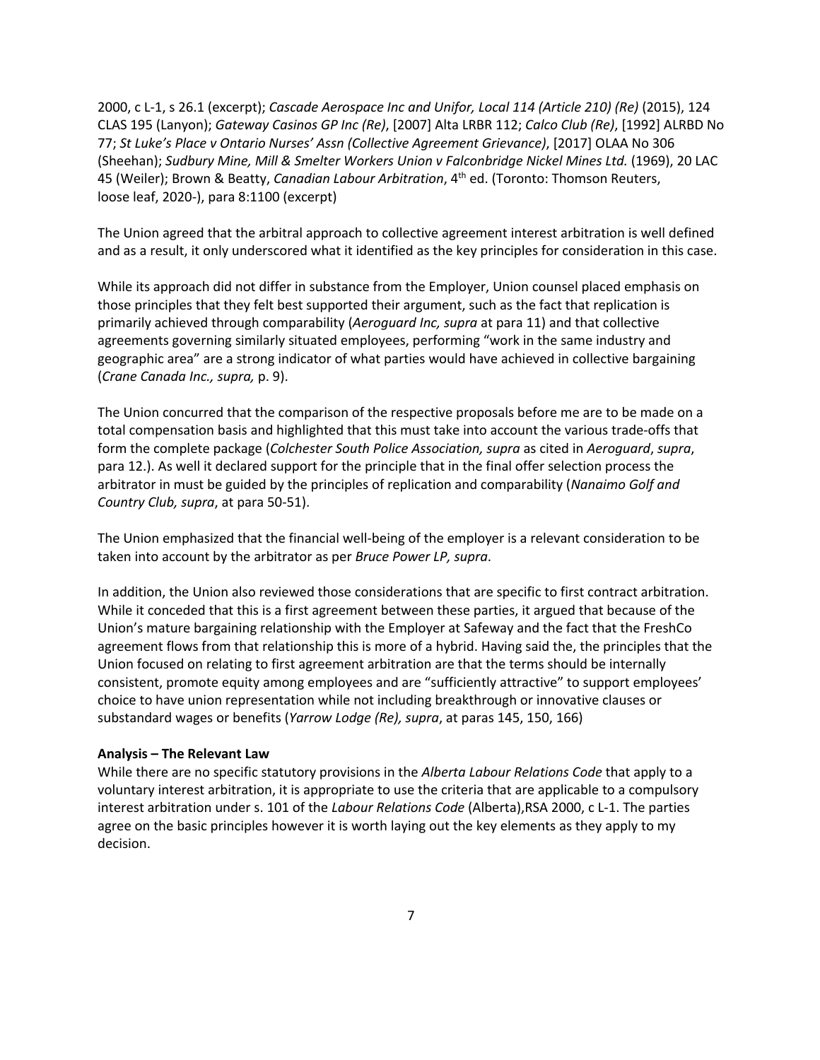2000, c L-1, s 26.1 (excerpt); *Cascade Aerospace Inc and Unifor, Local 114 (Article 210) (Re)* (2015), 124 CLAS 195 (Lanyon); *Gateway Casinos GP Inc (Re)*, [2007] Alta LRBR 112; *Calco Club (Re)*, [1992] ALRBD No 77; *St Luke's Place v Ontario Nurses' Assn (Collective Agreement Grievance)*, [2017] OLAA No 306 (Sheehan); *Sudbury Mine, Mill & Smelter Workers Union v Falconbridge Nickel Mines Ltd.* (1969), 20 LAC 45 (Weiler); Brown & Beatty, *Canadian Labour Arbitration*, 4th ed. (Toronto: Thomson Reuters, loose leaf, 2020-), para 8:1100 (excerpt)

The Union agreed that the arbitral approach to collective agreement interest arbitration is well defined and as a result, it only underscored what it identified as the key principles for consideration in this case.

While its approach did not differ in substance from the Employer, Union counsel placed emphasis on those principles that they felt best supported their argument, such as the fact that replication is primarily achieved through comparability (*Aeroguard Inc, supra* at para 11) and that collective agreements governing similarly situated employees, performing "work in the same industry and geographic area" are a strong indicator of what parties would have achieved in collective bargaining (*Crane Canada Inc., supra,* p. 9).

The Union concurred that the comparison of the respective proposals before me are to be made on a total compensation basis and highlighted that this must take into account the various trade-offs that form the complete package (*Colchester South Police Association, supra* as cited in *Aeroguard*, *supra*, para 12.). As well it declared support for the principle that in the final offer selection process the arbitrator in must be guided by the principles of replication and comparability (*Nanaimo Golf and Country Club, supra*, at para 50-51).

The Union emphasized that the financial well-being of the employer is a relevant consideration to be taken into account by the arbitrator as per *Bruce Power LP, supra*.

In addition, the Union also reviewed those considerations that are specific to first contract arbitration. While it conceded that this is a first agreement between these parties, it argued that because of the Union's mature bargaining relationship with the Employer at Safeway and the fact that the FreshCo agreement flows from that relationship this is more of a hybrid. Having said the, the principles that the Union focused on relating to first agreement arbitration are that the terms should be internally consistent, promote equity among employees and are "sufficiently attractive" to support employees' choice to have union representation while not including breakthrough or innovative clauses or substandard wages or benefits (*Yarrow Lodge (Re), supra*, at paras 145, 150, 166)

**Analysis – The Relevant Law**

While there are no specific statutory provisions in the *Alberta Labour Relations Code* that apply to a voluntary interest arbitration, it is appropriate to use the criteria that are applicable to a compulsory interest arbitration under s. 101 of the *Labour Relations Code* (Alberta),RSA 2000, c L-1. The parties agree on the basic principles however it is worth laying out the key elements as they apply to my decision.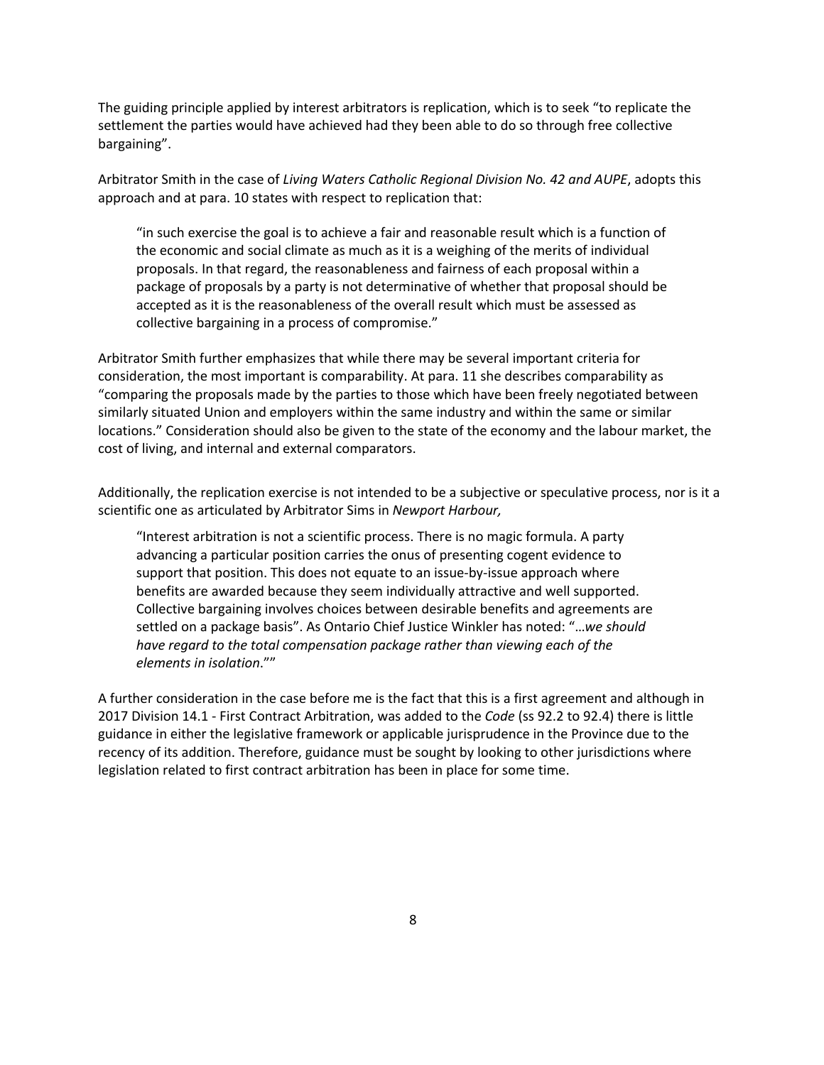The guiding principle applied by interest arbitrators is replication, which is to seek "to replicate the settlement the parties would have achieved had they been able to do so through free collective bargaining".

Arbitrator Smith in the case of *Living Waters Catholic Regional Division No. 42 and AUPE*, adopts this approach and at para. 10 states with respect to replication that:

> "in such exercise the goal is to achieve a fair and reasonable result which is a function of the economic and social climate as much as it is a weighing of the merits of individual proposals. In that regard, the reasonableness and fairness of each proposal within a package of proposals by a party is not determinative of whether that proposal should be accepted as it is the reasonableness of the overall result which must be assessed as collective bargaining in a process of compromise."

Arbitrator Smith further emphasizes that while there may be several important criteria for consideration, the most important is comparability. At para. 11 she describes comparability as "comparing the proposals made by the parties to those which have been freely negotiated between similarly situated Union and employers within the same industry and within the same or similar locations." Consideration should also be given to the state of the economy and the labour market, the cost of living, and internal and external comparators.

Additionally, the replication exercise is not intended to be a subjective or speculative process, nor is it a scientific one as articulated by Arbitrator Sims in *Newport Harbour,*

> "Interest arbitration is not a scientific process. There is no magic formula. A party advancing a particular position carries the onus of presenting cogent evidence to support that position. This does not equate to an issue-by-issue approach where benefits are awarded because they seem individually attractive and well supported. Collective bargaining involves choices between desirable benefits and agreements are settled on a package basis". As Ontario Chief Justice Winkler has noted: "*…we should have regard to the total compensation package rather than viewing each of the elements in isolation*.""

A further consideration in the case before me is the fact that this is a first agreement and although in 2017 Division 14.1 - First Contract Arbitration, was added to the *Code* (ss 92.2 to 92.4) there is little guidance in either the legislative framework or applicable jurisprudence in the Province due to the recency of its addition. Therefore, guidance must be sought by looking to other jurisdictions where legislation related to first contract arbitration has been in place for some time.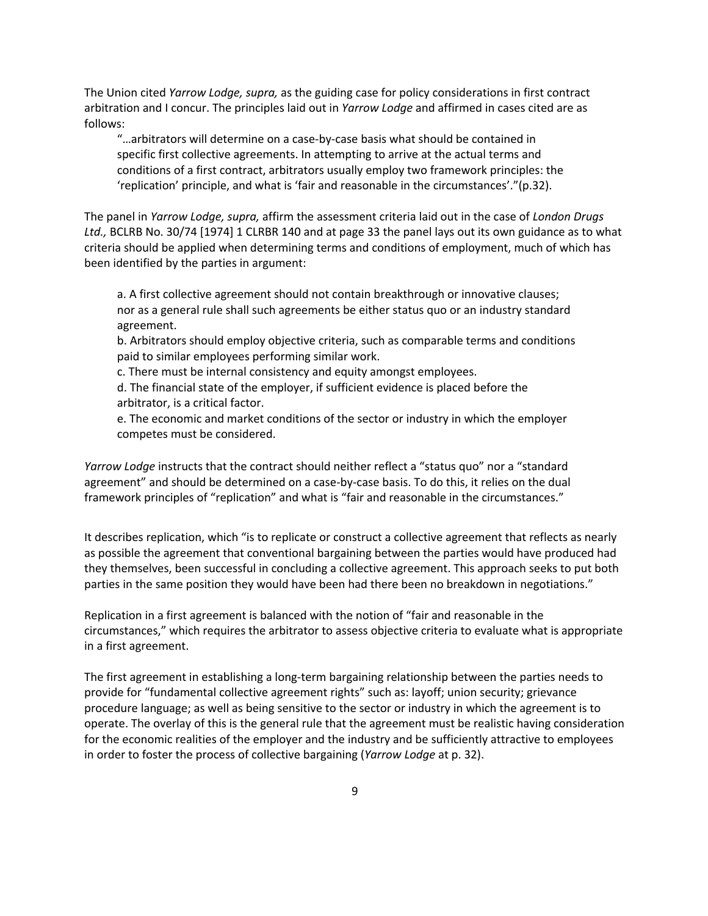The Union cited *Yarrow Lodge, supra,* as the guiding case for policy considerations in first contract arbitration and I concur. The principles laid out in *Yarrow Lodge* and affirmed in cases cited are as follows:

> "…arbitrators will determine on a case-by-case basis what should be contained in specific first collective agreements. In attempting to arrive at the actual terms and conditions of a first contract, arbitrators usually employ two framework principles: the 'replication' principle, and what is 'fair and reasonable in the circumstances'."(p.32).

The panel in *Yarrow Lodge, supra,* affirm the assessment criteria laid out in the case of *London Drugs Ltd.,* BCLRB No. 30/74 [1974] 1 CLRBR 140 and at page 33 the panel lays out its own guidance as to what criteria should be applied when determining terms and conditions of employment, much of which has been identified by the parties in argument:

> a. A first collective agreement should not contain breakthrough or innovative clauses; nor as a general rule shall such agreements be either status quo or an industry standard agreement.
> b. Arbitrators should employ objective criteria, such as comparable terms and conditions paid to similar employees performing similar work.
> c. There must be internal consistency and equity amongst employees.
> d. The financial state of the employer, if sufficient evidence is placed before the arbitrator, is a critical factor.
> e. The economic and market conditions of the sector or industry in which the employer competes must be considered.

*Yarrow Lodge* instructs that the contract should neither reflect a "status quo" nor a "standard agreement" and should be determined on a case-by-case basis. To do this, it relies on the dual framework principles of "replication" and what is "fair and reasonable in the circumstances."

It describes replication, which "is to replicate or construct a collective agreement that reflects as nearly as possible the agreement that conventional bargaining between the parties would have produced had they themselves, been successful in concluding a collective agreement. This approach seeks to put both parties in the same position they would have been had there been no breakdown in negotiations."

Replication in a first agreement is balanced with the notion of "fair and reasonable in the circumstances," which requires the arbitrator to assess objective criteria to evaluate what is appropriate in a first agreement.

The first agreement in establishing a long-term bargaining relationship between the parties needs to provide for "fundamental collective agreement rights" such as: layoff; union security; grievance procedure language; as well as being sensitive to the sector or industry in which the agreement is to operate. The overlay of this is the general rule that the agreement must be realistic having consideration for the economic realities of the employer and the industry and be sufficiently attractive to employees in order to foster the process of collective bargaining (*Yarrow Lodge* at p. 32).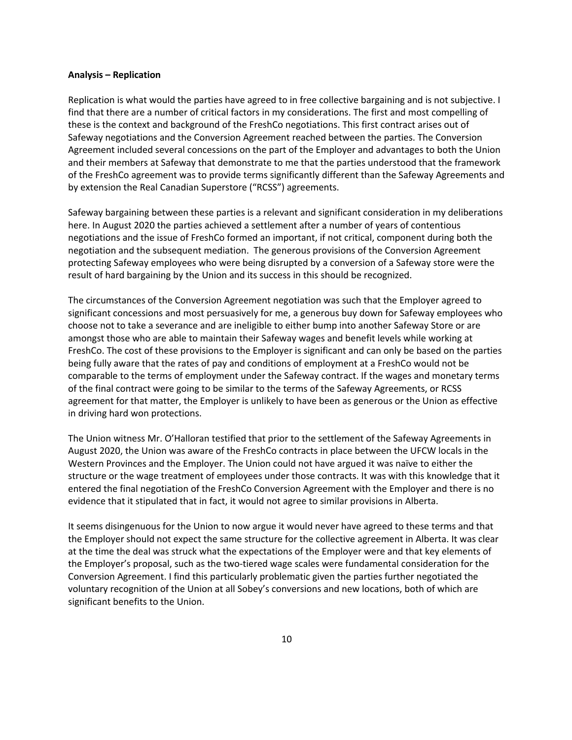**Analysis – Replication**

Replication is what would the parties have agreed to in free collective bargaining and is not subjective. I find that there are a number of critical factors in my considerations. The first and most compelling of these is the context and background of the FreshCo negotiations. This first contract arises out of Safeway negotiations and the Conversion Agreement reached between the parties. The Conversion Agreement included several concessions on the part of the Employer and advantages to both the Union and their members at Safeway that demonstrate to me that the parties understood that the framework of the FreshCo agreement was to provide terms significantly different than the Safeway Agreements and by extension the Real Canadian Superstore ("RCSS") agreements.

Safeway bargaining between these parties is a relevant and significant consideration in my deliberations here. In August 2020 the parties achieved a settlement after a number of years of contentious negotiations and the issue of FreshCo formed an important, if not critical, component during both the negotiation and the subsequent mediation. The generous provisions of the Conversion Agreement protecting Safeway employees who were being disrupted by a conversion of a Safeway store were the result of hard bargaining by the Union and its success in this should be recognized.

The circumstances of the Conversion Agreement negotiation was such that the Employer agreed to significant concessions and most persuasively for me, a generous buy down for Safeway employees who choose not to take a severance and are ineligible to either bump into another Safeway Store or are amongst those who are able to maintain their Safeway wages and benefit levels while working at FreshCo. The cost of these provisions to the Employer is significant and can only be based on the parties being fully aware that the rates of pay and conditions of employment at a FreshCo would not be comparable to the terms of employment under the Safeway contract. If the wages and monetary terms of the final contract were going to be similar to the terms of the Safeway Agreements, or RCSS agreement for that matter, the Employer is unlikely to have been as generous or the Union as effective in driving hard won protections.

The Union witness Mr. O'Halloran testified that prior to the settlement of the Safeway Agreements in August 2020, the Union was aware of the FreshCo contracts in place between the UFCW locals in the Western Provinces and the Employer. The Union could not have argued it was naïve to either the structure or the wage treatment of employees under those contracts. It was with this knowledge that it entered the final negotiation of the FreshCo Conversion Agreement with the Employer and there is no evidence that it stipulated that in fact, it would not agree to similar provisions in Alberta.

It seems disingenuous for the Union to now argue it would never have agreed to these terms and that the Employer should not expect the same structure for the collective agreement in Alberta. It was clear at the time the deal was struck what the expectations of the Employer were and that key elements of the Employer's proposal, such as the two-tiered wage scales were fundamental consideration for the Conversion Agreement. I find this particularly problematic given the parties further negotiated the voluntary recognition of the Union at all Sobey's conversions and new locations, both of which are significant benefits to the Union.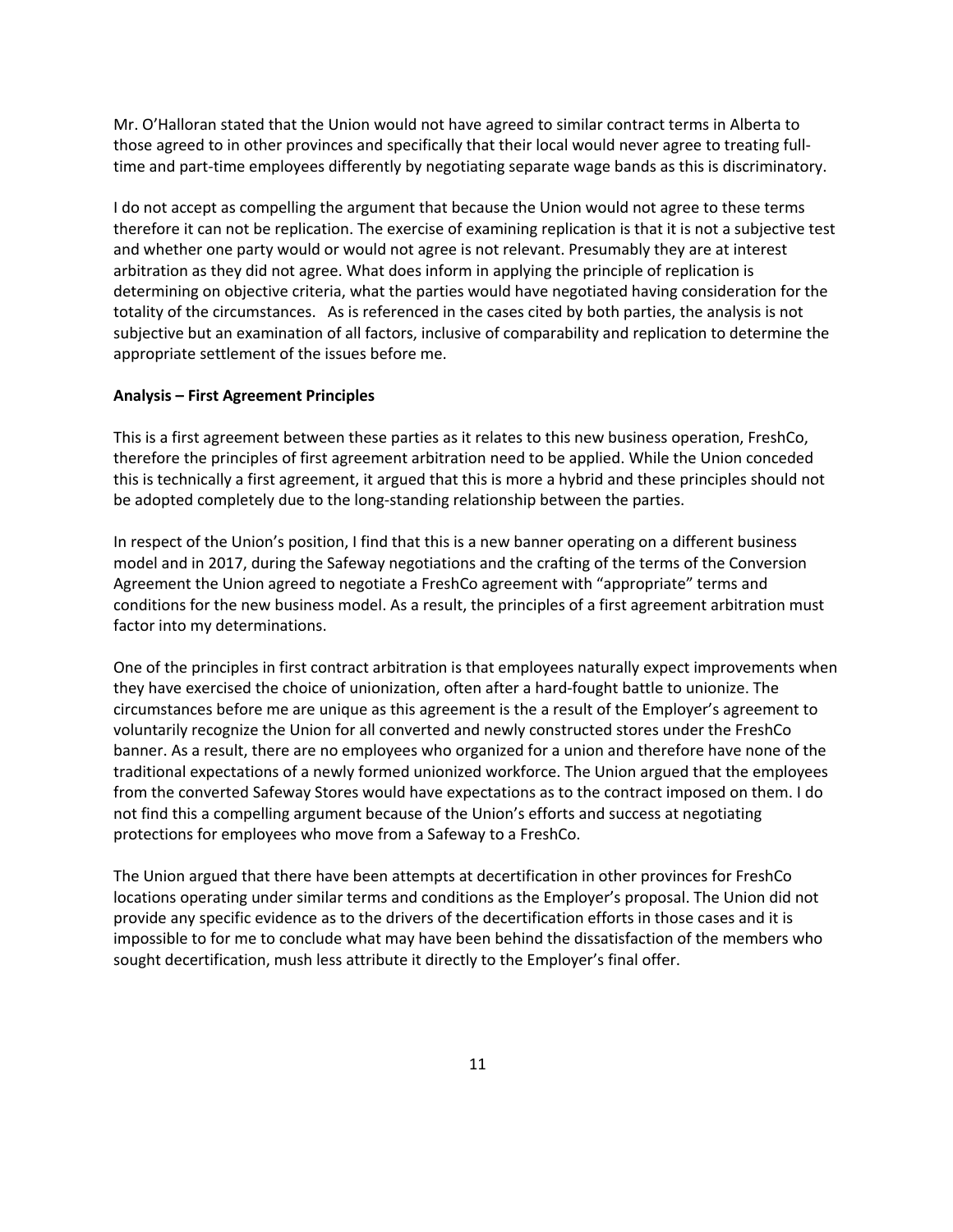Mr. O'Halloran stated that the Union would not have agreed to similar contract terms in Alberta to those agreed to in other provinces and specifically that their local would never agree to treating full-time and part-time employees differently by negotiating separate wage bands as this is discriminatory.

I do not accept as compelling the argument that because the Union would not agree to these terms therefore it can not be replication. The exercise of examining replication is that it is not a subjective test and whether one party would or would not agree is not relevant. Presumably they are at interest arbitration as they did not agree. What does inform in applying the principle of replication is determining on objective criteria, what the parties would have negotiated having consideration for the totality of the circumstances. As is referenced in the cases cited by both parties, the analysis is not subjective but an examination of all factors, inclusive of comparability and replication to determine the appropriate settlement of the issues before me.

**Analysis – First Agreement Principles**

This is a first agreement between these parties as it relates to this new business operation, FreshCo, therefore the principles of first agreement arbitration need to be applied. While the Union conceded this is technically a first agreement, it argued that this is more a hybrid and these principles should not be adopted completely due to the long-standing relationship between the parties.

In respect of the Union's position, I find that this is a new banner operating on a different business model and in 2017, during the Safeway negotiations and the crafting of the terms of the Conversion Agreement the Union agreed to negotiate a FreshCo agreement with "appropriate" terms and conditions for the new business model. As a result, the principles of a first agreement arbitration must factor into my determinations.

One of the principles in first contract arbitration is that employees naturally expect improvements when they have exercised the choice of unionization, often after a hard-fought battle to unionize. The circumstances before me are unique as this agreement is the a result of the Employer's agreement to voluntarily recognize the Union for all converted and newly constructed stores under the FreshCo banner. As a result, there are no employees who organized for a union and therefore have none of the traditional expectations of a newly formed unionized workforce. The Union argued that the employees from the converted Safeway Stores would have expectations as to the contract imposed on them. I do not find this a compelling argument because of the Union's efforts and success at negotiating protections for employees who move from a Safeway to a FreshCo.

The Union argued that there have been attempts at decertification in other provinces for FreshCo locations operating under similar terms and conditions as the Employer's proposal. The Union did not provide any specific evidence as to the drivers of the decertification efforts in those cases and it is impossible to for me to conclude what may have been behind the dissatisfaction of the members who sought decertification, mush less attribute it directly to the Employer's final offer.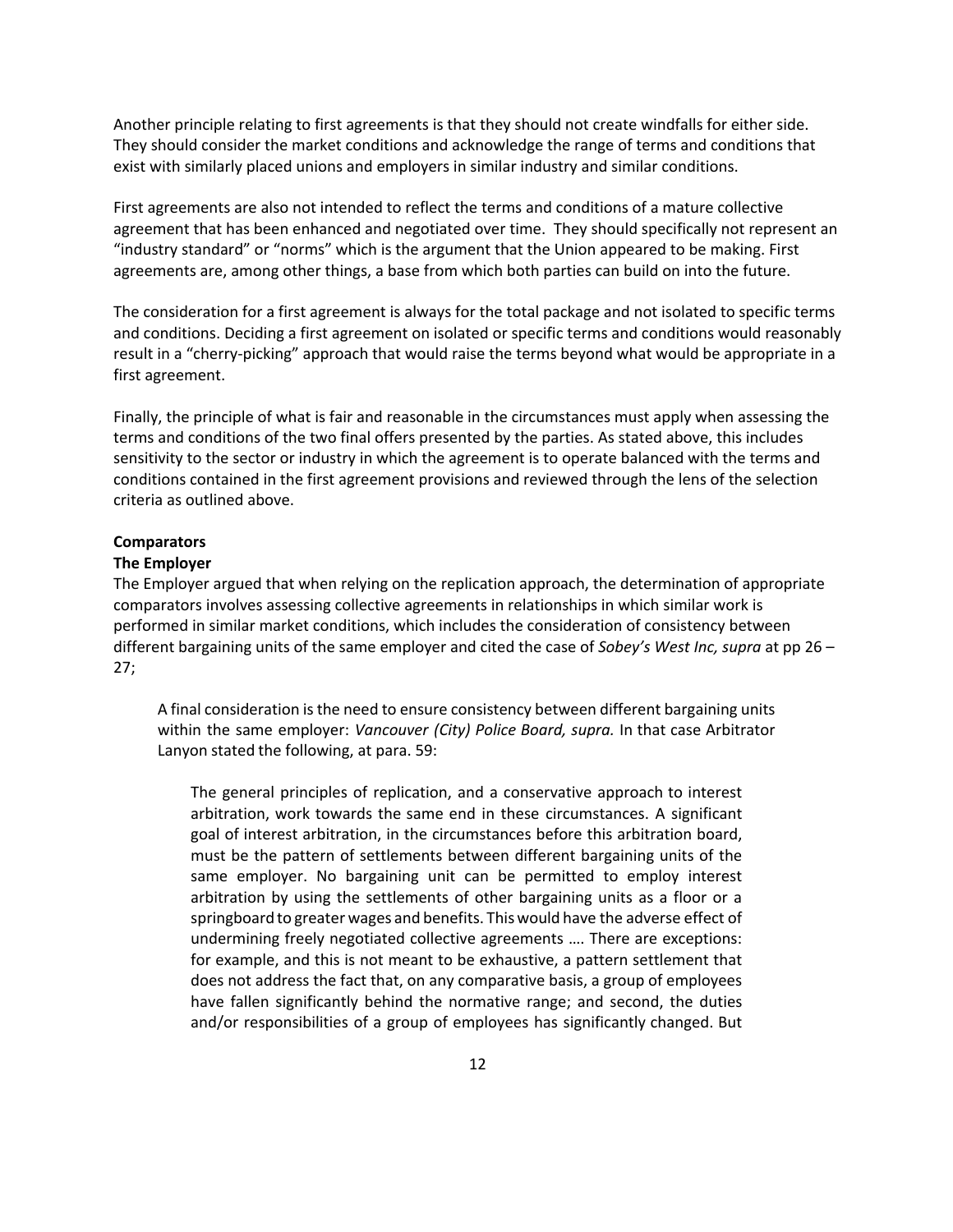Another principle relating to first agreements is that they should not create windfalls for either side. They should consider the market conditions and acknowledge the range of terms and conditions that exist with similarly placed unions and employers in similar industry and similar conditions.

First agreements are also not intended to reflect the terms and conditions of a mature collective agreement that has been enhanced and negotiated over time. They should specifically not represent an "industry standard" or "norms" which is the argument that the Union appeared to be making. First agreements are, among other things, a base from which both parties can build on into the future.

The consideration for a first agreement is always for the total package and not isolated to specific terms and conditions. Deciding a first agreement on isolated or specific terms and conditions would reasonably result in a "cherry-picking" approach that would raise the terms beyond what would be appropriate in a first agreement.

Finally, the principle of what is fair and reasonable in the circumstances must apply when assessing the terms and conditions of the two final offers presented by the parties. As stated above, this includes sensitivity to the sector or industry in which the agreement is to operate balanced with the terms and conditions contained in the first agreement provisions and reviewed through the lens of the selection criteria as outlined above.

**Comparators**

**The Employer**

The Employer argued that when relying on the replication approach, the determination of appropriate comparators involves assessing collective agreements in relationships in which similar work is performed in similar market conditions, which includes the consideration of consistency between different bargaining units of the same employer and cited the case of *Sobey's West Inc, supra* at pp 26 – 27;

> A final consideration is the need to ensure consistency between different bargaining units within the same employer: *Vancouver (City) Police Board, supra.* In that case Arbitrator Lanyon stated the following, at para. 59:
>
> > The general principles of replication, and a conservative approach to interest arbitration, work towards the same end in these circumstances. A significant goal of interest arbitration, in the circumstances before this arbitration board, must be the pattern of settlements between different bargaining units of the same employer. No bargaining unit can be permitted to employ interest arbitration by using the settlements of other bargaining units as a floor or a springboard to greater wages and benefits. This would have the adverse effect of undermining freely negotiated collective agreements …. There are exceptions: for example, and this is not meant to be exhaustive, a pattern settlement that does not address the fact that, on any comparative basis, a group of employees have fallen significantly behind the normative range; and second, the duties and/or responsibilities of a group of employees has significantly changed. But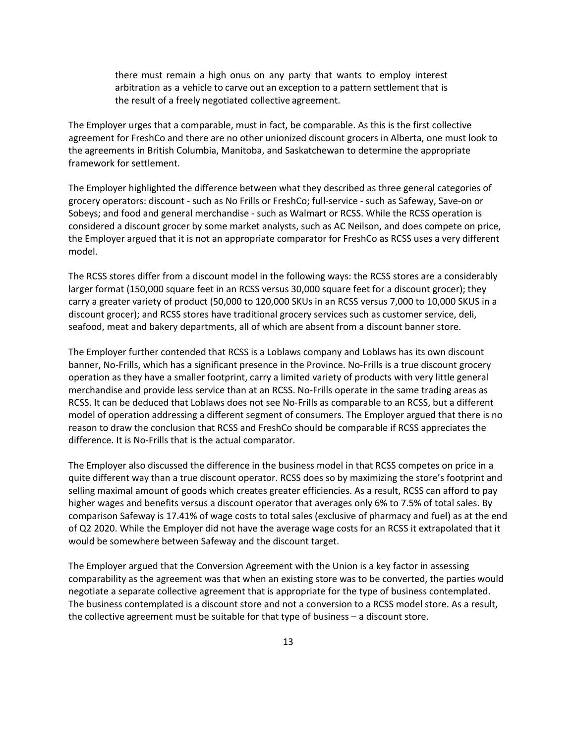> there must remain a high onus on any party that wants to employ interest arbitration as a vehicle to carve out an exception to a pattern settlement that is the result of a freely negotiated collective agreement.

The Employer urges that a comparable, must in fact, be comparable. As this is the first collective agreement for FreshCo and there are no other unionized discount grocers in Alberta, one must look to the agreements in British Columbia, Manitoba, and Saskatchewan to determine the appropriate framework for settlement.

The Employer highlighted the difference between what they described as three general categories of grocery operators: discount - such as No Frills or FreshCo; full-service - such as Safeway, Save-on or Sobeys; and food and general merchandise - such as Walmart or RCSS. While the RCSS operation is considered a discount grocer by some market analysts, such as AC Neilson, and does compete on price, the Employer argued that it is not an appropriate comparator for FreshCo as RCSS uses a very different model.

The RCSS stores differ from a discount model in the following ways: the RCSS stores are a considerably larger format (150,000 square feet in an RCSS versus 30,000 square feet for a discount grocer); they carry a greater variety of product (50,000 to 120,000 SKUs in an RCSS versus 7,000 to 10,000 SKUS in a discount grocer); and RCSS stores have traditional grocery services such as customer service, deli, seafood, meat and bakery departments, all of which are absent from a discount banner store.

The Employer further contended that RCSS is a Loblaws company and Loblaws has its own discount banner, No-Frills, which has a significant presence in the Province. No-Frills is a true discount grocery operation as they have a smaller footprint, carry a limited variety of products with very little general merchandise and provide less service than at an RCSS. No-Frills operate in the same trading areas as RCSS. It can be deduced that Loblaws does not see No-Frills as comparable to an RCSS, but a different model of operation addressing a different segment of consumers. The Employer argued that there is no reason to draw the conclusion that RCSS and FreshCo should be comparable if RCSS appreciates the difference. It is No-Frills that is the actual comparator.

The Employer also discussed the difference in the business model in that RCSS competes on price in a quite different way than a true discount operator. RCSS does so by maximizing the store's footprint and selling maximal amount of goods which creates greater efficiencies. As a result, RCSS can afford to pay higher wages and benefits versus a discount operator that averages only 6% to 7.5% of total sales. By comparison Safeway is 17.41% of wage costs to total sales (exclusive of pharmacy and fuel) as at the end of Q2 2020. While the Employer did not have the average wage costs for an RCSS it extrapolated that it would be somewhere between Safeway and the discount target.

The Employer argued that the Conversion Agreement with the Union is a key factor in assessing comparability as the agreement was that when an existing store was to be converted, the parties would negotiate a separate collective agreement that is appropriate for the type of business contemplated. The business contemplated is a discount store and not a conversion to a RCSS model store. As a result, the collective agreement must be suitable for that type of business – a discount store.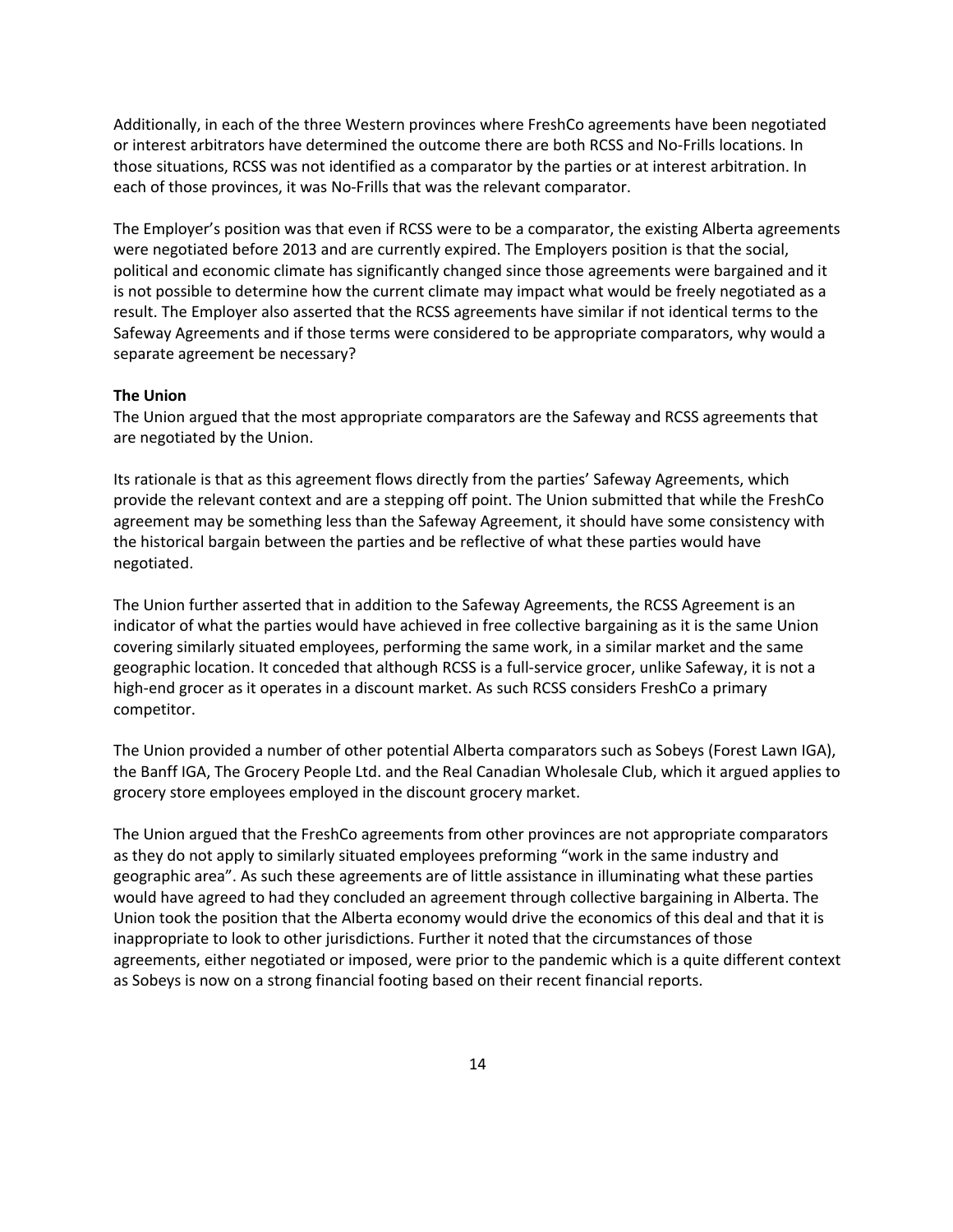Additionally, in each of the three Western provinces where FreshCo agreements have been negotiated or interest arbitrators have determined the outcome there are both RCSS and No-Frills locations. In those situations, RCSS was not identified as a comparator by the parties or at interest arbitration. In each of those provinces, it was No-Frills that was the relevant comparator.

The Employer's position was that even if RCSS were to be a comparator, the existing Alberta agreements were negotiated before 2013 and are currently expired. The Employers position is that the social, political and economic climate has significantly changed since those agreements were bargained and it is not possible to determine how the current climate may impact what would be freely negotiated as a result. The Employer also asserted that the RCSS agreements have similar if not identical terms to the Safeway Agreements and if those terms were considered to be appropriate comparators, why would a separate agreement be necessary?

**The Union**

The Union argued that the most appropriate comparators are the Safeway and RCSS agreements that are negotiated by the Union.

Its rationale is that as this agreement flows directly from the parties' Safeway Agreements, which provide the relevant context and are a stepping off point. The Union submitted that while the FreshCo agreement may be something less than the Safeway Agreement, it should have some consistency with the historical bargain between the parties and be reflective of what these parties would have negotiated.

The Union further asserted that in addition to the Safeway Agreements, the RCSS Agreement is an indicator of what the parties would have achieved in free collective bargaining as it is the same Union covering similarly situated employees, performing the same work, in a similar market and the same geographic location. It conceded that although RCSS is a full-service grocer, unlike Safeway, it is not a high-end grocer as it operates in a discount market. As such RCSS considers FreshCo a primary competitor.

The Union provided a number of other potential Alberta comparators such as Sobeys (Forest Lawn IGA), the Banff IGA, The Grocery People Ltd. and the Real Canadian Wholesale Club, which it argued applies to grocery store employees employed in the discount grocery market.

The Union argued that the FreshCo agreements from other provinces are not appropriate comparators as they do not apply to similarly situated employees preforming "work in the same industry and geographic area". As such these agreements are of little assistance in illuminating what these parties would have agreed to had they concluded an agreement through collective bargaining in Alberta. The Union took the position that the Alberta economy would drive the economics of this deal and that it is inappropriate to look to other jurisdictions. Further it noted that the circumstances of those agreements, either negotiated or imposed, were prior to the pandemic which is a quite different context as Sobeys is now on a strong financial footing based on their recent financial reports.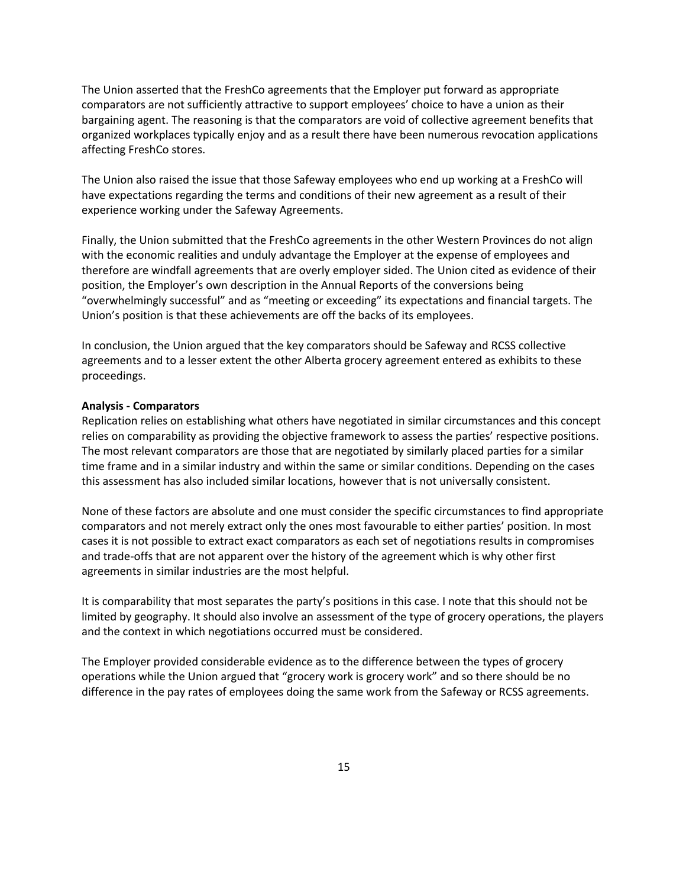The Union asserted that the FreshCo agreements that the Employer put forward as appropriate comparators are not sufficiently attractive to support employees' choice to have a union as their bargaining agent. The reasoning is that the comparators are void of collective agreement benefits that organized workplaces typically enjoy and as a result there have been numerous revocation applications affecting FreshCo stores.

The Union also raised the issue that those Safeway employees who end up working at a FreshCo will have expectations regarding the terms and conditions of their new agreement as a result of their experience working under the Safeway Agreements.

Finally, the Union submitted that the FreshCo agreements in the other Western Provinces do not align with the economic realities and unduly advantage the Employer at the expense of employees and therefore are windfall agreements that are overly employer sided. The Union cited as evidence of their position, the Employer's own description in the Annual Reports of the conversions being "overwhelmingly successful" and as "meeting or exceeding" its expectations and financial targets. The Union's position is that these achievements are off the backs of its employees.

In conclusion, the Union argued that the key comparators should be Safeway and RCSS collective agreements and to a lesser extent the other Alberta grocery agreement entered as exhibits to these proceedings.

**Analysis - Comparators**

Replication relies on establishing what others have negotiated in similar circumstances and this concept relies on comparability as providing the objective framework to assess the parties' respective positions. The most relevant comparators are those that are negotiated by similarly placed parties for a similar time frame and in a similar industry and within the same or similar conditions. Depending on the cases this assessment has also included similar locations, however that is not universally consistent.

None of these factors are absolute and one must consider the specific circumstances to find appropriate comparators and not merely extract only the ones most favourable to either parties' position. In most cases it is not possible to extract exact comparators as each set of negotiations results in compromises and trade-offs that are not apparent over the history of the agreement which is why other first agreements in similar industries are the most helpful.

It is comparability that most separates the party's positions in this case. I note that this should not be limited by geography. It should also involve an assessment of the type of grocery operations, the players and the context in which negotiations occurred must be considered.

The Employer provided considerable evidence as to the difference between the types of grocery operations while the Union argued that "grocery work is grocery work" and so there should be no difference in the pay rates of employees doing the same work from the Safeway or RCSS agreements.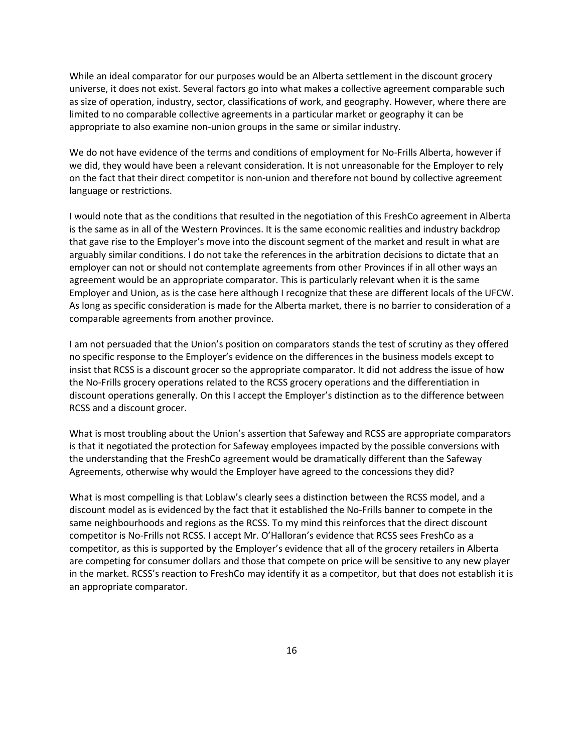While an ideal comparator for our purposes would be an Alberta settlement in the discount grocery universe, it does not exist. Several factors go into what makes a collective agreement comparable such as size of operation, industry, sector, classifications of work, and geography. However, where there are limited to no comparable collective agreements in a particular market or geography it can be appropriate to also examine non-union groups in the same or similar industry.

We do not have evidence of the terms and conditions of employment for No-Frills Alberta, however if we did, they would have been a relevant consideration. It is not unreasonable for the Employer to rely on the fact that their direct competitor is non-union and therefore not bound by collective agreement language or restrictions.

I would note that as the conditions that resulted in the negotiation of this FreshCo agreement in Alberta is the same as in all of the Western Provinces. It is the same economic realities and industry backdrop that gave rise to the Employer's move into the discount segment of the market and result in what are arguably similar conditions. I do not take the references in the arbitration decisions to dictate that an employer can not or should not contemplate agreements from other Provinces if in all other ways an agreement would be an appropriate comparator. This is particularly relevant when it is the same Employer and Union, as is the case here although I recognize that these are different locals of the UFCW. As long as specific consideration is made for the Alberta market, there is no barrier to consideration of a comparable agreements from another province.

I am not persuaded that the Union's position on comparators stands the test of scrutiny as they offered no specific response to the Employer's evidence on the differences in the business models except to insist that RCSS is a discount grocer so the appropriate comparator. It did not address the issue of how the No-Frills grocery operations related to the RCSS grocery operations and the differentiation in discount operations generally. On this I accept the Employer's distinction as to the difference between RCSS and a discount grocer.

What is most troubling about the Union's assertion that Safeway and RCSS are appropriate comparators is that it negotiated the protection for Safeway employees impacted by the possible conversions with the understanding that the FreshCo agreement would be dramatically different than the Safeway Agreements, otherwise why would the Employer have agreed to the concessions they did?

What is most compelling is that Loblaw's clearly sees a distinction between the RCSS model, and a discount model as is evidenced by the fact that it established the No-Frills banner to compete in the same neighbourhoods and regions as the RCSS. To my mind this reinforces that the direct discount competitor is No-Frills not RCSS. I accept Mr. O'Halloran's evidence that RCSS sees FreshCo as a competitor, as this is supported by the Employer's evidence that all of the grocery retailers in Alberta are competing for consumer dollars and those that compete on price will be sensitive to any new player in the market. RCSS's reaction to FreshCo may identify it as a competitor, but that does not establish it is an appropriate comparator.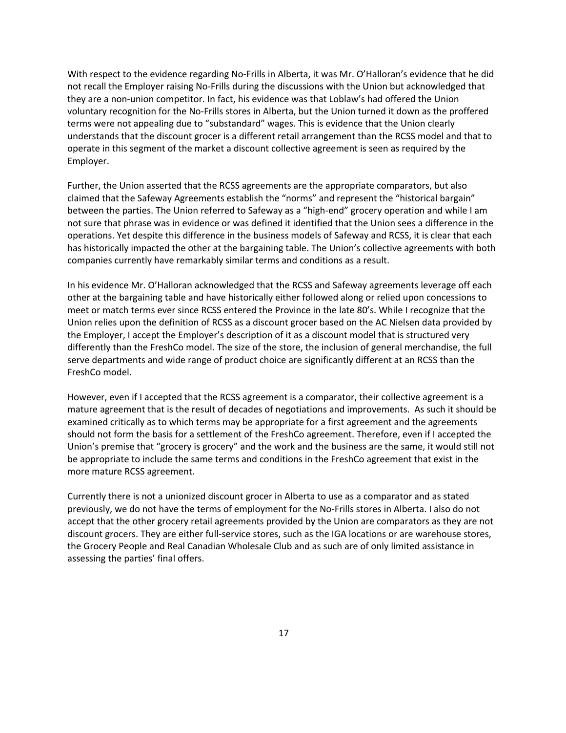With respect to the evidence regarding No-Frills in Alberta, it was Mr. O'Halloran's evidence that he did not recall the Employer raising No-Frills during the discussions with the Union but acknowledged that they are a non-union competitor. In fact, his evidence was that Loblaw's had offered the Union voluntary recognition for the No-Frills stores in Alberta, but the Union turned it down as the proffered terms were not appealing due to "substandard" wages. This is evidence that the Union clearly understands that the discount grocer is a different retail arrangement than the RCSS model and that to operate in this segment of the market a discount collective agreement is seen as required by the Employer.

Further, the Union asserted that the RCSS agreements are the appropriate comparators, but also claimed that the Safeway Agreements establish the "norms" and represent the "historical bargain" between the parties. The Union referred to Safeway as a "high-end" grocery operation and while I am not sure that phrase was in evidence or was defined it identified that the Union sees a difference in the operations. Yet despite this difference in the business models of Safeway and RCSS, it is clear that each has historically impacted the other at the bargaining table. The Union's collective agreements with both companies currently have remarkably similar terms and conditions as a result.

In his evidence Mr. O'Halloran acknowledged that the RCSS and Safeway agreements leverage off each other at the bargaining table and have historically either followed along or relied upon concessions to meet or match terms ever since RCSS entered the Province in the late 80's. While I recognize that the Union relies upon the definition of RCSS as a discount grocer based on the AC Nielsen data provided by the Employer, I accept the Employer's description of it as a discount model that is structured very differently than the FreshCo model. The size of the store, the inclusion of general merchandise, the full serve departments and wide range of product choice are significantly different at an RCSS than the FreshCo model.

However, even if I accepted that the RCSS agreement is a comparator, their collective agreement is a mature agreement that is the result of decades of negotiations and improvements. As such it should be examined critically as to which terms may be appropriate for a first agreement and the agreements should not form the basis for a settlement of the FreshCo agreement. Therefore, even if I accepted the Union's premise that "grocery is grocery" and the work and the business are the same, it would still not be appropriate to include the same terms and conditions in the FreshCo agreement that exist in the more mature RCSS agreement.

Currently there is not a unionized discount grocer in Alberta to use as a comparator and as stated previously, we do not have the terms of employment for the No-Frills stores in Alberta. I also do not accept that the other grocery retail agreements provided by the Union are comparators as they are not discount grocers. They are either full-service stores, such as the IGA locations or are warehouse stores, the Grocery People and Real Canadian Wholesale Club and as such are of only limited assistance in assessing the parties' final offers.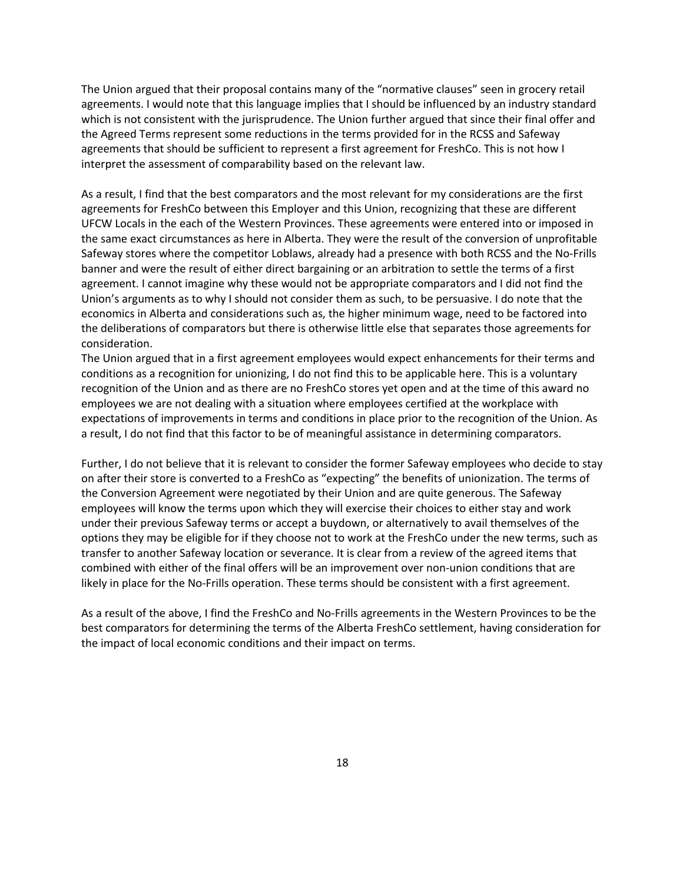The Union argued that their proposal contains many of the "normative clauses" seen in grocery retail agreements. I would note that this language implies that I should be influenced by an industry standard which is not consistent with the jurisprudence. The Union further argued that since their final offer and the Agreed Terms represent some reductions in the terms provided for in the RCSS and Safeway agreements that should be sufficient to represent a first agreement for FreshCo. This is not how I interpret the assessment of comparability based on the relevant law.

As a result, I find that the best comparators and the most relevant for my considerations are the first agreements for FreshCo between this Employer and this Union, recognizing that these are different UFCW Locals in the each of the Western Provinces. These agreements were entered into or imposed in the same exact circumstances as here in Alberta. They were the result of the conversion of unprofitable Safeway stores where the competitor Loblaws, already had a presence with both RCSS and the No-Frills banner and were the result of either direct bargaining or an arbitration to settle the terms of a first agreement. I cannot imagine why these would not be appropriate comparators and I did not find the Union's arguments as to why I should not consider them as such, to be persuasive. I do note that the economics in Alberta and considerations such as, the higher minimum wage, need to be factored into the deliberations of comparators but there is otherwise little else that separates those agreements for consideration.
The Union argued that in a first agreement employees would expect enhancements for their terms and conditions as a recognition for unionizing, I do not find this to be applicable here. This is a voluntary recognition of the Union and as there are no FreshCo stores yet open and at the time of this award no employees we are not dealing with a situation where employees certified at the workplace with expectations of improvements in terms and conditions in place prior to the recognition of the Union. As a result, I do not find that this factor to be of meaningful assistance in determining comparators.

Further, I do not believe that it is relevant to consider the former Safeway employees who decide to stay on after their store is converted to a FreshCo as "expecting" the benefits of unionization. The terms of the Conversion Agreement were negotiated by their Union and are quite generous. The Safeway employees will know the terms upon which they will exercise their choices to either stay and work under their previous Safeway terms or accept a buydown, or alternatively to avail themselves of the options they may be eligible for if they choose not to work at the FreshCo under the new terms, such as transfer to another Safeway location or severance. It is clear from a review of the agreed items that combined with either of the final offers will be an improvement over non-union conditions that are likely in place for the No-Frills operation. These terms should be consistent with a first agreement.

As a result of the above, I find the FreshCo and No-Frills agreements in the Western Provinces to be the best comparators for determining the terms of the Alberta FreshCo settlement, having consideration for the impact of local economic conditions and their impact on terms.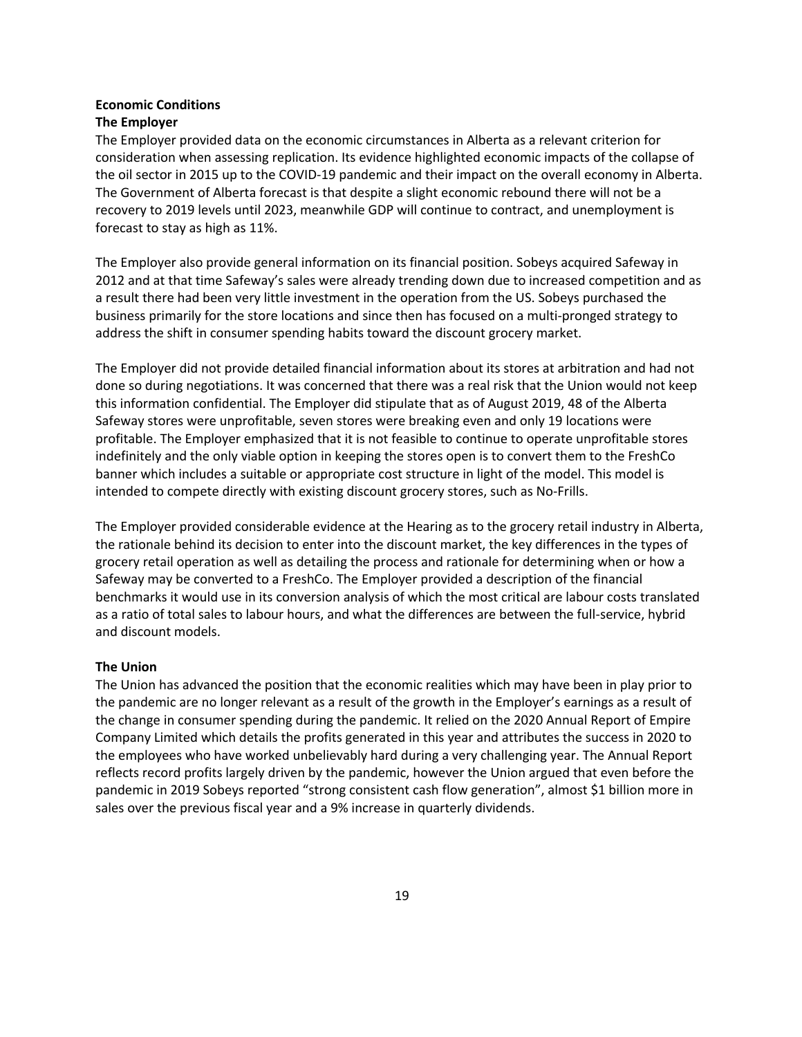**Economic Conditions**

**The Employer**

The Employer provided data on the economic circumstances in Alberta as a relevant criterion for consideration when assessing replication. Its evidence highlighted economic impacts of the collapse of the oil sector in 2015 up to the COVID-19 pandemic and their impact on the overall economy in Alberta. The Government of Alberta forecast is that despite a slight economic rebound there will not be a recovery to 2019 levels until 2023, meanwhile GDP will continue to contract, and unemployment is forecast to stay as high as 11%.

The Employer also provide general information on its financial position. Sobeys acquired Safeway in 2012 and at that time Safeway's sales were already trending down due to increased competition and as a result there had been very little investment in the operation from the US. Sobeys purchased the business primarily for the store locations and since then has focused on a multi-pronged strategy to address the shift in consumer spending habits toward the discount grocery market.

The Employer did not provide detailed financial information about its stores at arbitration and had not done so during negotiations. It was concerned that there was a real risk that the Union would not keep this information confidential. The Employer did stipulate that as of August 2019, 48 of the Alberta Safeway stores were unprofitable, seven stores were breaking even and only 19 locations were profitable. The Employer emphasized that it is not feasible to continue to operate unprofitable stores indefinitely and the only viable option in keeping the stores open is to convert them to the FreshCo banner which includes a suitable or appropriate cost structure in light of the model. This model is intended to compete directly with existing discount grocery stores, such as No-Frills.

The Employer provided considerable evidence at the Hearing as to the grocery retail industry in Alberta, the rationale behind its decision to enter into the discount market, the key differences in the types of grocery retail operation as well as detailing the process and rationale for determining when or how a Safeway may be converted to a FreshCo. The Employer provided a description of the financial benchmarks it would use in its conversion analysis of which the most critical are labour costs translated as a ratio of total sales to labour hours, and what the differences are between the full-service, hybrid and discount models.

**The Union**

The Union has advanced the position that the economic realities which may have been in play prior to the pandemic are no longer relevant as a result of the growth in the Employer's earnings as a result of the change in consumer spending during the pandemic. It relied on the 2020 Annual Report of Empire Company Limited which details the profits generated in this year and attributes the success in 2020 to the employees who have worked unbelievably hard during a very challenging year. The Annual Report reflects record profits largely driven by the pandemic, however the Union argued that even before the pandemic in 2019 Sobeys reported "strong consistent cash flow generation", almost $1 billion more in sales over the previous fiscal year and a 9% increase in quarterly dividends.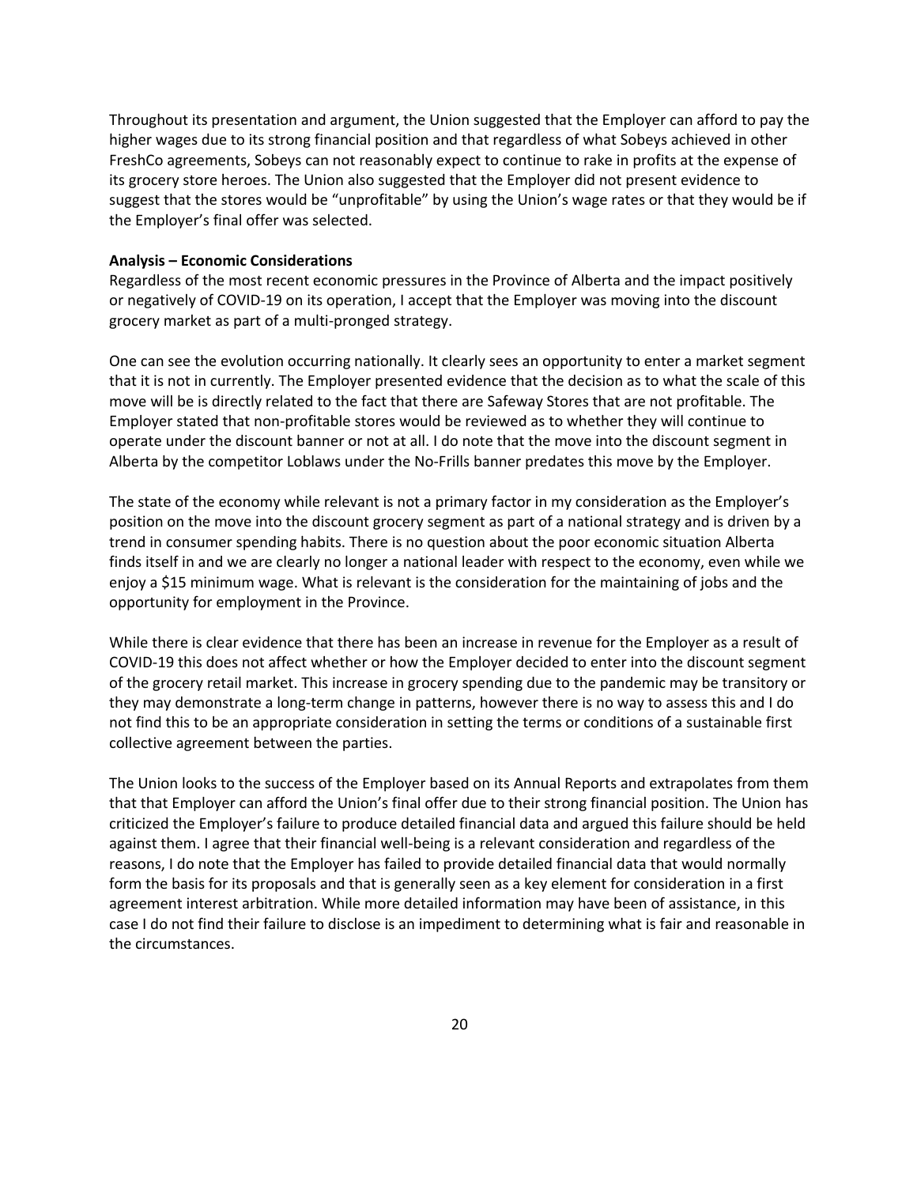Throughout its presentation and argument, the Union suggested that the Employer can afford to pay the higher wages due to its strong financial position and that regardless of what Sobeys achieved in other FreshCo agreements, Sobeys can not reasonably expect to continue to rake in profits at the expense of its grocery store heroes. The Union also suggested that the Employer did not present evidence to suggest that the stores would be "unprofitable" by using the Union's wage rates or that they would be if the Employer's final offer was selected.

**Analysis – Economic Considerations**

Regardless of the most recent economic pressures in the Province of Alberta and the impact positively or negatively of COVID-19 on its operation, I accept that the Employer was moving into the discount grocery market as part of a multi-pronged strategy.

One can see the evolution occurring nationally. It clearly sees an opportunity to enter a market segment that it is not in currently. The Employer presented evidence that the decision as to what the scale of this move will be is directly related to the fact that there are Safeway Stores that are not profitable. The Employer stated that non-profitable stores would be reviewed as to whether they will continue to operate under the discount banner or not at all. I do note that the move into the discount segment in Alberta by the competitor Loblaws under the No-Frills banner predates this move by the Employer.

The state of the economy while relevant is not a primary factor in my consideration as the Employer's position on the move into the discount grocery segment as part of a national strategy and is driven by a trend in consumer spending habits. There is no question about the poor economic situation Alberta finds itself in and we are clearly no longer a national leader with respect to the economy, even while we enjoy a $15 minimum wage. What is relevant is the consideration for the maintaining of jobs and the opportunity for employment in the Province.

While there is clear evidence that there has been an increase in revenue for the Employer as a result of COVID-19 this does not affect whether or how the Employer decided to enter into the discount segment of the grocery retail market. This increase in grocery spending due to the pandemic may be transitory or they may demonstrate a long-term change in patterns, however there is no way to assess this and I do not find this to be an appropriate consideration in setting the terms or conditions of a sustainable first collective agreement between the parties.

The Union looks to the success of the Employer based on its Annual Reports and extrapolates from them that that Employer can afford the Union's final offer due to their strong financial position. The Union has criticized the Employer's failure to produce detailed financial data and argued this failure should be held against them. I agree that their financial well-being is a relevant consideration and regardless of the reasons, I do note that the Employer has failed to provide detailed financial data that would normally form the basis for its proposals and that is generally seen as a key element for consideration in a first agreement interest arbitration. While more detailed information may have been of assistance, in this case I do not find their failure to disclose is an impediment to determining what is fair and reasonable in the circumstances.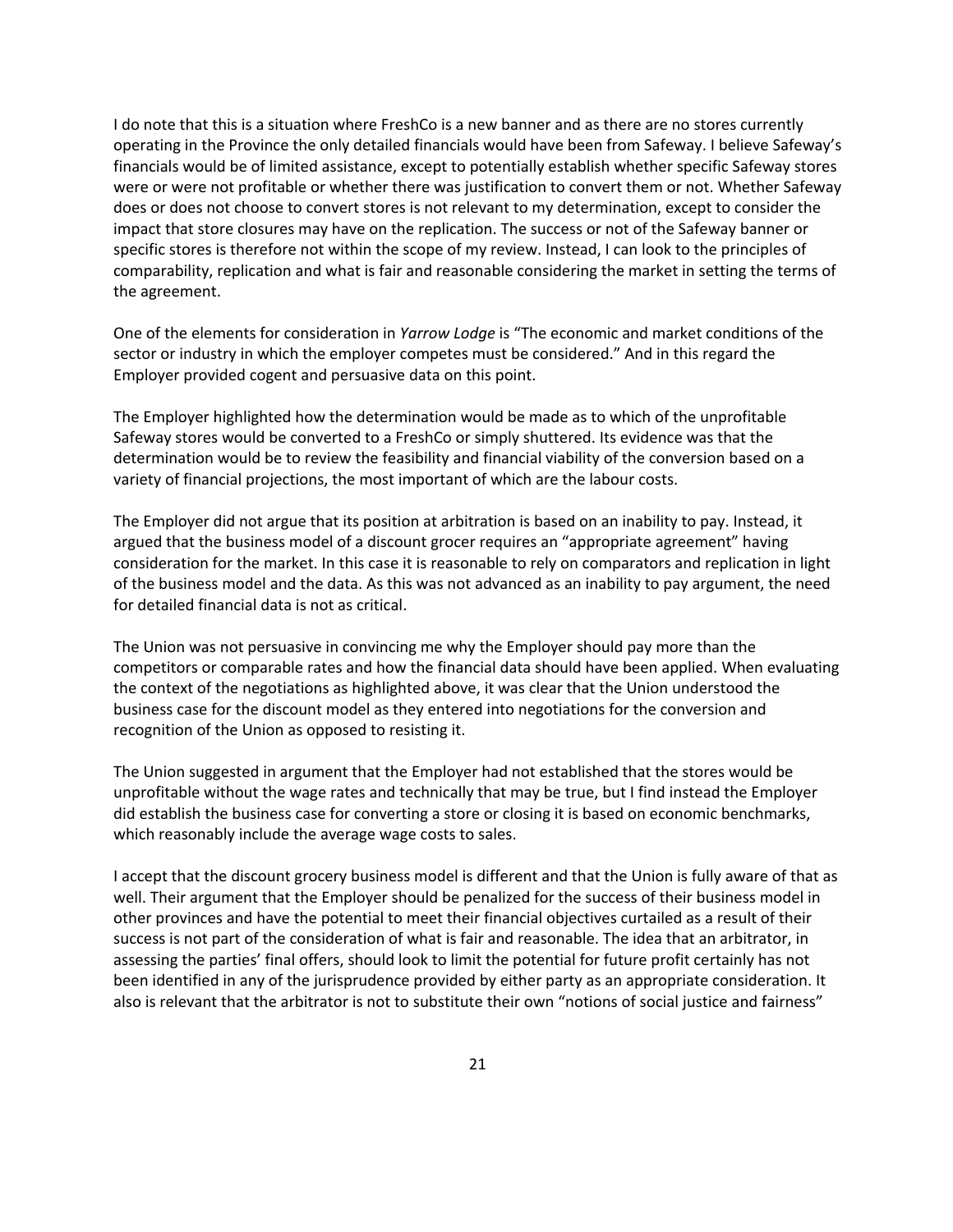I do note that this is a situation where FreshCo is a new banner and as there are no stores currently operating in the Province the only detailed financials would have been from Safeway. I believe Safeway's financials would be of limited assistance, except to potentially establish whether specific Safeway stores were or were not profitable or whether there was justification to convert them or not. Whether Safeway does or does not choose to convert stores is not relevant to my determination, except to consider the impact that store closures may have on the replication. The success or not of the Safeway banner or specific stores is therefore not within the scope of my review. Instead, I can look to the principles of comparability, replication and what is fair and reasonable considering the market in setting the terms of the agreement.

One of the elements for consideration in *Yarrow Lodge* is "The economic and market conditions of the sector or industry in which the employer competes must be considered." And in this regard the Employer provided cogent and persuasive data on this point.

The Employer highlighted how the determination would be made as to which of the unprofitable Safeway stores would be converted to a FreshCo or simply shuttered. Its evidence was that the determination would be to review the feasibility and financial viability of the conversion based on a variety of financial projections, the most important of which are the labour costs.

The Employer did not argue that its position at arbitration is based on an inability to pay. Instead, it argued that the business model of a discount grocer requires an "appropriate agreement" having consideration for the market. In this case it is reasonable to rely on comparators and replication in light of the business model and the data. As this was not advanced as an inability to pay argument, the need for detailed financial data is not as critical.

The Union was not persuasive in convincing me why the Employer should pay more than the competitors or comparable rates and how the financial data should have been applied. When evaluating the context of the negotiations as highlighted above, it was clear that the Union understood the business case for the discount model as they entered into negotiations for the conversion and recognition of the Union as opposed to resisting it.

The Union suggested in argument that the Employer had not established that the stores would be unprofitable without the wage rates and technically that may be true, but I find instead the Employer did establish the business case for converting a store or closing it is based on economic benchmarks, which reasonably include the average wage costs to sales.

I accept that the discount grocery business model is different and that the Union is fully aware of that as well. Their argument that the Employer should be penalized for the success of their business model in other provinces and have the potential to meet their financial objectives curtailed as a result of their success is not part of the consideration of what is fair and reasonable. The idea that an arbitrator, in assessing the parties' final offers, should look to limit the potential for future profit certainly has not been identified in any of the jurisprudence provided by either party as an appropriate consideration. It also is relevant that the arbitrator is not to substitute their own "notions of social justice and fairness"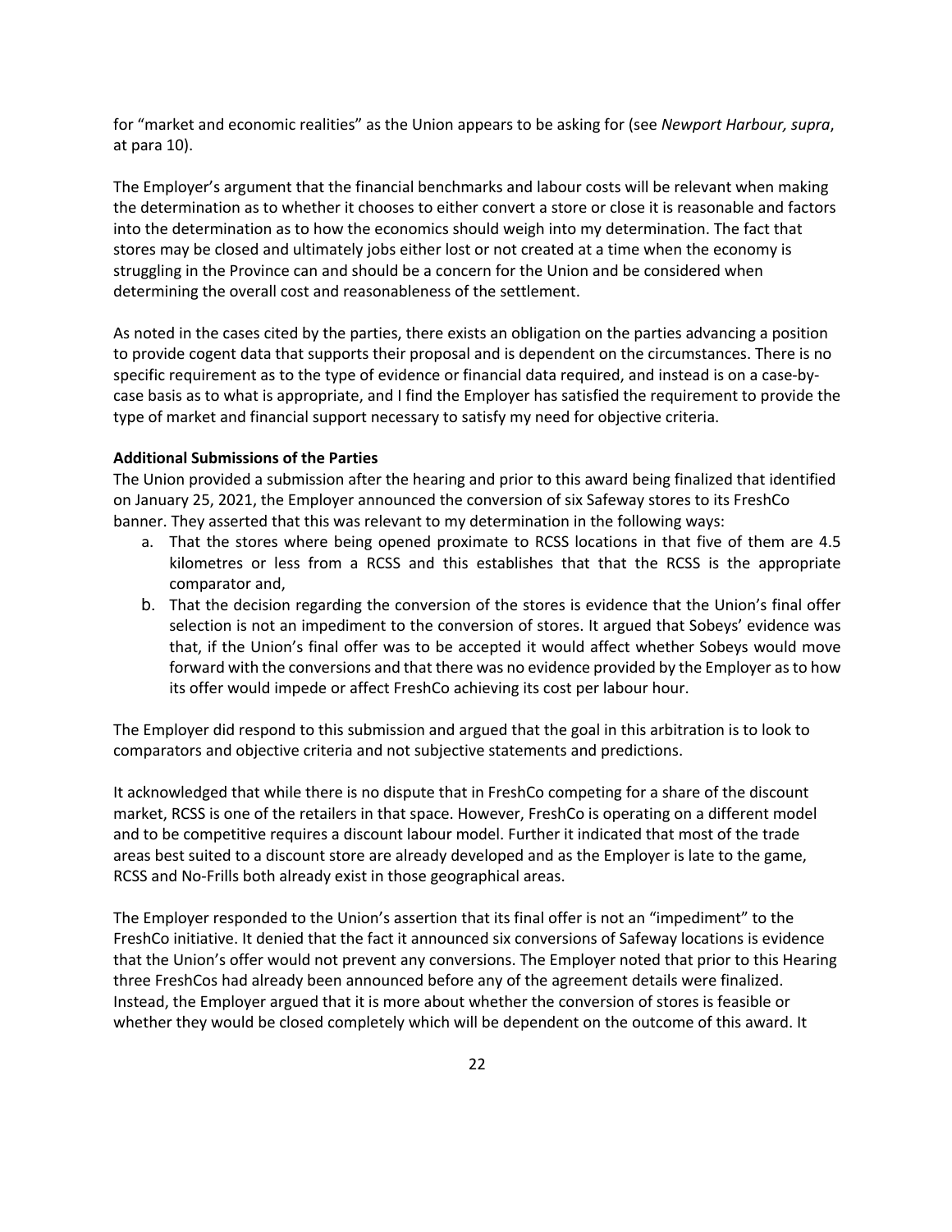for "market and economic realities" as the Union appears to be asking for (see *Newport Harbour, supra*, at para 10).

The Employer's argument that the financial benchmarks and labour costs will be relevant when making the determination as to whether it chooses to either convert a store or close it is reasonable and factors into the determination as to how the economics should weigh into my determination. The fact that stores may be closed and ultimately jobs either lost or not created at a time when the economy is struggling in the Province can and should be a concern for the Union and be considered when determining the overall cost and reasonableness of the settlement.

As noted in the cases cited by the parties, there exists an obligation on the parties advancing a position to provide cogent data that supports their proposal and is dependent on the circumstances. There is no specific requirement as to the type of evidence or financial data required, and instead is on a case-by-case basis as to what is appropriate, and I find the Employer has satisfied the requirement to provide the type of market and financial support necessary to satisfy my need for objective criteria.

**Additional Submissions of the Parties**

The Union provided a submission after the hearing and prior to this award being finalized that identified on January 25, 2021, the Employer announced the conversion of six Safeway stores to its FreshCo banner. They asserted that this was relevant to my determination in the following ways:

a. That the stores where being opened proximate to RCSS locations in that five of them are 4.5 kilometres or less from a RCSS and this establishes that that the RCSS is the appropriate comparator and,
b. That the decision regarding the conversion of the stores is evidence that the Union's final offer selection is not an impediment to the conversion of stores. It argued that Sobeys' evidence was that, if the Union's final offer was to be accepted it would affect whether Sobeys would move forward with the conversions and that there was no evidence provided by the Employer as to how its offer would impede or affect FreshCo achieving its cost per labour hour.

The Employer did respond to this submission and argued that the goal in this arbitration is to look to comparators and objective criteria and not subjective statements and predictions.

It acknowledged that while there is no dispute that in FreshCo competing for a share of the discount market, RCSS is one of the retailers in that space. However, FreshCo is operating on a different model and to be competitive requires a discount labour model. Further it indicated that most of the trade areas best suited to a discount store are already developed and as the Employer is late to the game, RCSS and No-Frills both already exist in those geographical areas.

The Employer responded to the Union's assertion that its final offer is not an "impediment" to the FreshCo initiative. It denied that the fact it announced six conversions of Safeway locations is evidence that the Union's offer would not prevent any conversions. The Employer noted that prior to this Hearing three FreshCos had already been announced before any of the agreement details were finalized. Instead, the Employer argued that it is more about whether the conversion of stores is feasible or whether they would be closed completely which will be dependent on the outcome of this award. It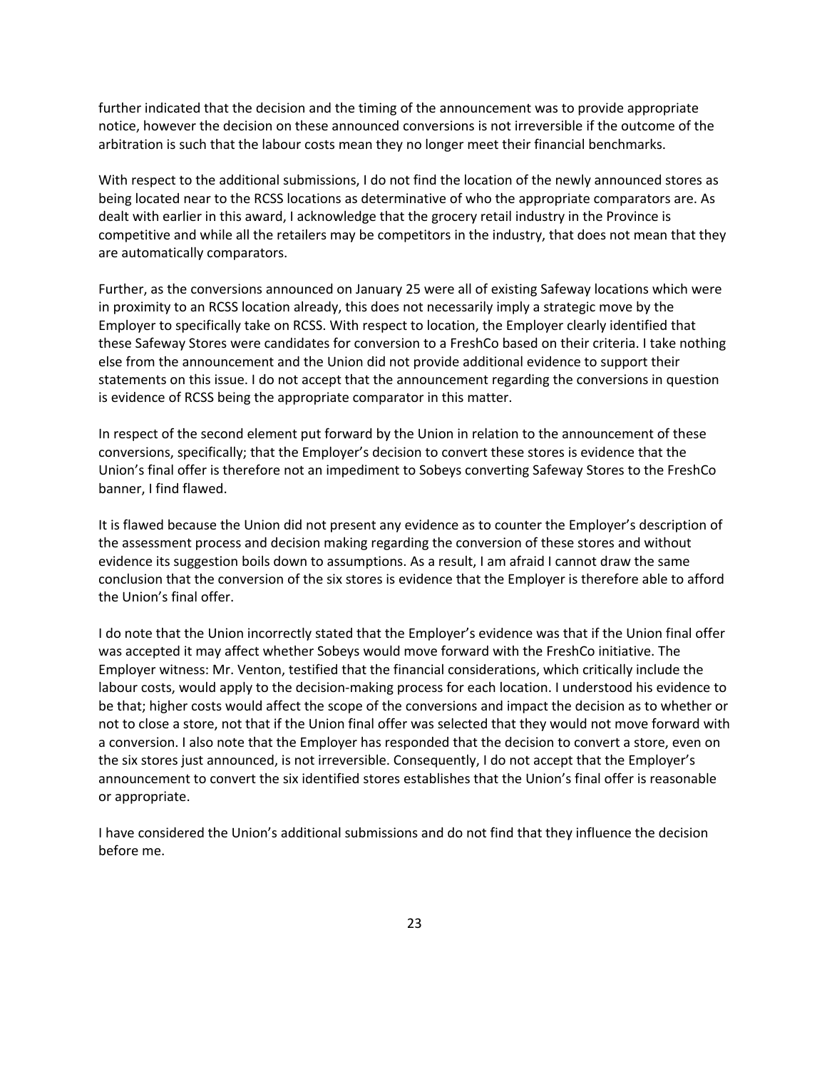further indicated that the decision and the timing of the announcement was to provide appropriate notice, however the decision on these announced conversions is not irreversible if the outcome of the arbitration is such that the labour costs mean they no longer meet their financial benchmarks.

With respect to the additional submissions, I do not find the location of the newly announced stores as being located near to the RCSS locations as determinative of who the appropriate comparators are. As dealt with earlier in this award, I acknowledge that the grocery retail industry in the Province is competitive and while all the retailers may be competitors in the industry, that does not mean that they are automatically comparators.

Further, as the conversions announced on January 25 were all of existing Safeway locations which were in proximity to an RCSS location already, this does not necessarily imply a strategic move by the Employer to specifically take on RCSS. With respect to location, the Employer clearly identified that these Safeway Stores were candidates for conversion to a FreshCo based on their criteria. I take nothing else from the announcement and the Union did not provide additional evidence to support their statements on this issue. I do not accept that the announcement regarding the conversions in question is evidence of RCSS being the appropriate comparator in this matter.

In respect of the second element put forward by the Union in relation to the announcement of these conversions, specifically; that the Employer's decision to convert these stores is evidence that the Union's final offer is therefore not an impediment to Sobeys converting Safeway Stores to the FreshCo banner, I find flawed.

It is flawed because the Union did not present any evidence as to counter the Employer's description of the assessment process and decision making regarding the conversion of these stores and without evidence its suggestion boils down to assumptions. As a result, I am afraid I cannot draw the same conclusion that the conversion of the six stores is evidence that the Employer is therefore able to afford the Union's final offer.

I do note that the Union incorrectly stated that the Employer's evidence was that if the Union final offer was accepted it may affect whether Sobeys would move forward with the FreshCo initiative. The Employer witness: Mr. Venton, testified that the financial considerations, which critically include the labour costs, would apply to the decision-making process for each location. I understood his evidence to be that; higher costs would affect the scope of the conversions and impact the decision as to whether or not to close a store, not that if the Union final offer was selected that they would not move forward with a conversion. I also note that the Employer has responded that the decision to convert a store, even on the six stores just announced, is not irreversible. Consequently, I do not accept that the Employer's announcement to convert the six identified stores establishes that the Union's final offer is reasonable or appropriate.

I have considered the Union's additional submissions and do not find that they influence the decision before me.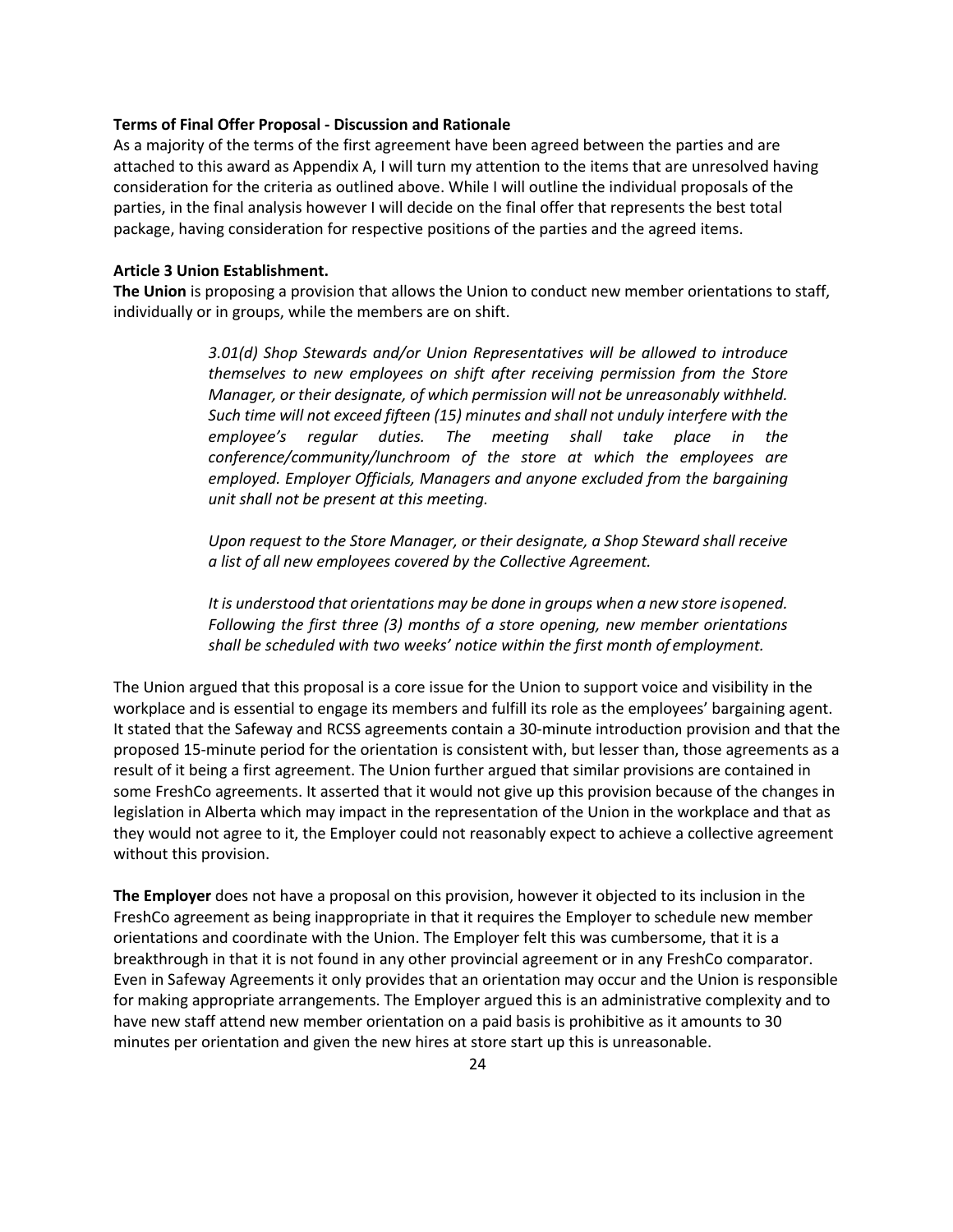**Terms of Final Offer Proposal - Discussion and Rationale**

As a majority of the terms of the first agreement have been agreed between the parties and are attached to this award as Appendix A, I will turn my attention to the items that are unresolved having consideration for the criteria as outlined above. While I will outline the individual proposals of the parties, in the final analysis however I will decide on the final offer that represents the best total package, having consideration for respective positions of the parties and the agreed items.

**Article 3 Union Establishment.**

**The Union** is proposing a provision that allows the Union to conduct new member orientations to staff, individually or in groups, while the members are on shift.

> *3.01(d) Shop Stewards and/or Union Representatives will be allowed to introduce themselves to new employees on shift after receiving permission from the Store Manager, or their designate, of which permission will not be unreasonably withheld. Such time will not exceed fifteen (15) minutes and shall not unduly interfere with the employee's regular duties. The meeting shall take place in the conference/community/lunchroom of the store at which the employees are employed. Employer Officials, Managers and anyone excluded from the bargaining unit shall not be present at this meeting.*
>
> *Upon request to the Store Manager, or their designate, a Shop Steward shall receive a list of all new employees covered by the Collective Agreement.*
>
> *It is understood that orientations may be done in groups when a new store is opened. Following the first three (3) months of a store opening, new member orientations shall be scheduled with two weeks' notice within the first month of employment.*

The Union argued that this proposal is a core issue for the Union to support voice and visibility in the workplace and is essential to engage its members and fulfill its role as the employees' bargaining agent. It stated that the Safeway and RCSS agreements contain a 30-minute introduction provision and that the proposed 15-minute period for the orientation is consistent with, but lesser than, those agreements as a result of it being a first agreement. The Union further argued that similar provisions are contained in some FreshCo agreements. It asserted that it would not give up this provision because of the changes in legislation in Alberta which may impact in the representation of the Union in the workplace and that as they would not agree to it, the Employer could not reasonably expect to achieve a collective agreement without this provision.

**The Employer** does not have a proposal on this provision, however it objected to its inclusion in the FreshCo agreement as being inappropriate in that it requires the Employer to schedule new member orientations and coordinate with the Union. The Employer felt this was cumbersome, that it is a breakthrough in that it is not found in any other provincial agreement or in any FreshCo comparator. Even in Safeway Agreements it only provides that an orientation may occur and the Union is responsible for making appropriate arrangements. The Employer argued this is an administrative complexity and to have new staff attend new member orientation on a paid basis is prohibitive as it amounts to 30 minutes per orientation and given the new hires at store start up this is unreasonable.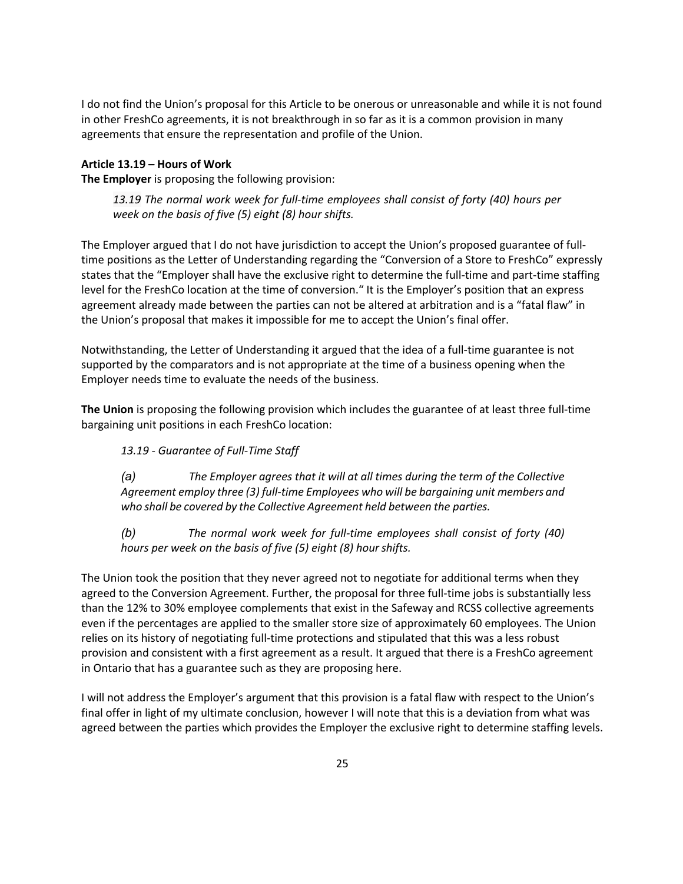I do not find the Union's proposal for this Article to be onerous or unreasonable and while it is not found in other FreshCo agreements, it is not breakthrough in so far as it is a common provision in many agreements that ensure the representation and profile of the Union.

**Article 13.19 – Hours of Work**
**The Employer** is proposing the following provision:

> *13.19 The normal work week for full-time employees shall consist of forty (40) hours per week on the basis of five (5) eight (8) hour shifts.*

The Employer argued that I do not have jurisdiction to accept the Union's proposed guarantee of full-time positions as the Letter of Understanding regarding the "Conversion of a Store to FreshCo" expressly states that the "Employer shall have the exclusive right to determine the full-time and part-time staffing level for the FreshCo location at the time of conversion." It is the Employer's position that an express agreement already made between the parties can not be altered at arbitration and is a "fatal flaw" in the Union's proposal that makes it impossible for me to accept the Union's final offer.

Notwithstanding, the Letter of Understanding it argued that the idea of a full-time guarantee is not supported by the comparators and is not appropriate at the time of a business opening when the Employer needs time to evaluate the needs of the business.

**The Union** is proposing the following provision which includes the guarantee of at least three full-time bargaining unit positions in each FreshCo location:

> *13.19 - Guarantee of Full-Time Staff*
>
> *(a) The Employer agrees that it will at all times during the term of the Collective Agreement employ three (3) full-time Employees who will be bargaining unit members and who shall be covered by the Collective Agreement held between the parties.*
>
> *(b) The normal work week for full-time employees shall consist of forty (40) hours per week on the basis of five (5) eight (8) hour shifts.*

The Union took the position that they never agreed not to negotiate for additional terms when they agreed to the Conversion Agreement. Further, the proposal for three full-time jobs is substantially less than the 12% to 30% employee complements that exist in the Safeway and RCSS collective agreements even if the percentages are applied to the smaller store size of approximately 60 employees. The Union relies on its history of negotiating full-time protections and stipulated that this was a less robust provision and consistent with a first agreement as a result. It argued that there is a FreshCo agreement in Ontario that has a guarantee such as they are proposing here.

I will not address the Employer's argument that this provision is a fatal flaw with respect to the Union's final offer in light of my ultimate conclusion, however I will note that this is a deviation from what was agreed between the parties which provides the Employer the exclusive right to determine staffing levels.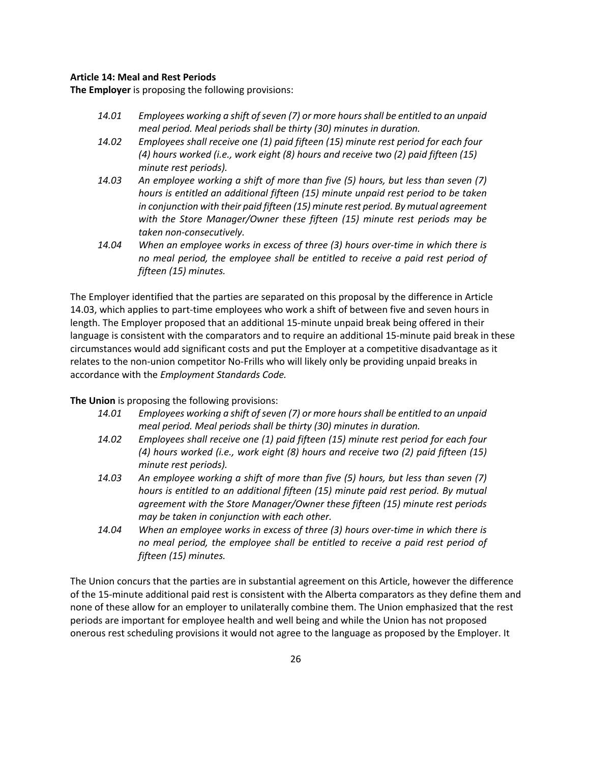**Article 14: Meal and Rest Periods**

**The Employer** is proposing the following provisions:

> *14.01 Employees working a shift of seven (7) or more hours shall be entitled to an unpaid meal period. Meal periods shall be thirty (30) minutes in duration.*
>
> *14.02 Employees shall receive one (1) paid fifteen (15) minute rest period for each four (4) hours worked (i.e., work eight (8) hours and receive two (2) paid fifteen (15) minute rest periods).*
>
> *14.03 An employee working a shift of more than five (5) hours, but less than seven (7) hours is entitled an additional fifteen (15) minute unpaid rest period to be taken in conjunction with their paid fifteen (15) minute rest period. By mutual agreement with the Store Manager/Owner these fifteen (15) minute rest periods may be taken non-consecutively.*
>
> *14.04 When an employee works in excess of three (3) hours over-time in which there is no meal period, the employee shall be entitled to receive a paid rest period of fifteen (15) minutes.*

The Employer identified that the parties are separated on this proposal by the difference in Article 14.03, which applies to part-time employees who work a shift of between five and seven hours in length. The Employer proposed that an additional 15-minute unpaid break being offered in their language is consistent with the comparators and to require an additional 15-minute paid break in these circumstances would add significant costs and put the Employer at a competitive disadvantage as it relates to the non-union competitor No-Frills who will likely only be providing unpaid breaks in accordance with the *Employment Standards Code.*

**The Union** is proposing the following provisions:

> *14.01 Employees working a shift of seven (7) or more hours shall be entitled to an unpaid meal period. Meal periods shall be thirty (30) minutes in duration.*
>
> *14.02 Employees shall receive one (1) paid fifteen (15) minute rest period for each four (4) hours worked (i.e., work eight (8) hours and receive two (2) paid fifteen (15) minute rest periods).*
>
> *14.03 An employee working a shift of more than five (5) hours, but less than seven (7) hours is entitled to an additional fifteen (15) minute paid rest period. By mutual agreement with the Store Manager/Owner these fifteen (15) minute rest periods may be taken in conjunction with each other.*
>
> *14.04 When an employee works in excess of three (3) hours over-time in which there is no meal period, the employee shall be entitled to receive a paid rest period of fifteen (15) minutes.*

The Union concurs that the parties are in substantial agreement on this Article, however the difference of the 15-minute additional paid rest is consistent with the Alberta comparators as they define them and none of these allow for an employer to unilaterally combine them. The Union emphasized that the rest periods are important for employee health and well being and while the Union has not proposed onerous rest scheduling provisions it would not agree to the language as proposed by the Employer. It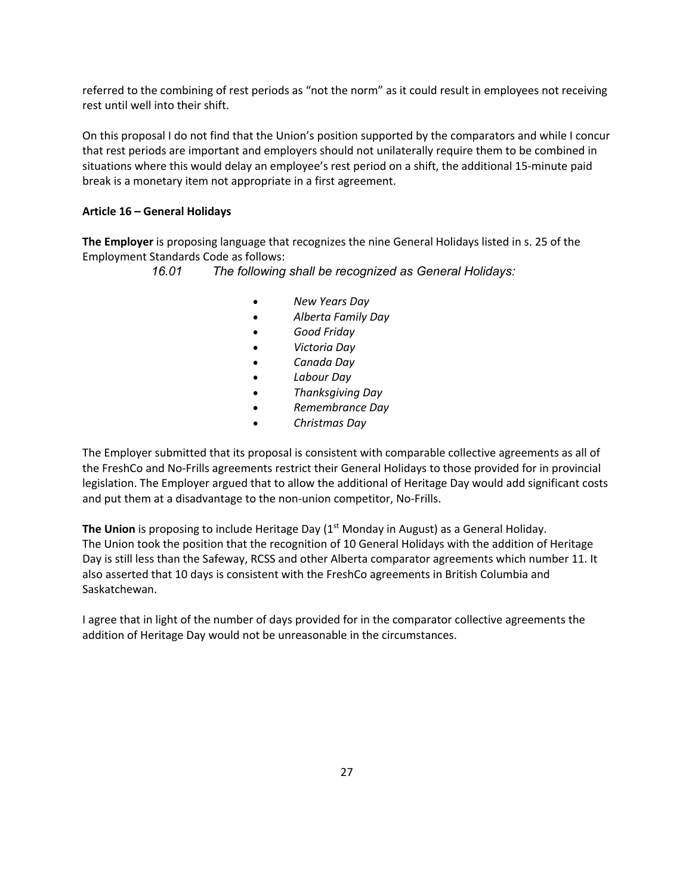referred to the combining of rest periods as "not the norm" as it could result in employees not receiving rest until well into their shift.

On this proposal I do not find that the Union's position supported by the comparators and while I concur that rest periods are important and employers should not unilaterally require them to be combined in situations where this would delay an employee's rest period on a shift, the additional 15-minute paid break is a monetary item not appropriate in a first agreement.

**Article 16 – General Holidays**

**The Employer** is proposing language that recognizes the nine General Holidays listed in s. 25 of the Employment Standards Code as follows:

*16.01 The following shall be recognized as General Holidays:*

- *New Years Day*
- *Alberta Family Day*
- *Good Friday*
- *Victoria Day*
- *Canada Day*
- *Labour Day*
- *Thanksgiving Day*
- *Remembrance Day*
- *Christmas Day*

The Employer submitted that its proposal is consistent with comparable collective agreements as all of the FreshCo and No-Frills agreements restrict their General Holidays to those provided for in provincial legislation. The Employer argued that to allow the additional of Heritage Day would add significant costs and put them at a disadvantage to the non-union competitor, No-Frills.

**The Union** is proposing to include Heritage Day (1st Monday in August) as a General Holiday. The Union took the position that the recognition of 10 General Holidays with the addition of Heritage Day is still less than the Safeway, RCSS and other Alberta comparator agreements which number 11. It also asserted that 10 days is consistent with the FreshCo agreements in British Columbia and Saskatchewan.

I agree that in light of the number of days provided for in the comparator collective agreements the addition of Heritage Day would not be unreasonable in the circumstances.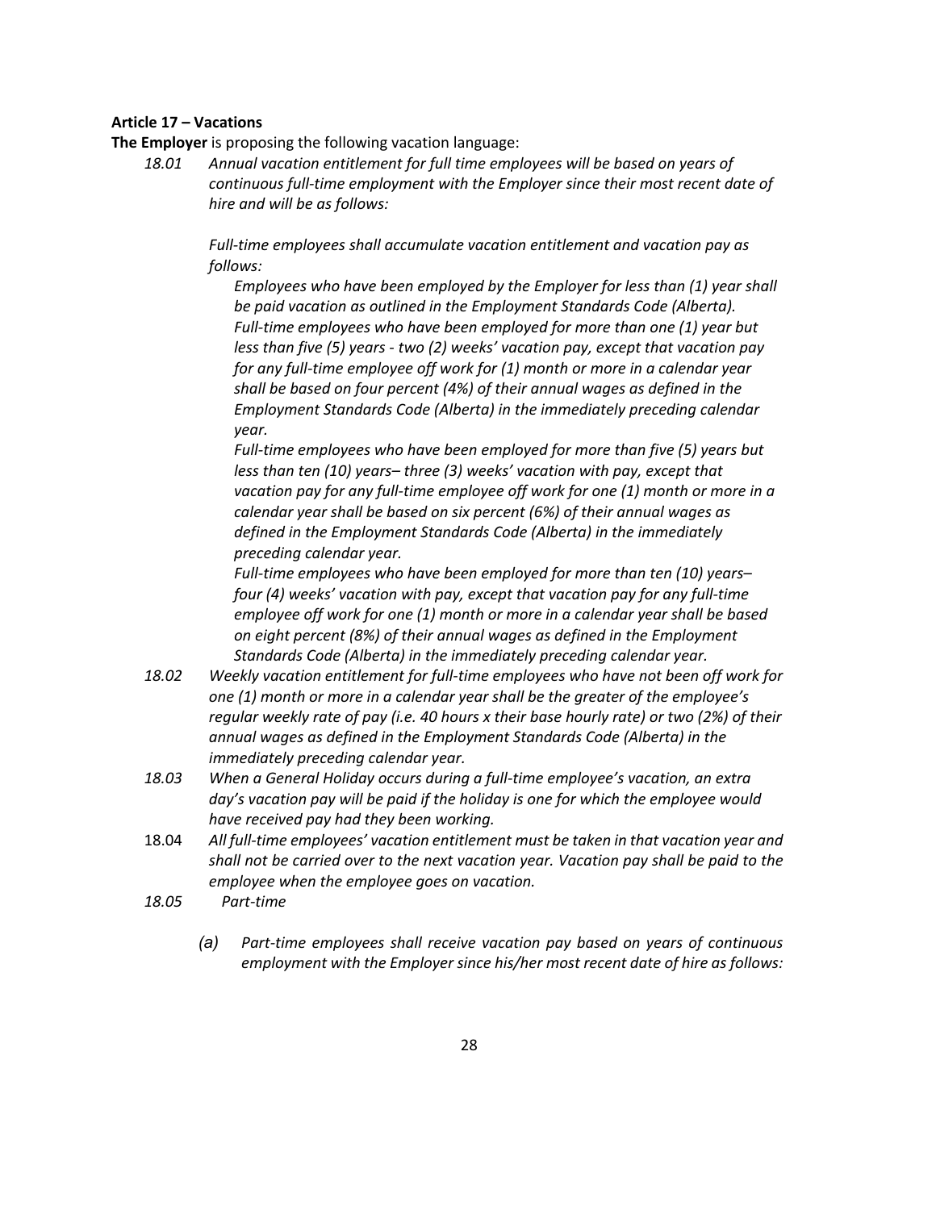**Article 17 – Vacations**

**The Employer** is proposing the following vacation language:

*18.01 Annual vacation entitlement for full time employees will be based on years of continuous full-time employment with the Employer since their most recent date of hire and will be as follows:*

*Full-time employees shall accumulate vacation entitlement and vacation pay as follows:*

*Employees who have been employed by the Employer for less than (1) year shall be paid vacation as outlined in the Employment Standards Code (Alberta).*
*Full-time employees who have been employed for more than one (1) year but less than five (5) years - two (2) weeks' vacation pay, except that vacation pay for any full-time employee off work for (1) month or more in a calendar year shall be based on four percent (4%) of their annual wages as defined in the Employment Standards Code (Alberta) in the immediately preceding calendar year.*
*Full-time employees who have been employed for more than five (5) years but less than ten (10) years– three (3) weeks' vacation with pay, except that vacation pay for any full-time employee off work for one (1) month or more in a calendar year shall be based on six percent (6%) of their annual wages as defined in the Employment Standards Code (Alberta) in the immediately preceding calendar year.*
*Full-time employees who have been employed for more than ten (10) years– four (4) weeks' vacation with pay, except that vacation pay for any full-time employee off work for one (1) month or more in a calendar year shall be based on eight percent (8%) of their annual wages as defined in the Employment Standards Code (Alberta) in the immediately preceding calendar year.*

*18.02 Weekly vacation entitlement for full-time employees who have not been off work for one (1) month or more in a calendar year shall be the greater of the employee's regular weekly rate of pay (i.e. 40 hours x their base hourly rate) or two (2%) of their annual wages as defined in the Employment Standards Code (Alberta) in the immediately preceding calendar year.*

*18.03 When a General Holiday occurs during a full-time employee's vacation, an extra day's vacation pay will be paid if the holiday is one for which the employee would have received pay had they been working.*

18.04 *All full-time employees' vacation entitlement must be taken in that vacation year and shall not be carried over to the next vacation year. Vacation pay shall be paid to the employee when the employee goes on vacation.*

*18.05 Part-time*

*(a) Part-time employees shall receive vacation pay based on years of continuous employment with the Employer since his/her most recent date of hire as follows:*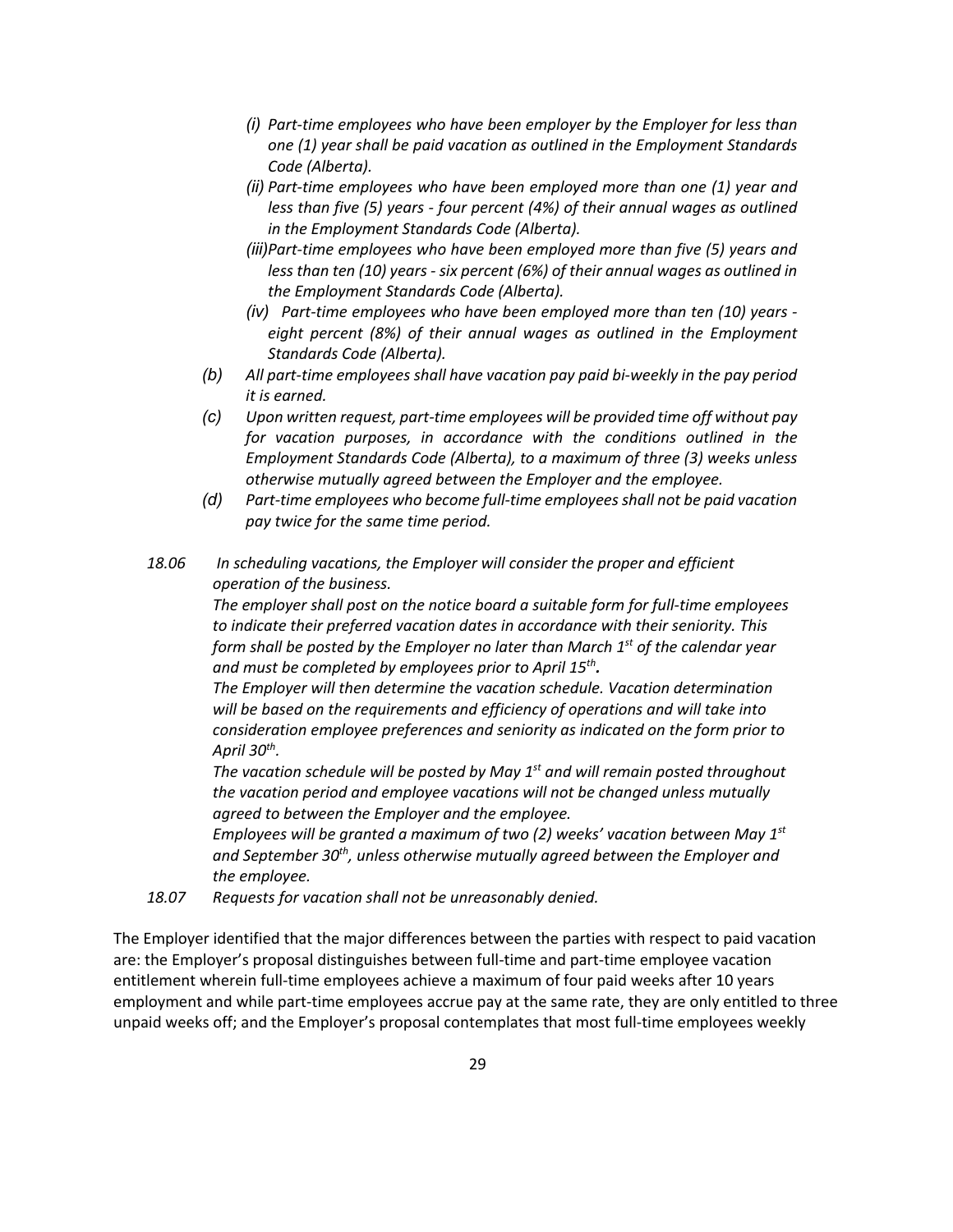*(i) Part-time employees who have been employer by the Employer for less than one (1) year shall be paid vacation as outlined in the Employment Standards Code (Alberta).*

*(ii) Part-time employees who have been employed more than one (1) year and less than five (5) years - four percent (4%) of their annual wages as outlined in the Employment Standards Code (Alberta).*

*(iii) Part-time employees who have been employed more than five (5) years and less than ten (10) years - six percent (6%) of their annual wages as outlined in the Employment Standards Code (Alberta).*

*(iv) Part-time employees who have been employed more than ten (10) years - eight percent (8%) of their annual wages as outlined in the Employment Standards Code (Alberta).*

*(b) All part-time employees shall have vacation pay paid bi-weekly in the pay period it is earned.*

*(c) Upon written request, part-time employees will be provided time off without pay for vacation purposes, in accordance with the conditions outlined in the Employment Standards Code (Alberta), to a maximum of three (3) weeks unless otherwise mutually agreed between the Employer and the employee.*

*(d) Part-time employees who become full-time employees shall not be paid vacation pay twice for the same time period.*

*18.06 In scheduling vacations, the Employer will consider the proper and efficient operation of the business.*

*The employer shall post on the notice board a suitable form for full-time employees to indicate their preferred vacation dates in accordance with their seniority. This form shall be posted by the Employer no later than March 1st of the calendar year and must be completed by employees prior to April 15th.*

*The Employer will then determine the vacation schedule. Vacation determination will be based on the requirements and efficiency of operations and will take into consideration employee preferences and seniority as indicated on the form prior to April 30th.*

*The vacation schedule will be posted by May 1st and will remain posted throughout the vacation period and employee vacations will not be changed unless mutually agreed to between the Employer and the employee.*

*Employees will be granted a maximum of two (2) weeks' vacation between May 1st and September 30th, unless otherwise mutually agreed between the Employer and the employee.*

*18.07 Requests for vacation shall not be unreasonably denied.*

The Employer identified that the major differences between the parties with respect to paid vacation are: the Employer's proposal distinguishes between full-time and part-time employee vacation entitlement wherein full-time employees achieve a maximum of four paid weeks after 10 years employment and while part-time employees accrue pay at the same rate, they are only entitled to three unpaid weeks off; and the Employer's proposal contemplates that most full-time employees weekly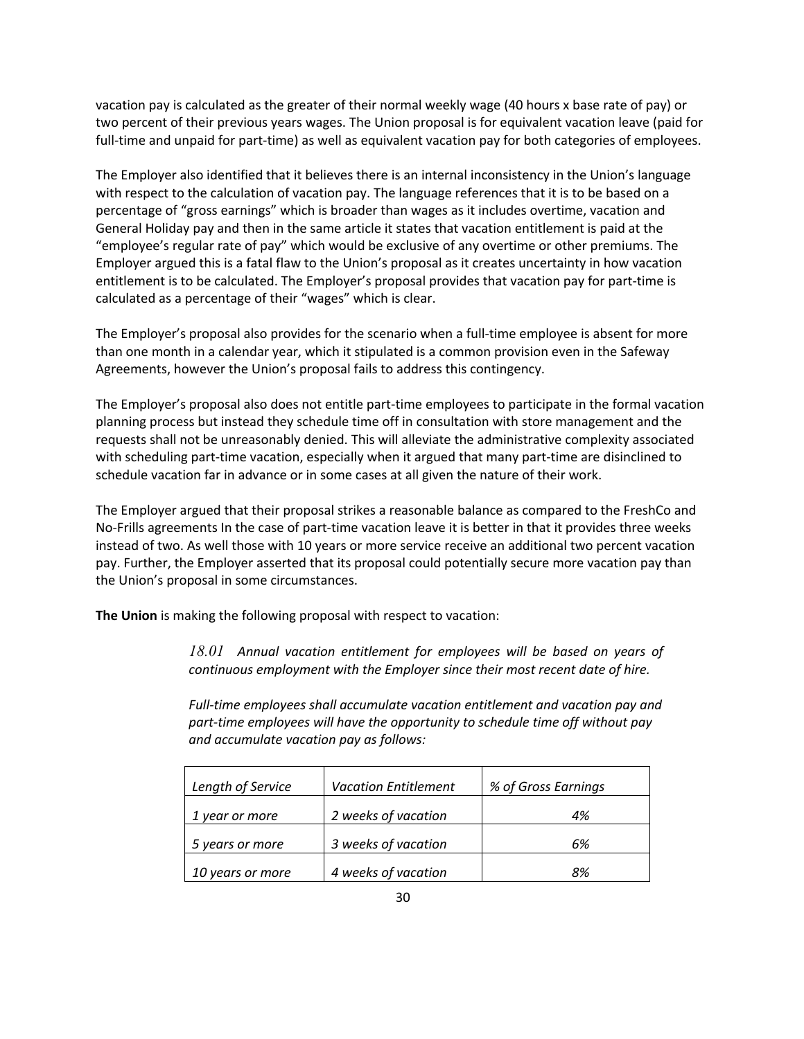vacation pay is calculated as the greater of their normal weekly wage (40 hours x base rate of pay) or two percent of their previous years wages. The Union proposal is for equivalent vacation leave (paid for full-time and unpaid for part-time) as well as equivalent vacation pay for both categories of employees.

The Employer also identified that it believes there is an internal inconsistency in the Union's language with respect to the calculation of vacation pay. The language references that it is to be based on a percentage of "gross earnings" which is broader than wages as it includes overtime, vacation and General Holiday pay and then in the same article it states that vacation entitlement is paid at the "employee's regular rate of pay" which would be exclusive of any overtime or other premiums. The Employer argued this is a fatal flaw to the Union's proposal as it creates uncertainty in how vacation entitlement is to be calculated. The Employer's proposal provides that vacation pay for part-time is calculated as a percentage of their "wages" which is clear.

The Employer's proposal also provides for the scenario when a full-time employee is absent for more than one month in a calendar year, which it stipulated is a common provision even in the Safeway Agreements, however the Union's proposal fails to address this contingency.

The Employer's proposal also does not entitle part-time employees to participate in the formal vacation planning process but instead they schedule time off in consultation with store management and the requests shall not be unreasonably denied. This will alleviate the administrative complexity associated with scheduling part-time vacation, especially when it argued that many part-time are disinclined to schedule vacation far in advance or in some cases at all given the nature of their work.

The Employer argued that their proposal strikes a reasonable balance as compared to the FreshCo and No-Frills agreements In the case of part-time vacation leave it is better in that it provides three weeks instead of two. As well those with 10 years or more service receive an additional two percent vacation pay. Further, the Employer asserted that its proposal could potentially secure more vacation pay than the Union's proposal in some circumstances.

**The Union** is making the following proposal with respect to vacation:

> *18.01 Annual vacation entitlement for employees will be based on years of continuous employment with the Employer since their most recent date of hire.*
>
> *Full-time employees shall accumulate vacation entitlement and vacation pay and part-time employees will have the opportunity to schedule time off without pay and accumulate vacation pay as follows:*

| *Length of Service* | *Vacation Entitlement* | *% of Gross Earnings* |
|---|---|---|
| *1 year or more* | *2 weeks of vacation* | *4%* |
| *5 years or more* | *3 weeks of vacation* | *6%* |
| *10 years or more* | *4 weeks of vacation* | *8%* |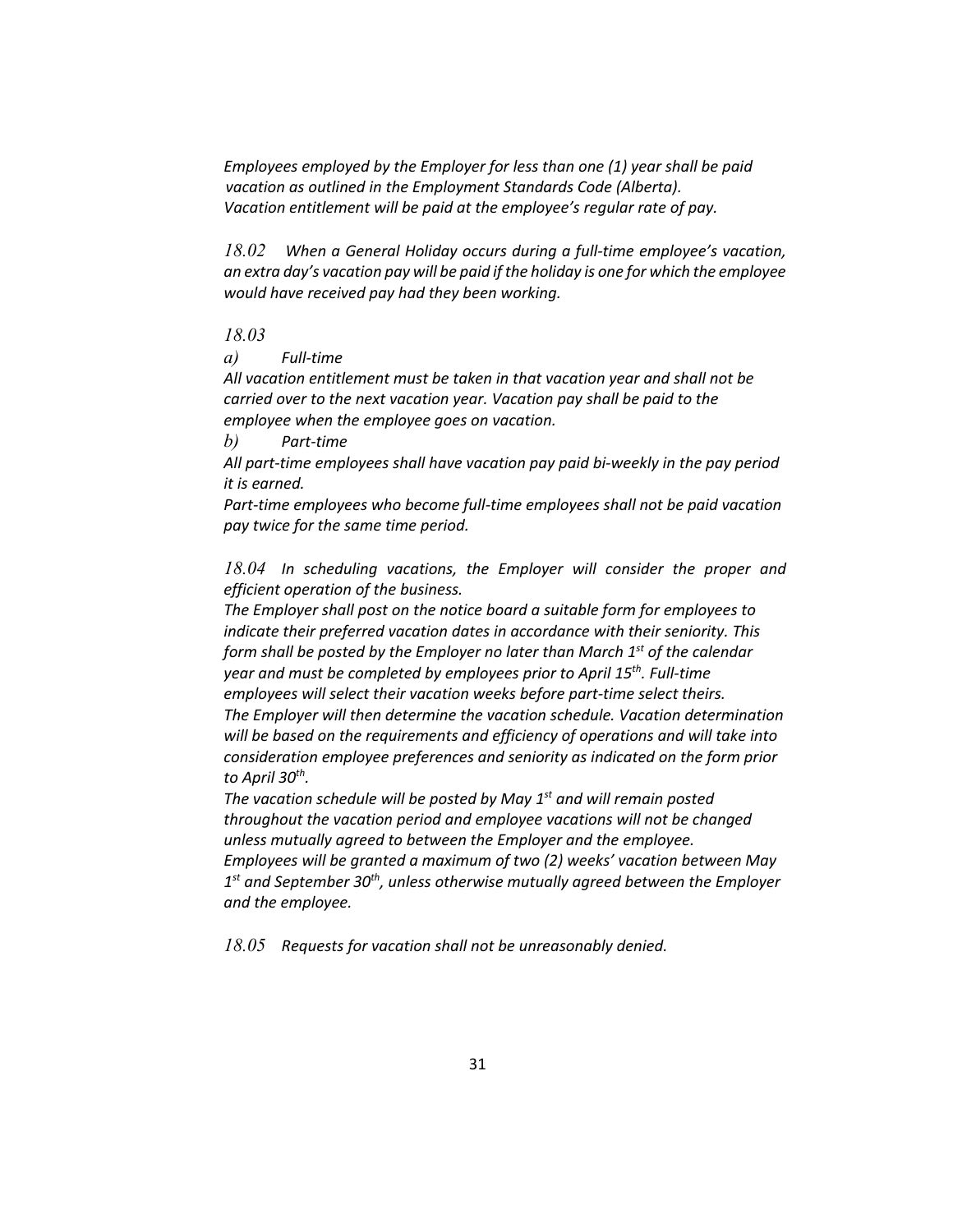*Employees employed by the Employer for less than one (1) year shall be paid vacation as outlined in the Employment Standards Code (Alberta). Vacation entitlement will be paid at the employee's regular rate of pay.*

*18.02 When a General Holiday occurs during a full-time employee's vacation, an extra day's vacation pay will be paid if the holiday is one for which the employee would have received pay had they been working.*

*18.03*

*a) Full-time*

*All vacation entitlement must be taken in that vacation year and shall not be carried over to the next vacation year. Vacation pay shall be paid to the employee when the employee goes on vacation.*

*b) Part-time*

*All part-time employees shall have vacation pay paid bi-weekly in the pay period it is earned.*

*Part-time employees who become full-time employees shall not be paid vacation pay twice for the same time period.*

*18.04 In scheduling vacations, the Employer will consider the proper and efficient operation of the business.*

*The Employer shall post on the notice board a suitable form for employees to indicate their preferred vacation dates in accordance with their seniority. This form shall be posted by the Employer no later than March 1st of the calendar year and must be completed by employees prior to April 15th. Full-time employees will select their vacation weeks before part-time select theirs.*

*The Employer will then determine the vacation schedule. Vacation determination will be based on the requirements and efficiency of operations and will take into consideration employee preferences and seniority as indicated on the form prior to April 30th.*

*The vacation schedule will be posted by May 1st and will remain posted throughout the vacation period and employee vacations will not be changed unless mutually agreed to between the Employer and the employee.*

*Employees will be granted a maximum of two (2) weeks' vacation between May 1st and September 30th, unless otherwise mutually agreed between the Employer and the employee.*

*18.05 Requests for vacation shall not be unreasonably denied.*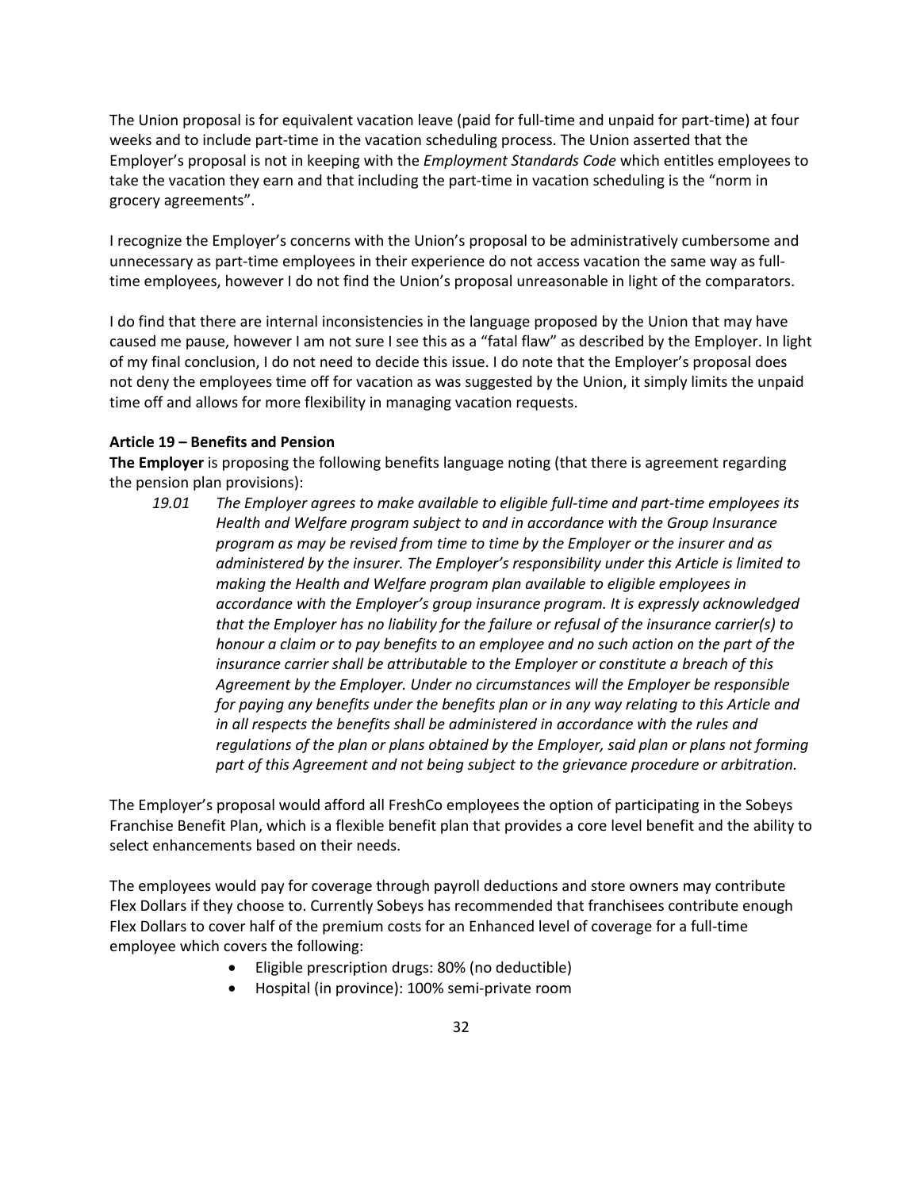The Union proposal is for equivalent vacation leave (paid for full-time and unpaid for part-time) at four weeks and to include part-time in the vacation scheduling process. The Union asserted that the Employer's proposal is not in keeping with the *Employment Standards Code* which entitles employees to take the vacation they earn and that including the part-time in vacation scheduling is the "norm in grocery agreements".

I recognize the Employer's concerns with the Union's proposal to be administratively cumbersome and unnecessary as part-time employees in their experience do not access vacation the same way as full-time employees, however I do not find the Union's proposal unreasonable in light of the comparators.

I do find that there are internal inconsistencies in the language proposed by the Union that may have caused me pause, however I am not sure I see this as a "fatal flaw" as described by the Employer. In light of my final conclusion, I do not need to decide this issue. I do note that the Employer's proposal does not deny the employees time off for vacation as was suggested by the Union, it simply limits the unpaid time off and allows for more flexibility in managing vacation requests.

**Article 19 – Benefits and Pension**

**The Employer** is proposing the following benefits language noting (that there is agreement regarding the pension plan provisions):

> *19.01 The Employer agrees to make available to eligible full-time and part-time employees its Health and Welfare program subject to and in accordance with the Group Insurance program as may be revised from time to time by the Employer or the insurer and as administered by the insurer. The Employer's responsibility under this Article is limited to making the Health and Welfare program plan available to eligible employees in accordance with the Employer's group insurance program. It is expressly acknowledged that the Employer has no liability for the failure or refusal of the insurance carrier(s) to honour a claim or to pay benefits to an employee and no such action on the part of the insurance carrier shall be attributable to the Employer or constitute a breach of this Agreement by the Employer. Under no circumstances will the Employer be responsible for paying any benefits under the benefits plan or in any way relating to this Article and in all respects the benefits shall be administered in accordance with the rules and regulations of the plan or plans obtained by the Employer, said plan or plans not forming part of this Agreement and not being subject to the grievance procedure or arbitration.*

The Employer's proposal would afford all FreshCo employees the option of participating in the Sobeys Franchise Benefit Plan, which is a flexible benefit plan that provides a core level benefit and the ability to select enhancements based on their needs.

The employees would pay for coverage through payroll deductions and store owners may contribute Flex Dollars if they choose to. Currently Sobeys has recommended that franchisees contribute enough Flex Dollars to cover half of the premium costs for an Enhanced level of coverage for a full-time employee which covers the following:

- Eligible prescription drugs: 80% (no deductible)
- Hospital (in province): 100% semi-private room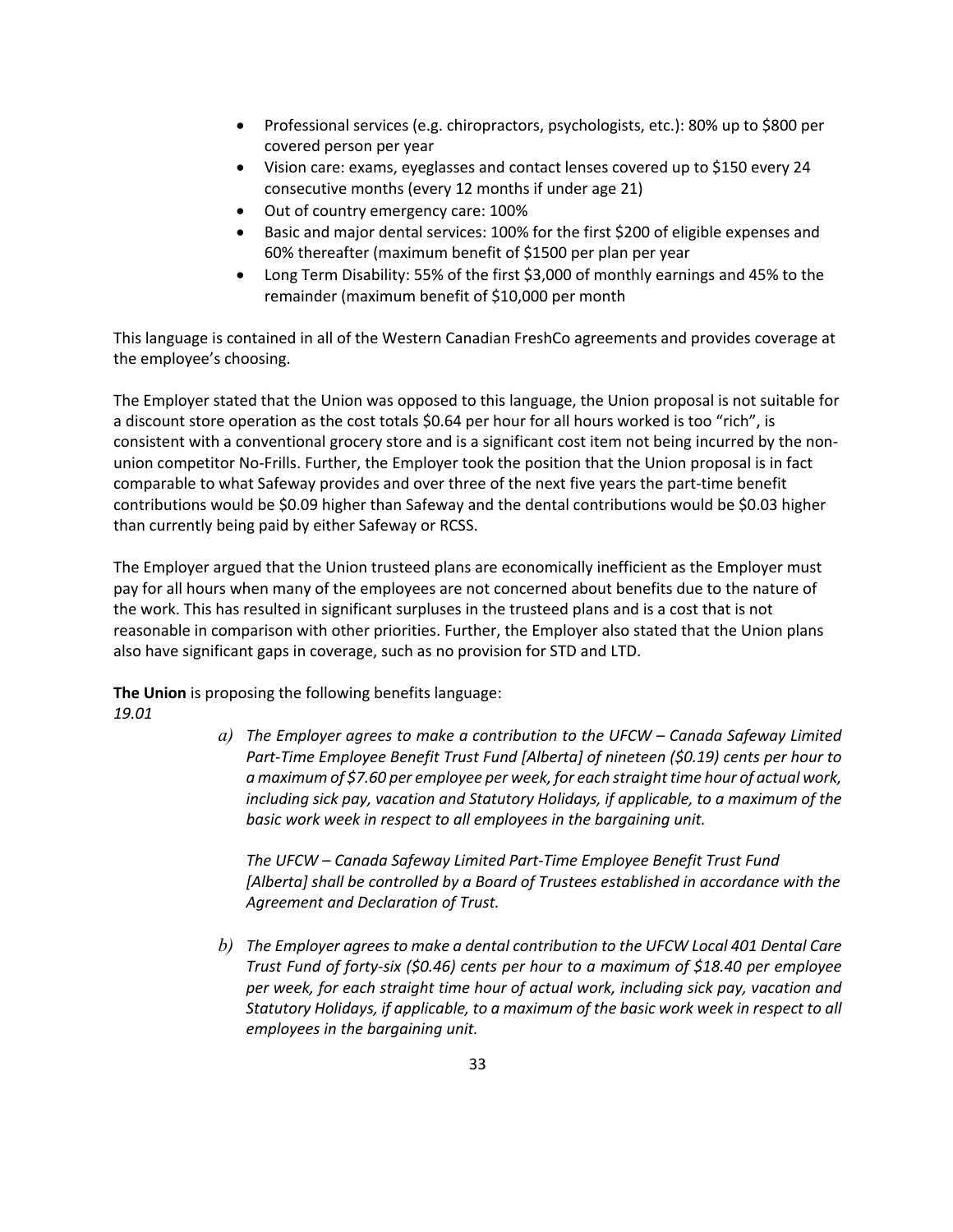- Professional services (e.g. chiropractors, psychologists, etc.): 80% up to $800 per covered person per year
- Vision care: exams, eyeglasses and contact lenses covered up to $150 every 24 consecutive months (every 12 months if under age 21)
- Out of country emergency care: 100%
- Basic and major dental services: 100% for the first $200 of eligible expenses and 60% thereafter (maximum benefit of $1500 per plan per year
- Long Term Disability: 55% of the first $3,000 of monthly earnings and 45% to the remainder (maximum benefit of $10,000 per month

This language is contained in all of the Western Canadian FreshCo agreements and provides coverage at the employee's choosing.

The Employer stated that the Union was opposed to this language, the Union proposal is not suitable for a discount store operation as the cost totals $0.64 per hour for all hours worked is too "rich", is consistent with a conventional grocery store and is a significant cost item not being incurred by the non-union competitor No-Frills. Further, the Employer took the position that the Union proposal is in fact comparable to what Safeway provides and over three of the next five years the part-time benefit contributions would be $0.09 higher than Safeway and the dental contributions would be $0.03 higher than currently being paid by either Safeway or RCSS.

The Employer argued that the Union trusteed plans are economically inefficient as the Employer must pay for all hours when many of the employees are not concerned about benefits due to the nature of the work. This has resulted in significant surpluses in the trusteed plans and is a cost that is not reasonable in comparison with other priorities. Further, the Employer also stated that the Union plans also have significant gaps in coverage, such as no provision for STD and LTD.

**The Union** is proposing the following benefits language:
*19.01*

> *a) The Employer agrees to make a contribution to the UFCW – Canada Safeway Limited Part-Time Employee Benefit Trust Fund [Alberta] of nineteen ($0.19) cents per hour to a maximum of $7.60 per employee per week, for each straight time hour of actual work, including sick pay, vacation and Statutory Holidays, if applicable, to a maximum of the basic work week in respect to all employees in the bargaining unit.*
>
> *The UFCW – Canada Safeway Limited Part-Time Employee Benefit Trust Fund [Alberta] shall be controlled by a Board of Trustees established in accordance with the Agreement and Declaration of Trust.*
>
> *b) The Employer agrees to make a dental contribution to the UFCW Local 401 Dental Care Trust Fund of forty-six ($0.46) cents per hour to a maximum of $18.40 per employee per week, for each straight time hour of actual work, including sick pay, vacation and Statutory Holidays, if applicable, to a maximum of the basic work week in respect to all employees in the bargaining unit.*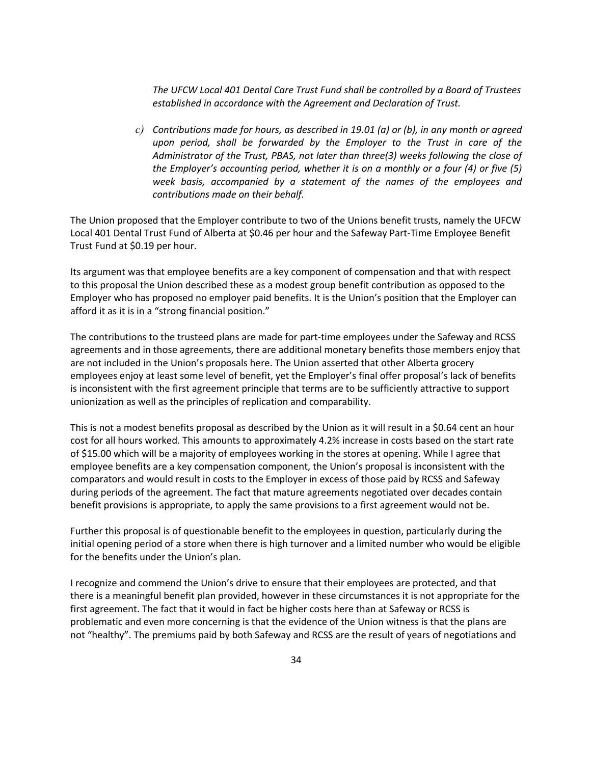*The UFCW Local 401 Dental Care Trust Fund shall be controlled by a Board of Trustees established in accordance with the Agreement and Declaration of Trust.*

*c) Contributions made for hours, as described in 19.01 (a) or (b), in any month or agreed upon period, shall be forwarded by the Employer to the Trust in care of the Administrator of the Trust, PBAS, not later than three(3) weeks following the close of the Employer's accounting period, whether it is on a monthly or a four (4) or five (5) week basis, accompanied by a statement of the names of the employees and contributions made on their behalf.*

The Union proposed that the Employer contribute to two of the Unions benefit trusts, namely the UFCW Local 401 Dental Trust Fund of Alberta at $0.46 per hour and the Safeway Part-Time Employee Benefit Trust Fund at $0.19 per hour.

Its argument was that employee benefits are a key component of compensation and that with respect to this proposal the Union described these as a modest group benefit contribution as opposed to the Employer who has proposed no employer paid benefits. It is the Union's position that the Employer can afford it as it is in a "strong financial position."

The contributions to the trusteed plans are made for part-time employees under the Safeway and RCSS agreements and in those agreements, there are additional monetary benefits those members enjoy that are not included in the Union's proposals here. The Union asserted that other Alberta grocery employees enjoy at least some level of benefit, yet the Employer's final offer proposal's lack of benefits is inconsistent with the first agreement principle that terms are to be sufficiently attractive to support unionization as well as the principles of replication and comparability.

This is not a modest benefits proposal as described by the Union as it will result in a $0.64 cent an hour cost for all hours worked. This amounts to approximately 4.2% increase in costs based on the start rate of $15.00 which will be a majority of employees working in the stores at opening. While I agree that employee benefits are a key compensation component, the Union's proposal is inconsistent with the comparators and would result in costs to the Employer in excess of those paid by RCSS and Safeway during periods of the agreement. The fact that mature agreements negotiated over decades contain benefit provisions is appropriate, to apply the same provisions to a first agreement would not be.

Further this proposal is of questionable benefit to the employees in question, particularly during the initial opening period of a store when there is high turnover and a limited number who would be eligible for the benefits under the Union's plan.

I recognize and commend the Union's drive to ensure that their employees are protected, and that there is a meaningful benefit plan provided, however in these circumstances it is not appropriate for the first agreement. The fact that it would in fact be higher costs here than at Safeway or RCSS is problematic and even more concerning is that the evidence of the Union witness is that the plans are not "healthy". The premiums paid by both Safeway and RCSS are the result of years of negotiations and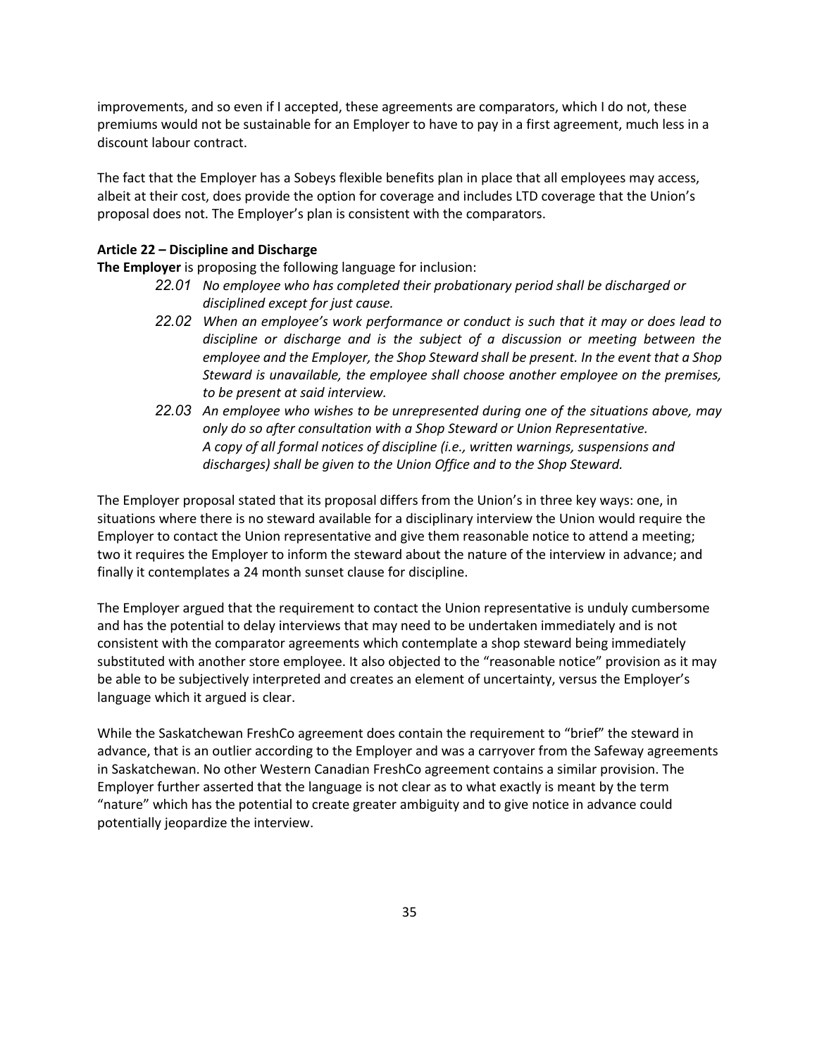improvements, and so even if I accepted, these agreements are comparators, which I do not, these premiums would not be sustainable for an Employer to have to pay in a first agreement, much less in a discount labour contract.

The fact that the Employer has a Sobeys flexible benefits plan in place that all employees may access, albeit at their cost, does provide the option for coverage and includes LTD coverage that the Union's proposal does not. The Employer's plan is consistent with the comparators.

**Article 22 – Discipline and Discharge**

**The Employer** is proposing the following language for inclusion:

> 22.01 *No employee who has completed their probationary period shall be discharged or disciplined except for just cause.*
>
> 22.02 *When an employee's work performance or conduct is such that it may or does lead to discipline or discharge and is the subject of a discussion or meeting between the employee and the Employer, the Shop Steward shall be present. In the event that a Shop Steward is unavailable, the employee shall choose another employee on the premises, to be present at said interview.*
>
> 22.03 *An employee who wishes to be unrepresented during one of the situations above, may only do so after consultation with a Shop Steward or Union Representative.*
> *A copy of all formal notices of discipline (i.e., written warnings, suspensions and discharges) shall be given to the Union Office and to the Shop Steward.*

The Employer proposal stated that its proposal differs from the Union's in three key ways: one, in situations where there is no steward available for a disciplinary interview the Union would require the Employer to contact the Union representative and give them reasonable notice to attend a meeting; two it requires the Employer to inform the steward about the nature of the interview in advance; and finally it contemplates a 24 month sunset clause for discipline.

The Employer argued that the requirement to contact the Union representative is unduly cumbersome and has the potential to delay interviews that may need to be undertaken immediately and is not consistent with the comparator agreements which contemplate a shop steward being immediately substituted with another store employee. It also objected to the "reasonable notice" provision as it may be able to be subjectively interpreted and creates an element of uncertainty, versus the Employer's language which it argued is clear.

While the Saskatchewan FreshCo agreement does contain the requirement to "brief" the steward in advance, that is an outlier according to the Employer and was a carryover from the Safeway agreements in Saskatchewan. No other Western Canadian FreshCo agreement contains a similar provision. The Employer further asserted that the language is not clear as to what exactly is meant by the term "nature" which has the potential to create greater ambiguity and to give notice in advance could potentially jeopardize the interview.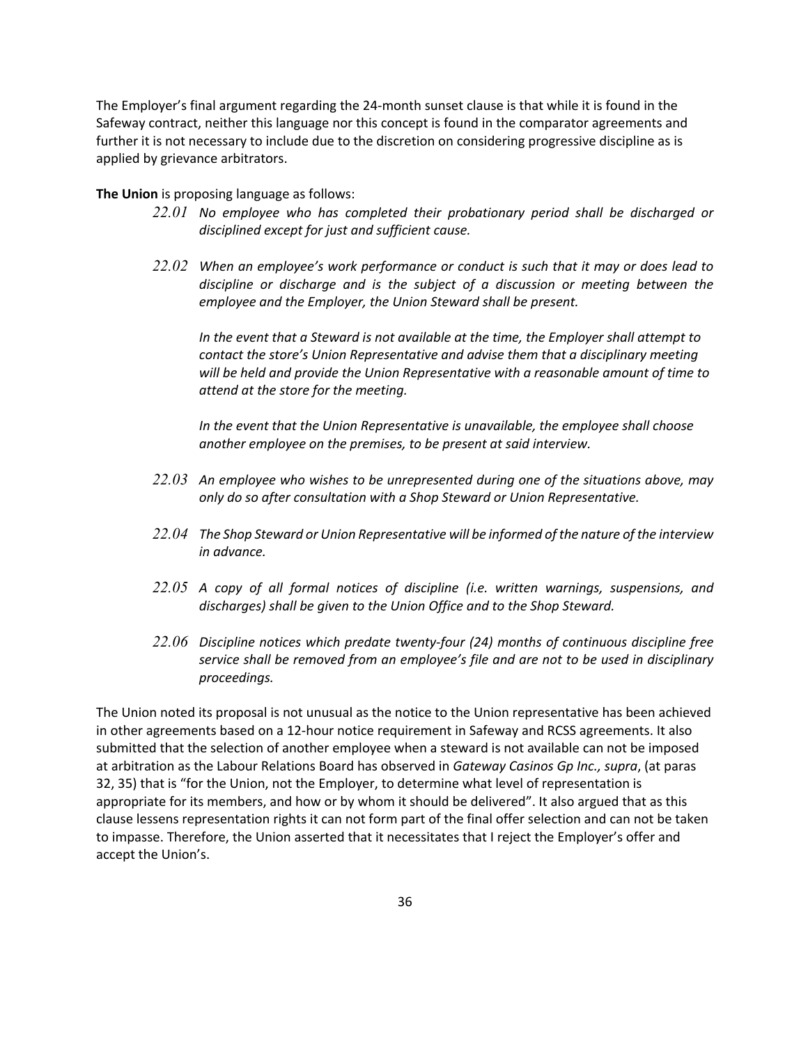The Employer's final argument regarding the 24-month sunset clause is that while it is found in the Safeway contract, neither this language nor this concept is found in the comparator agreements and further it is not necessary to include due to the discretion on considering progressive discipline as is applied by grievance arbitrators.

**The Union** is proposing language as follows:

> *22.01 No employee who has completed their probationary period shall be discharged or disciplined except for just and sufficient cause.*
>
> *22.02 When an employee's work performance or conduct is such that it may or does lead to discipline or discharge and is the subject of a discussion or meeting between the employee and the Employer, the Union Steward shall be present.*
>
> *In the event that a Steward is not available at the time, the Employer shall attempt to contact the store's Union Representative and advise them that a disciplinary meeting will be held and provide the Union Representative with a reasonable amount of time to attend at the store for the meeting.*
>
> *In the event that the Union Representative is unavailable, the employee shall choose another employee on the premises, to be present at said interview.*
>
> *22.03 An employee who wishes to be unrepresented during one of the situations above, may only do so after consultation with a Shop Steward or Union Representative.*
>
> *22.04 The Shop Steward or Union Representative will be informed of the nature of the interview in advance.*
>
> *22.05 A copy of all formal notices of discipline (i.e. written warnings, suspensions, and discharges) shall be given to the Union Office and to the Shop Steward.*
>
> *22.06 Discipline notices which predate twenty-four (24) months of continuous discipline free service shall be removed from an employee's file and are not to be used in disciplinary proceedings.*

The Union noted its proposal is not unusual as the notice to the Union representative has been achieved in other agreements based on a 12-hour notice requirement in Safeway and RCSS agreements. It also submitted that the selection of another employee when a steward is not available can not be imposed at arbitration as the Labour Relations Board has observed in *Gateway Casinos Gp Inc., supra*, (at paras 32, 35) that is "for the Union, not the Employer, to determine what level of representation is appropriate for its members, and how or by whom it should be delivered". It also argued that as this clause lessens representation rights it can not form part of the final offer selection and can not be taken to impasse. Therefore, the Union asserted that it necessitates that I reject the Employer's offer and accept the Union's.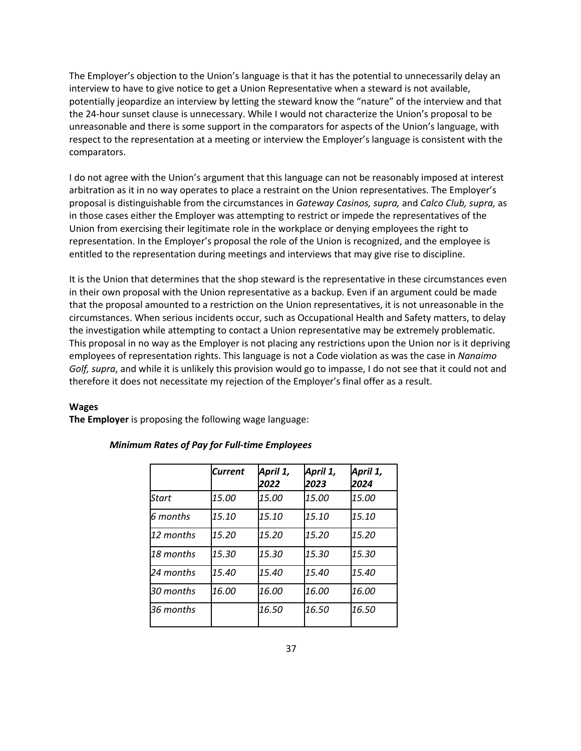The Employer's objection to the Union's language is that it has the potential to unnecessarily delay an interview to have to give notice to get a Union Representative when a steward is not available, potentially jeopardize an interview by letting the steward know the "nature" of the interview and that the 24-hour sunset clause is unnecessary. While I would not characterize the Union's proposal to be unreasonable and there is some support in the comparators for aspects of the Union's language, with respect to the representation at a meeting or interview the Employer's language is consistent with the comparators.

I do not agree with the Union's argument that this language can not be reasonably imposed at interest arbitration as it in no way operates to place a restraint on the Union representatives. The Employer's proposal is distinguishable from the circumstances in *Gateway Casinos, supra,* and *Calco Club, supra,* as in those cases either the Employer was attempting to restrict or impede the representatives of the Union from exercising their legitimate role in the workplace or denying employees the right to representation. In the Employer's proposal the role of the Union is recognized, and the employee is entitled to the representation during meetings and interviews that may give rise to discipline.

It is the Union that determines that the shop steward is the representative in these circumstances even in their own proposal with the Union representative as a backup. Even if an argument could be made that the proposal amounted to a restriction on the Union representatives, it is not unreasonable in the circumstances. When serious incidents occur, such as Occupational Health and Safety matters, to delay the investigation while attempting to contact a Union representative may be extremely problematic. This proposal in no way as the Employer is not placing any restrictions upon the Union nor is it depriving employees of representation rights. This language is not a Code violation as was the case in *Nanaimo Golf, supra*, and while it is unlikely this provision would go to impasse, I do not see that it could not and therefore it does not necessitate my rejection of the Employer's final offer as a result.

**Wages**

**The Employer** is proposing the following wage language:

***Minimum Rates of Pay for Full-time Employees***

| | *Current* | *April 1, 2022* | *April 1, 2023* | *April 1, 2024* |
|---|---|---|---|---|
| *Start* | *15.00* | *15.00* | *15.00* | *15.00* |
| *6 months* | *15.10* | *15.10* | *15.10* | *15.10* |
| *12 months* | *15.20* | *15.20* | *15.20* | *15.20* |
| *18 months* | *15.30* | *15.30* | *15.30* | *15.30* |
| *24 months* | *15.40* | *15.40* | *15.40* | *15.40* |
| *30 months* | *16.00* | *16.00* | *16.00* | *16.00* |
| *36 months* | | *16.50* | *16.50* | *16.50* |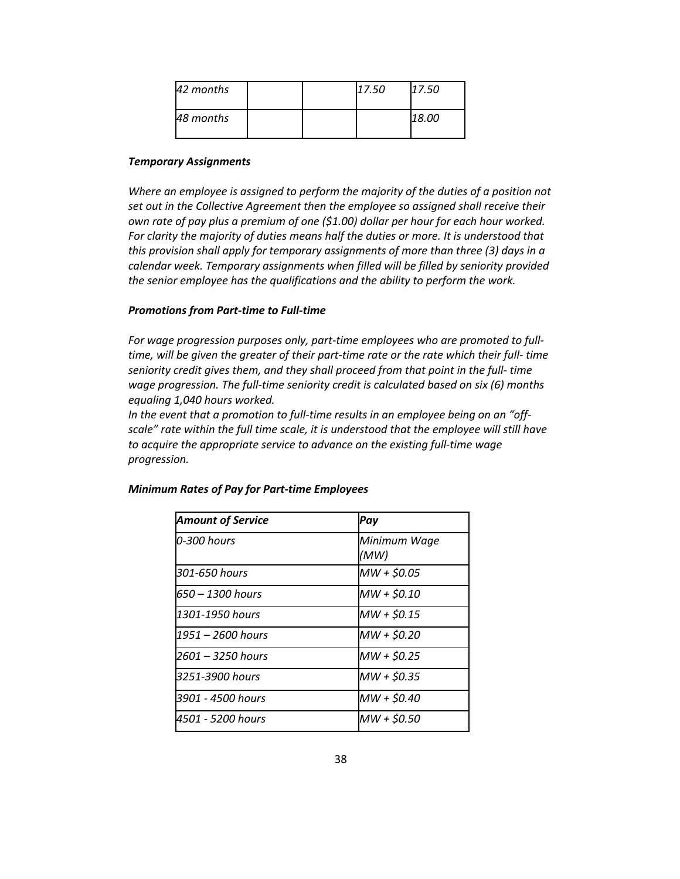| | | | | |
|---|---|---|---|---|
| *42 months* | | | *17.50* | *17.50* |
| *48 months* | | | | *18.00* |

***Temporary Assignments***

*Where an employee is assigned to perform the majority of the duties of a position not set out in the Collective Agreement then the employee so assigned shall receive their own rate of pay plus a premium of one ($1.00) dollar per hour for each hour worked. For clarity the majority of duties means half the duties or more. It is understood that this provision shall apply for temporary assignments of more than three (3) days in a calendar week. Temporary assignments when filled will be filled by seniority provided the senior employee has the qualifications and the ability to perform the work.*

***Promotions from Part-time to Full-time***

*For wage progression purposes only, part-time employees who are promoted to full-time, will be given the greater of their part-time rate or the rate which their full- time seniority credit gives them, and they shall proceed from that point in the full- time wage progression. The full-time seniority credit is calculated based on six (6) months equaling 1,040 hours worked.*

*In the event that a promotion to full-time results in an employee being on an "off-scale" rate within the full time scale, it is understood that the employee will still have to acquire the appropriate service to advance on the existing full-time wage progression.*

***Minimum Rates of Pay for Part-time Employees***

| ***Amount of Service*** | ***Pay*** |
|---|---|
| *0-300 hours* | *Minimum Wage (MW)* |
| *301-650 hours* | *MW + $0.05* |
| *650 – 1300 hours* | *MW + $0.10* |
| *1301-1950 hours* | *MW + $0.15* |
| *1951 – 2600 hours* | *MW + $0.20* |
| *2601 – 3250 hours* | *MW + $0.25* |
| *3251-3900 hours* | *MW + $0.35* |
| *3901 - 4500 hours* | *MW + $0.40* |
| *4501 - 5200 hours* | *MW + $0.50* |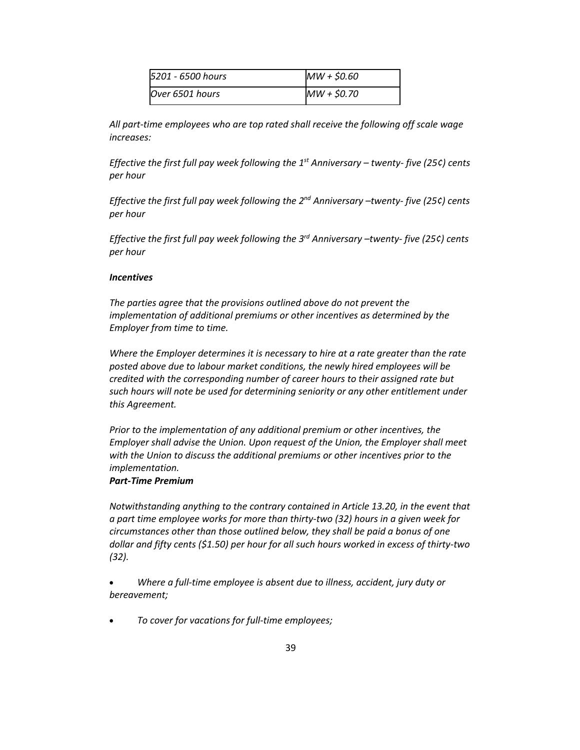| *5201 - 6500 hours* | *MW + $0.60* |
| --- | --- |
| *Over 6501 hours* | *MW + $0.70* |

*All part-time employees who are top rated shall receive the following off scale wage increases:*

*Effective the first full pay week following the 1st Anniversary – twenty- five (25¢) cents per hour*

*Effective the first full pay week following the 2nd Anniversary –twenty- five (25¢) cents per hour*

*Effective the first full pay week following the 3rd Anniversary –twenty- five (25¢) cents per hour*

***Incentives***

*The parties agree that the provisions outlined above do not prevent the implementation of additional premiums or other incentives as determined by the Employer from time to time.*

*Where the Employer determines it is necessary to hire at a rate greater than the rate posted above due to labour market conditions, the newly hired employees will be credited with the corresponding number of career hours to their assigned rate but such hours will note be used for determining seniority or any other entitlement under this Agreement.*

*Prior to the implementation of any additional premium or other incentives, the Employer shall advise the Union. Upon request of the Union, the Employer shall meet with the Union to discuss the additional premiums or other incentives prior to the implementation.*

***Part-Time Premium***

*Notwithstanding anything to the contrary contained in Article 13.20, in the event that a part time employee works for more than thirty-two (32) hours in a given week for circumstances other than those outlined below, they shall be paid a bonus of one dollar and fifty cents ($1.50) per hour for all such hours worked in excess of thirty-two (32).*

- *Where a full-time employee is absent due to illness, accident, jury duty or bereavement;*
- *To cover for vacations for full-time employees;*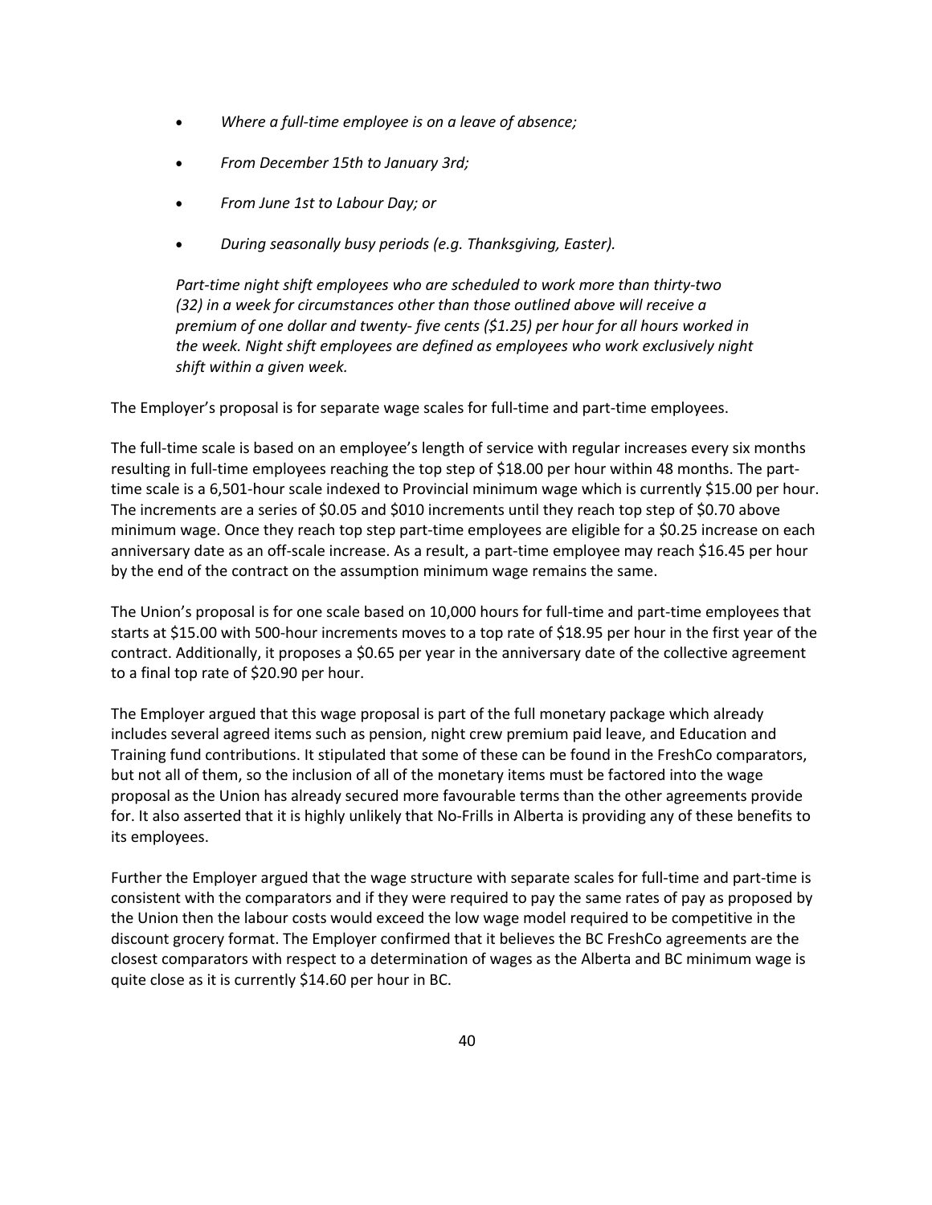- *Where a full-time employee is on a leave of absence;*

- *From December 15th to January 3rd;*

- *From June 1st to Labour Day; or*

- *During seasonally busy periods (e.g. Thanksgiving, Easter).*

> *Part-time night shift employees who are scheduled to work more than thirty-two (32) in a week for circumstances other than those outlined above will receive a premium of one dollar and twenty- five cents ($1.25) per hour for all hours worked in the week. Night shift employees are defined as employees who work exclusively night shift within a given week.*

The Employer's proposal is for separate wage scales for full-time and part-time employees.

The full-time scale is based on an employee's length of service with regular increases every six months resulting in full-time employees reaching the top step of $18.00 per hour within 48 months. The part-time scale is a 6,501-hour scale indexed to Provincial minimum wage which is currently $15.00 per hour. The increments are a series of $0.05 and $010 increments until they reach top step of $0.70 above minimum wage. Once they reach top step part-time employees are eligible for a $0.25 increase on each anniversary date as an off-scale increase. As a result, a part-time employee may reach $16.45 per hour by the end of the contract on the assumption minimum wage remains the same.

The Union's proposal is for one scale based on 10,000 hours for full-time and part-time employees that starts at $15.00 with 500-hour increments moves to a top rate of $18.95 per hour in the first year of the contract. Additionally, it proposes a $0.65 per year in the anniversary date of the collective agreement to a final top rate of $20.90 per hour.

The Employer argued that this wage proposal is part of the full monetary package which already includes several agreed items such as pension, night crew premium paid leave, and Education and Training fund contributions. It stipulated that some of these can be found in the FreshCo comparators, but not all of them, so the inclusion of all of the monetary items must be factored into the wage proposal as the Union has already secured more favourable terms than the other agreements provide for. It also asserted that it is highly unlikely that No-Frills in Alberta is providing any of these benefits to its employees.

Further the Employer argued that the wage structure with separate scales for full-time and part-time is consistent with the comparators and if they were required to pay the same rates of pay as proposed by the Union then the labour costs would exceed the low wage model required to be competitive in the discount grocery format. The Employer confirmed that it believes the BC FreshCo agreements are the closest comparators with respect to a determination of wages as the Alberta and BC minimum wage is quite close as it is currently $14.60 per hour in BC.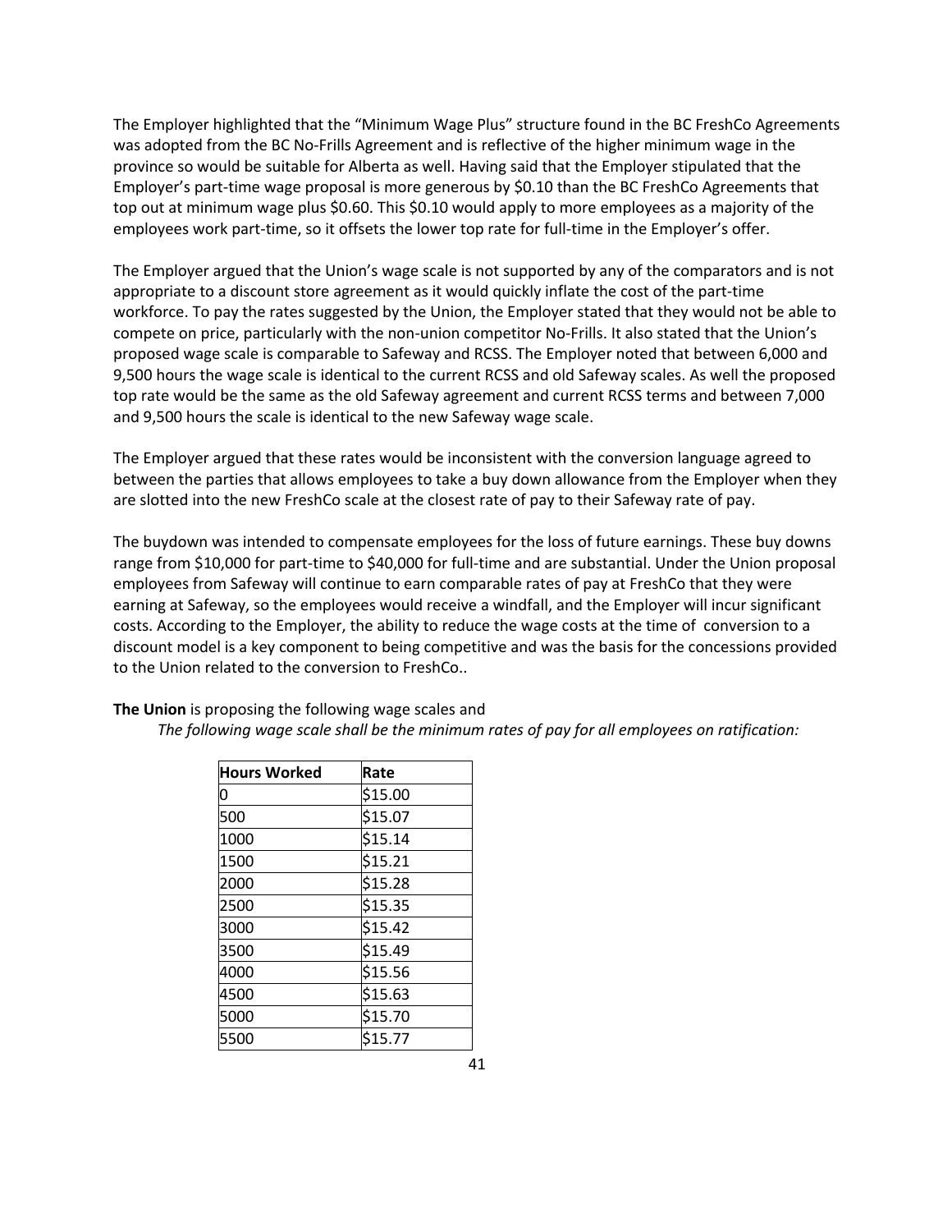The Employer highlighted that the "Minimum Wage Plus" structure found in the BC FreshCo Agreements was adopted from the BC No-Frills Agreement and is reflective of the higher minimum wage in the province so would be suitable for Alberta as well. Having said that the Employer stipulated that the Employer's part-time wage proposal is more generous by $0.10 than the BC FreshCo Agreements that top out at minimum wage plus $0.60. This $0.10 would apply to more employees as a majority of the employees work part-time, so it offsets the lower top rate for full-time in the Employer's offer.

The Employer argued that the Union's wage scale is not supported by any of the comparators and is not appropriate to a discount store agreement as it would quickly inflate the cost of the part-time workforce. To pay the rates suggested by the Union, the Employer stated that they would not be able to compete on price, particularly with the non-union competitor No-Frills. It also stated that the Union's proposed wage scale is comparable to Safeway and RCSS. The Employer noted that between 6,000 and 9,500 hours the wage scale is identical to the current RCSS and old Safeway scales. As well the proposed top rate would be the same as the old Safeway agreement and current RCSS terms and between 7,000 and 9,500 hours the scale is identical to the new Safeway wage scale.

The Employer argued that these rates would be inconsistent with the conversion language agreed to between the parties that allows employees to take a buy down allowance from the Employer when they are slotted into the new FreshCo scale at the closest rate of pay to their Safeway rate of pay.

The buydown was intended to compensate employees for the loss of future earnings. These buy downs range from $10,000 for part-time to $40,000 for full-time and are substantial. Under the Union proposal employees from Safeway will continue to earn comparable rates of pay at FreshCo that they were earning at Safeway, so the employees would receive a windfall, and the Employer will incur significant costs. According to the Employer, the ability to reduce the wage costs at the time of conversion to a discount model is a key component to being competitive and was the basis for the concessions provided to the Union related to the conversion to FreshCo..

**The Union** is proposing the following wage scales and

*The following wage scale shall be the minimum rates of pay for all employees on ratification:*

| Hours Worked | Rate |
|---|---|
| 0 | $15.00 |
| 500 | $15.07 |
| 1000 | $15.14 |
| 1500 | $15.21 |
| 2000 | $15.28 |
| 2500 | $15.35 |
| 3000 | $15.42 |
| 3500 | $15.49 |
| 4000 | $15.56 |
| 4500 | $15.63 |
| 5000 | $15.70 |
| 5500 | $15.77 |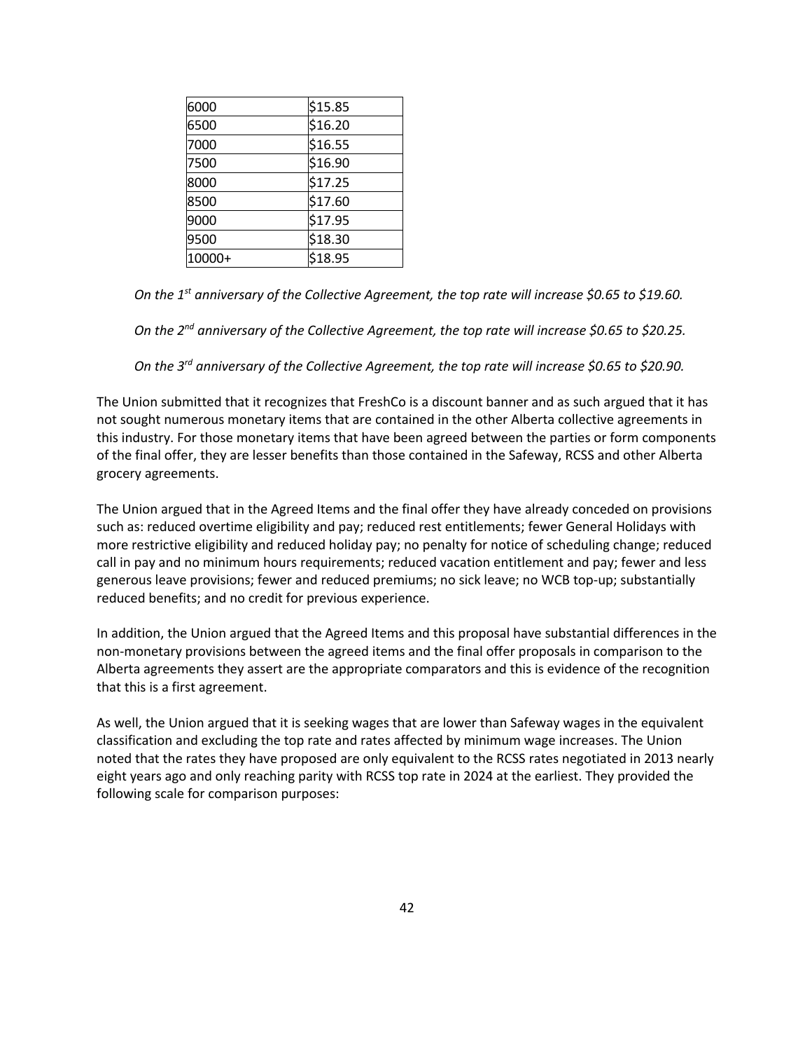| 6000 | $15.85 |
|---|---|
| 6500 | $16.20 |
| 7000 | $16.55 |
| 7500 | $16.90 |
| 8000 | $17.25 |
| 8500 | $17.60 |
| 9000 | $17.95 |
| 9500 | $18.30 |
| 10000+ | $18.95 |

*On the 1st anniversary of the Collective Agreement, the top rate will increase $0.65 to $19.60.*

*On the 2nd anniversary of the Collective Agreement, the top rate will increase $0.65 to $20.25.*

*On the 3rd anniversary of the Collective Agreement, the top rate will increase $0.65 to $20.90.*

The Union submitted that it recognizes that FreshCo is a discount banner and as such argued that it has not sought numerous monetary items that are contained in the other Alberta collective agreements in this industry. For those monetary items that have been agreed between the parties or form components of the final offer, they are lesser benefits than those contained in the Safeway, RCSS and other Alberta grocery agreements.

The Union argued that in the Agreed Items and the final offer they have already conceded on provisions such as: reduced overtime eligibility and pay; reduced rest entitlements; fewer General Holidays with more restrictive eligibility and reduced holiday pay; no penalty for notice of scheduling change; reduced call in pay and no minimum hours requirements; reduced vacation entitlement and pay; fewer and less generous leave provisions; fewer and reduced premiums; no sick leave; no WCB top-up; substantially reduced benefits; and no credit for previous experience.

In addition, the Union argued that the Agreed Items and this proposal have substantial differences in the non-monetary provisions between the agreed items and the final offer proposals in comparison to the Alberta agreements they assert are the appropriate comparators and this is evidence of the recognition that this is a first agreement.

As well, the Union argued that it is seeking wages that are lower than Safeway wages in the equivalent classification and excluding the top rate and rates affected by minimum wage increases. The Union noted that the rates they have proposed are only equivalent to the RCSS rates negotiated in 2013 nearly eight years ago and only reaching parity with RCSS top rate in 2024 at the earliest. They provided the following scale for comparison purposes: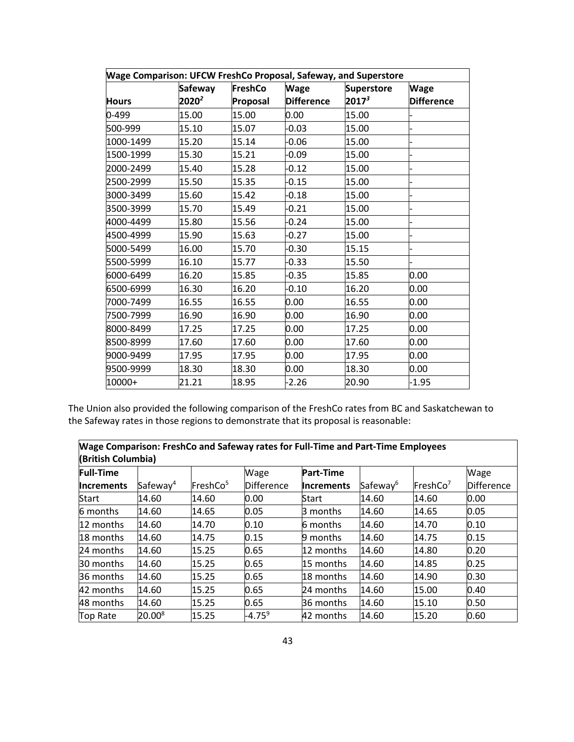| Wage Comparison: UFCW FreshCo Proposal, Safeway, and Superstore | | | | | |
|---|---|---|---|---|---|
| **Hours** | **Safeway 2020**[2] | **FreshCo Proposal** | **Wage Difference** | **Superstore 2017**[3] | **Wage Difference** |
| 0-499 | 15.00 | 15.00 | 0.00 | 15.00 | - |
| 500-999 | 15.10 | 15.07 | -0.03 | 15.00 | - |
| 1000-1499 | 15.20 | 15.14 | -0.06 | 15.00 | - |
| 1500-1999 | 15.30 | 15.21 | -0.09 | 15.00 | - |
| 2000-2499 | 15.40 | 15.28 | -0.12 | 15.00 | - |
| 2500-2999 | 15.50 | 15.35 | -0.15 | 15.00 | - |
| 3000-3499 | 15.60 | 15.42 | -0.18 | 15.00 | - |
| 3500-3999 | 15.70 | 15.49 | -0.21 | 15.00 | - |
| 4000-4499 | 15.80 | 15.56 | -0.24 | 15.00 | - |
| 4500-4999 | 15.90 | 15.63 | -0.27 | 15.00 | - |
| 5000-5499 | 16.00 | 15.70 | -0.30 | 15.15 | - |
| 5500-5999 | 16.10 | 15.77 | -0.33 | 15.50 | - |
| 6000-6499 | 16.20 | 15.85 | -0.35 | 15.85 | 0.00 |
| 6500-6999 | 16.30 | 16.20 | -0.10 | 16.20 | 0.00 |
| 7000-7499 | 16.55 | 16.55 | 0.00 | 16.55 | 0.00 |
| 7500-7999 | 16.90 | 16.90 | 0.00 | 16.90 | 0.00 |
| 8000-8499 | 17.25 | 17.25 | 0.00 | 17.25 | 0.00 |
| 8500-8999 | 17.60 | 17.60 | 0.00 | 17.60 | 0.00 |
| 9000-9499 | 17.95 | 17.95 | 0.00 | 17.95 | 0.00 |
| 9500-9999 | 18.30 | 18.30 | 0.00 | 18.30 | 0.00 |
| 10000+ | 21.21 | 18.95 | -2.26 | 20.90 | -1.95 |

The Union also provided the following comparison of the FreshCo rates from BC and Saskatchewan to the Safeway rates in those regions to demonstrate that its proposal is reasonable:

| Wage Comparison: FreshCo and Safeway rates for Full-Time and Part-Time Employees (British Columbia) | | | | | | | |
|---|---|---|---|---|---|---|---|
| **Full-Time Increments** | Safeway[4] | FreshCo[5] | Wage Difference | **Part-Time Increments** | Safeway[6] | FreshCo[7] | Wage Difference |
| Start | 14.60 | 14.60 | 0.00 | Start | 14.60 | 14.60 | 0.00 |
| 6 months | 14.60 | 14.65 | 0.05 | 3 months | 14.60 | 14.65 | 0.05 |
| 12 months | 14.60 | 14.70 | 0.10 | 6 months | 14.60 | 14.70 | 0.10 |
| 18 months | 14.60 | 14.75 | 0.15 | 9 months | 14.60 | 14.75 | 0.15 |
| 24 months | 14.60 | 15.25 | 0.65 | 12 months | 14.60 | 14.80 | 0.20 |
| 30 months | 14.60 | 15.25 | 0.65 | 15 months | 14.60 | 14.85 | 0.25 |
| 36 months | 14.60 | 15.25 | 0.65 | 18 months | 14.60 | 14.90 | 0.30 |
| 42 months | 14.60 | 15.25 | 0.65 | 24 months | 14.60 | 15.00 | 0.40 |
| 48 months | 14.60 | 15.25 | 0.65 | 36 months | 14.60 | 15.10 | 0.50 |
| Top Rate | 20.00[8] | 15.25 | -4.75[9] | 42 months | 14.60 | 15.20 | 0.60 |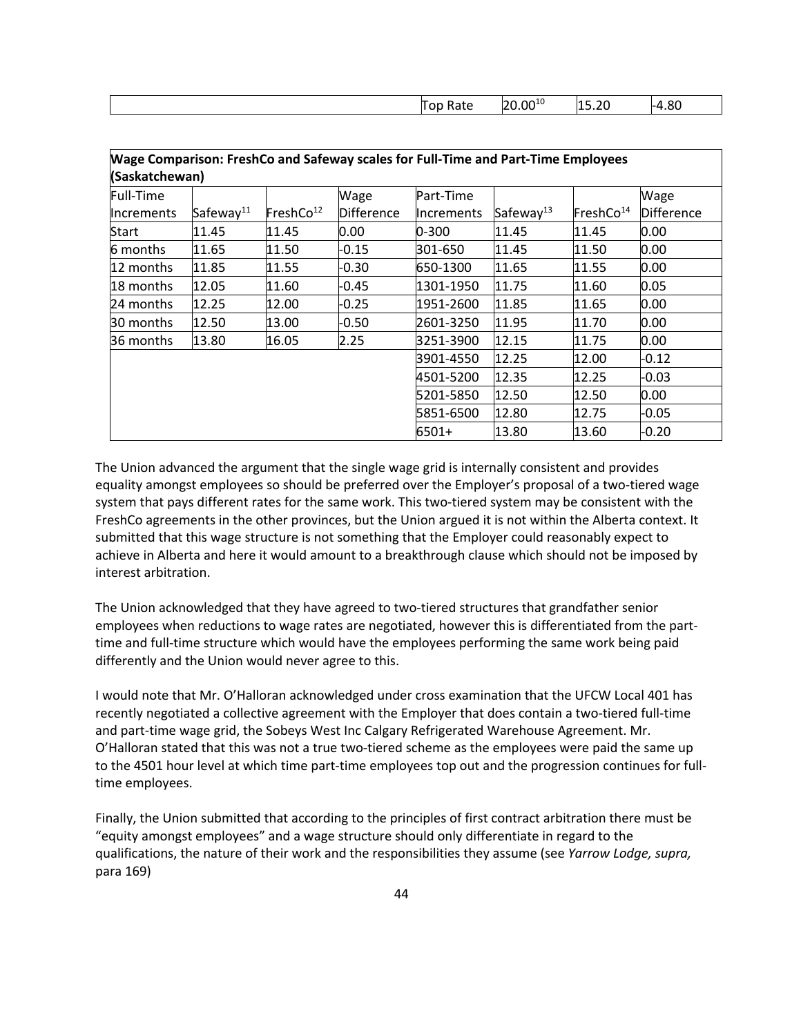| | | | |
|---|---|---|---|
| | Top Rate | 20.00[10] | 15.20 | -4.80 |

| **Wage Comparison: FreshCo and Safeway scales for Full-Time and Part-Time Employees (Saskatchewan)** | | | | | | | |
|---|---|---|---|---|---|---|---|
| Full-Time Increments | Safeway[11] | FreshCo[12] | Wage Difference | Part-Time Increments | Safeway[13] | FreshCo[14] | Wage Difference |
| Start | 11.45 | 11.45 | 0.00 | 0-300 | 11.45 | 11.45 | 0.00 |
| 6 months | 11.65 | 11.50 | -0.15 | 301-650 | 11.45 | 11.50 | 0.00 |
| 12 months | 11.85 | 11.55 | -0.30 | 650-1300 | 11.65 | 11.55 | 0.00 |
| 18 months | 12.05 | 11.60 | -0.45 | 1301-1950 | 11.75 | 11.60 | 0.05 |
| 24 months | 12.25 | 12.00 | -0.25 | 1951-2600 | 11.85 | 11.65 | 0.00 |
| 30 months | 12.50 | 13.00 | -0.50 | 2601-3250 | 11.95 | 11.70 | 0.00 |
| 36 months | 13.80 | 16.05 | 2.25 | 3251-3900 | 12.15 | 11.75 | 0.00 |
| | | | | 3901-4550 | 12.25 | 12.00 | -0.12 |
| | | | | 4501-5200 | 12.35 | 12.25 | -0.03 |
| | | | | 5201-5850 | 12.50 | 12.50 | 0.00 |
| | | | | 5851-6500 | 12.80 | 12.75 | -0.05 |
| | | | | 6501+ | 13.80 | 13.60 | -0.20 |

The Union advanced the argument that the single wage grid is internally consistent and provides equality amongst employees so should be preferred over the Employer's proposal of a two-tiered wage system that pays different rates for the same work. This two-tiered system may be consistent with the FreshCo agreements in the other provinces, but the Union argued it is not within the Alberta context. It submitted that this wage structure is not something that the Employer could reasonably expect to achieve in Alberta and here it would amount to a breakthrough clause which should not be imposed by interest arbitration.

The Union acknowledged that they have agreed to two-tiered structures that grandfather senior employees when reductions to wage rates are negotiated, however this is differentiated from the part-time and full-time structure which would have the employees performing the same work being paid differently and the Union would never agree to this.

I would note that Mr. O'Halloran acknowledged under cross examination that the UFCW Local 401 has recently negotiated a collective agreement with the Employer that does contain a two-tiered full-time and part-time wage grid, the Sobeys West Inc Calgary Refrigerated Warehouse Agreement. Mr. O'Halloran stated that this was not a true two-tiered scheme as the employees were paid the same up to the 4501 hour level at which time part-time employees top out and the progression continues for full-time employees.

Finally, the Union submitted that according to the principles of first contract arbitration there must be "equity amongst employees" and a wage structure should only differentiate in regard to the qualifications, the nature of their work and the responsibilities they assume (see *Yarrow Lodge, supra,* para 169)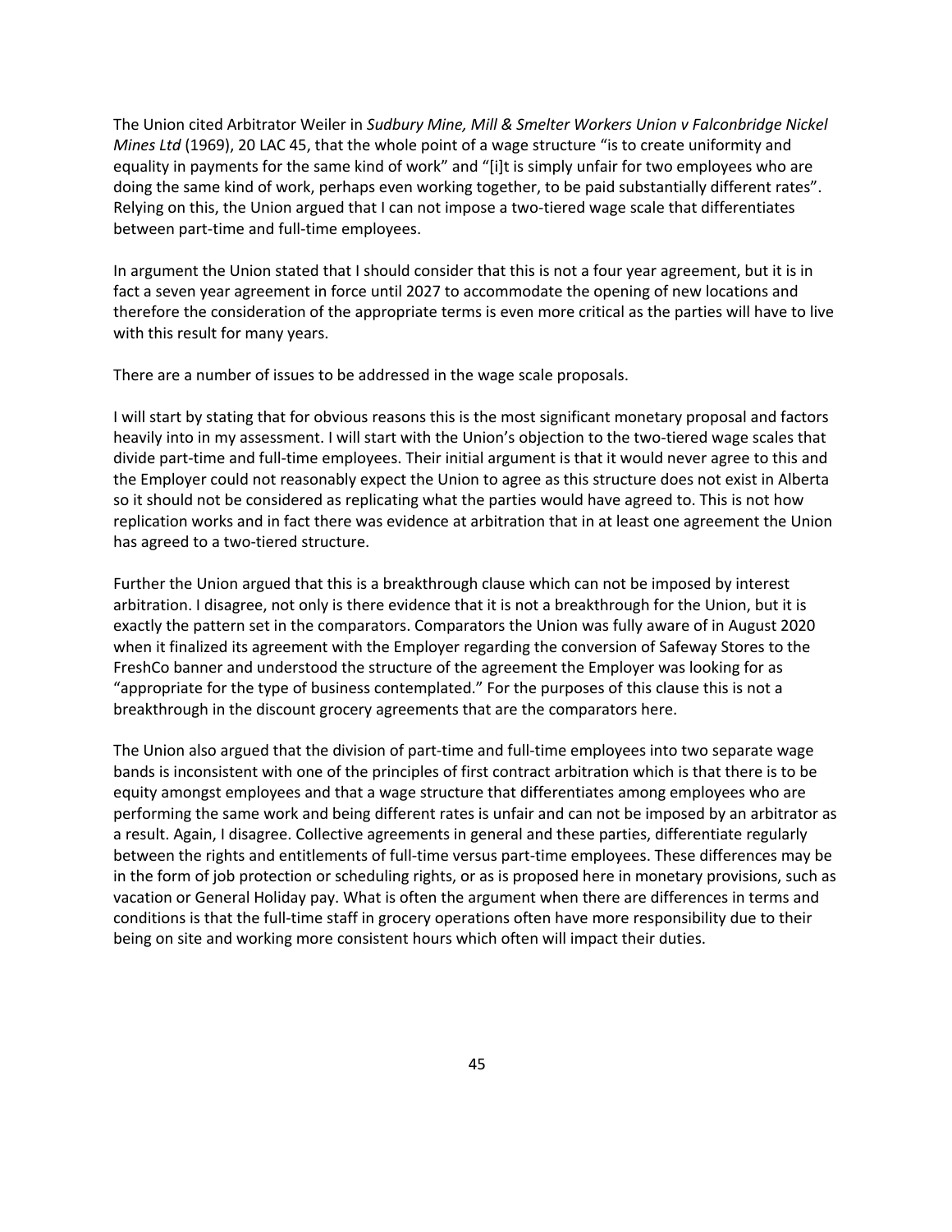The Union cited Arbitrator Weiler in *Sudbury Mine, Mill & Smelter Workers Union v Falconbridge Nickel Mines Ltd* (1969), 20 LAC 45, that the whole point of a wage structure "is to create uniformity and equality in payments for the same kind of work" and "[i]t is simply unfair for two employees who are doing the same kind of work, perhaps even working together, to be paid substantially different rates". Relying on this, the Union argued that I can not impose a two-tiered wage scale that differentiates between part-time and full-time employees.

In argument the Union stated that I should consider that this is not a four year agreement, but it is in fact a seven year agreement in force until 2027 to accommodate the opening of new locations and therefore the consideration of the appropriate terms is even more critical as the parties will have to live with this result for many years.

There are a number of issues to be addressed in the wage scale proposals.

I will start by stating that for obvious reasons this is the most significant monetary proposal and factors heavily into in my assessment. I will start with the Union's objection to the two-tiered wage scales that divide part-time and full-time employees. Their initial argument is that it would never agree to this and the Employer could not reasonably expect the Union to agree as this structure does not exist in Alberta so it should not be considered as replicating what the parties would have agreed to. This is not how replication works and in fact there was evidence at arbitration that in at least one agreement the Union has agreed to a two-tiered structure.

Further the Union argued that this is a breakthrough clause which can not be imposed by interest arbitration. I disagree, not only is there evidence that it is not a breakthrough for the Union, but it is exactly the pattern set in the comparators. Comparators the Union was fully aware of in August 2020 when it finalized its agreement with the Employer regarding the conversion of Safeway Stores to the FreshCo banner and understood the structure of the agreement the Employer was looking for as "appropriate for the type of business contemplated." For the purposes of this clause this is not a breakthrough in the discount grocery agreements that are the comparators here.

The Union also argued that the division of part-time and full-time employees into two separate wage bands is inconsistent with one of the principles of first contract arbitration which is that there is to be equity amongst employees and that a wage structure that differentiates among employees who are performing the same work and being different rates is unfair and can not be imposed by an arbitrator as a result. Again, I disagree. Collective agreements in general and these parties, differentiate regularly between the rights and entitlements of full-time versus part-time employees. These differences may be in the form of job protection or scheduling rights, or as is proposed here in monetary provisions, such as vacation or General Holiday pay. What is often the argument when there are differences in terms and conditions is that the full-time staff in grocery operations often have more responsibility due to their being on site and working more consistent hours which often will impact their duties.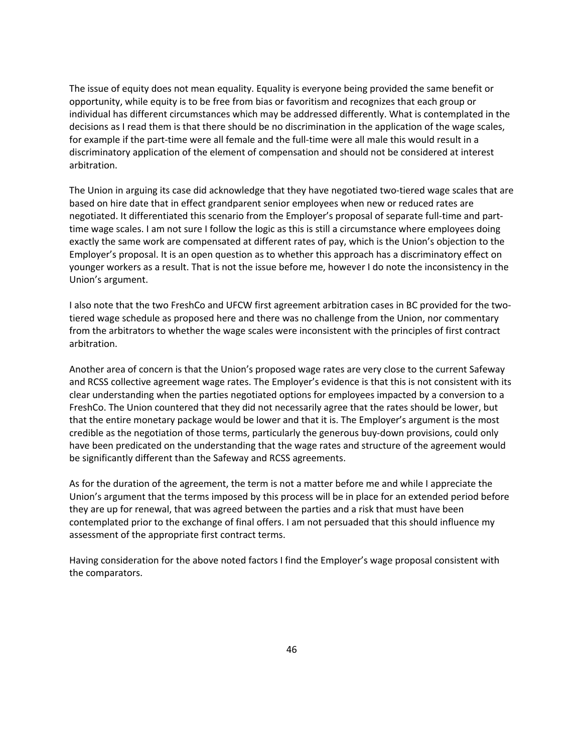The issue of equity does not mean equality. Equality is everyone being provided the same benefit or opportunity, while equity is to be free from bias or favoritism and recognizes that each group or individual has different circumstances which may be addressed differently. What is contemplated in the decisions as I read them is that there should be no discrimination in the application of the wage scales, for example if the part-time were all female and the full-time were all male this would result in a discriminatory application of the element of compensation and should not be considered at interest arbitration.

The Union in arguing its case did acknowledge that they have negotiated two-tiered wage scales that are based on hire date that in effect grandparent senior employees when new or reduced rates are negotiated. It differentiated this scenario from the Employer's proposal of separate full-time and part-time wage scales. I am not sure I follow the logic as this is still a circumstance where employees doing exactly the same work are compensated at different rates of pay, which is the Union's objection to the Employer's proposal. It is an open question as to whether this approach has a discriminatory effect on younger workers as a result. That is not the issue before me, however I do note the inconsistency in the Union's argument.

I also note that the two FreshCo and UFCW first agreement arbitration cases in BC provided for the two-tiered wage schedule as proposed here and there was no challenge from the Union, nor commentary from the arbitrators to whether the wage scales were inconsistent with the principles of first contract arbitration.

Another area of concern is that the Union's proposed wage rates are very close to the current Safeway and RCSS collective agreement wage rates. The Employer's evidence is that this is not consistent with its clear understanding when the parties negotiated options for employees impacted by a conversion to a FreshCo. The Union countered that they did not necessarily agree that the rates should be lower, but that the entire monetary package would be lower and that it is. The Employer's argument is the most credible as the negotiation of those terms, particularly the generous buy-down provisions, could only have been predicated on the understanding that the wage rates and structure of the agreement would be significantly different than the Safeway and RCSS agreements.

As for the duration of the agreement, the term is not a matter before me and while I appreciate the Union's argument that the terms imposed by this process will be in place for an extended period before they are up for renewal, that was agreed between the parties and a risk that must have been contemplated prior to the exchange of final offers. I am not persuaded that this should influence my assessment of the appropriate first contract terms.

Having consideration for the above noted factors I find the Employer's wage proposal consistent with the comparators.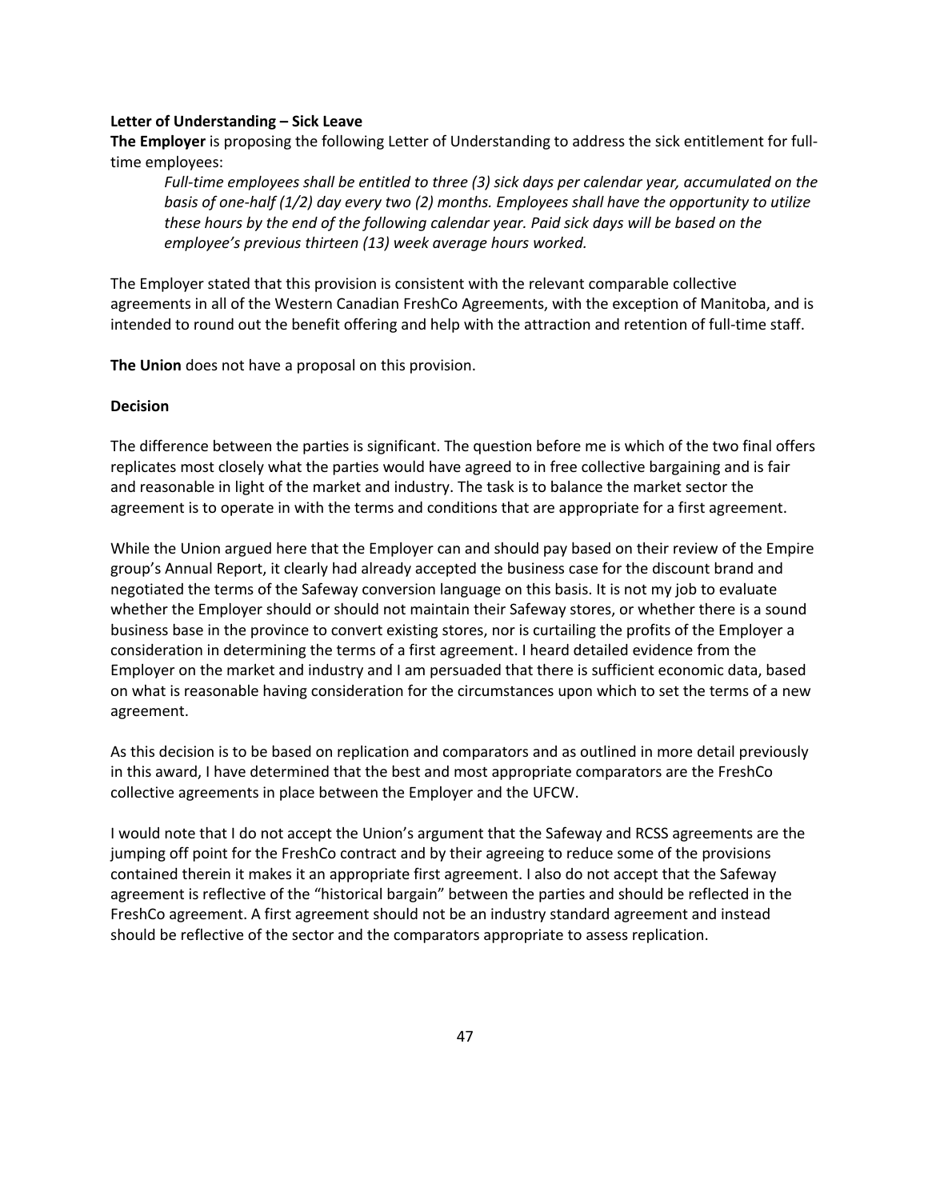**Letter of Understanding – Sick Leave**

**The Employer** is proposing the following Letter of Understanding to address the sick entitlement for full-time employees:

> *Full-time employees shall be entitled to three (3) sick days per calendar year, accumulated on the basis of one-half (1/2) day every two (2) months. Employees shall have the opportunity to utilize these hours by the end of the following calendar year. Paid sick days will be based on the employee's previous thirteen (13) week average hours worked.*

The Employer stated that this provision is consistent with the relevant comparable collective agreements in all of the Western Canadian FreshCo Agreements, with the exception of Manitoba, and is intended to round out the benefit offering and help with the attraction and retention of full-time staff.

**The Union** does not have a proposal on this provision.

**Decision**

The difference between the parties is significant. The question before me is which of the two final offers replicates most closely what the parties would have agreed to in free collective bargaining and is fair and reasonable in light of the market and industry. The task is to balance the market sector the agreement is to operate in with the terms and conditions that are appropriate for a first agreement.

While the Union argued here that the Employer can and should pay based on their review of the Empire group's Annual Report, it clearly had already accepted the business case for the discount brand and negotiated the terms of the Safeway conversion language on this basis. It is not my job to evaluate whether the Employer should or should not maintain their Safeway stores, or whether there is a sound business base in the province to convert existing stores, nor is curtailing the profits of the Employer a consideration in determining the terms of a first agreement. I heard detailed evidence from the Employer on the market and industry and I am persuaded that there is sufficient economic data, based on what is reasonable having consideration for the circumstances upon which to set the terms of a new agreement.

As this decision is to be based on replication and comparators and as outlined in more detail previously in this award, I have determined that the best and most appropriate comparators are the FreshCo collective agreements in place between the Employer and the UFCW.

I would note that I do not accept the Union's argument that the Safeway and RCSS agreements are the jumping off point for the FreshCo contract and by their agreeing to reduce some of the provisions contained therein it makes it an appropriate first agreement. I also do not accept that the Safeway agreement is reflective of the "historical bargain" between the parties and should be reflected in the FreshCo agreement. A first agreement should not be an industry standard agreement and instead should be reflective of the sector and the comparators appropriate to assess replication.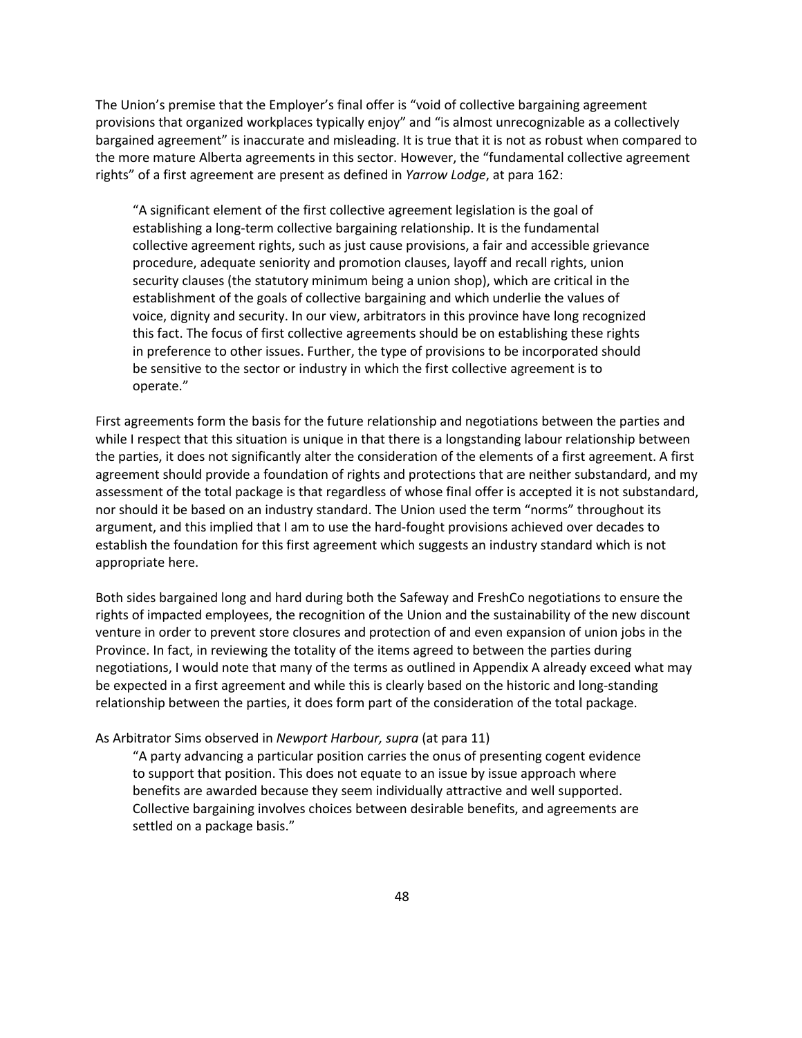The Union's premise that the Employer's final offer is "void of collective bargaining agreement provisions that organized workplaces typically enjoy" and "is almost unrecognizable as a collectively bargained agreement" is inaccurate and misleading. It is true that it is not as robust when compared to the more mature Alberta agreements in this sector. However, the "fundamental collective agreement rights" of a first agreement are present as defined in *Yarrow Lodge*, at para 162:

> "A significant element of the first collective agreement legislation is the goal of establishing a long-term collective bargaining relationship. It is the fundamental collective agreement rights, such as just cause provisions, a fair and accessible grievance procedure, adequate seniority and promotion clauses, layoff and recall rights, union security clauses (the statutory minimum being a union shop), which are critical in the establishment of the goals of collective bargaining and which underlie the values of voice, dignity and security. In our view, arbitrators in this province have long recognized this fact. The focus of first collective agreements should be on establishing these rights in preference to other issues. Further, the type of provisions to be incorporated should be sensitive to the sector or industry in which the first collective agreement is to operate."

First agreements form the basis for the future relationship and negotiations between the parties and while I respect that this situation is unique in that there is a longstanding labour relationship between the parties, it does not significantly alter the consideration of the elements of a first agreement. A first agreement should provide a foundation of rights and protections that are neither substandard, and my assessment of the total package is that regardless of whose final offer is accepted it is not substandard, nor should it be based on an industry standard. The Union used the term "norms" throughout its argument, and this implied that I am to use the hard-fought provisions achieved over decades to establish the foundation for this first agreement which suggests an industry standard which is not appropriate here.

Both sides bargained long and hard during both the Safeway and FreshCo negotiations to ensure the rights of impacted employees, the recognition of the Union and the sustainability of the new discount venture in order to prevent store closures and protection of and even expansion of union jobs in the Province. In fact, in reviewing the totality of the items agreed to between the parties during negotiations, I would note that many of the terms as outlined in Appendix A already exceed what may be expected in a first agreement and while this is clearly based on the historic and long-standing relationship between the parties, it does form part of the consideration of the total package.

As Arbitrator Sims observed in *Newport Harbour, supra* (at para 11)

> "A party advancing a particular position carries the onus of presenting cogent evidence to support that position. This does not equate to an issue by issue approach where benefits are awarded because they seem individually attractive and well supported. Collective bargaining involves choices between desirable benefits, and agreements are settled on a package basis."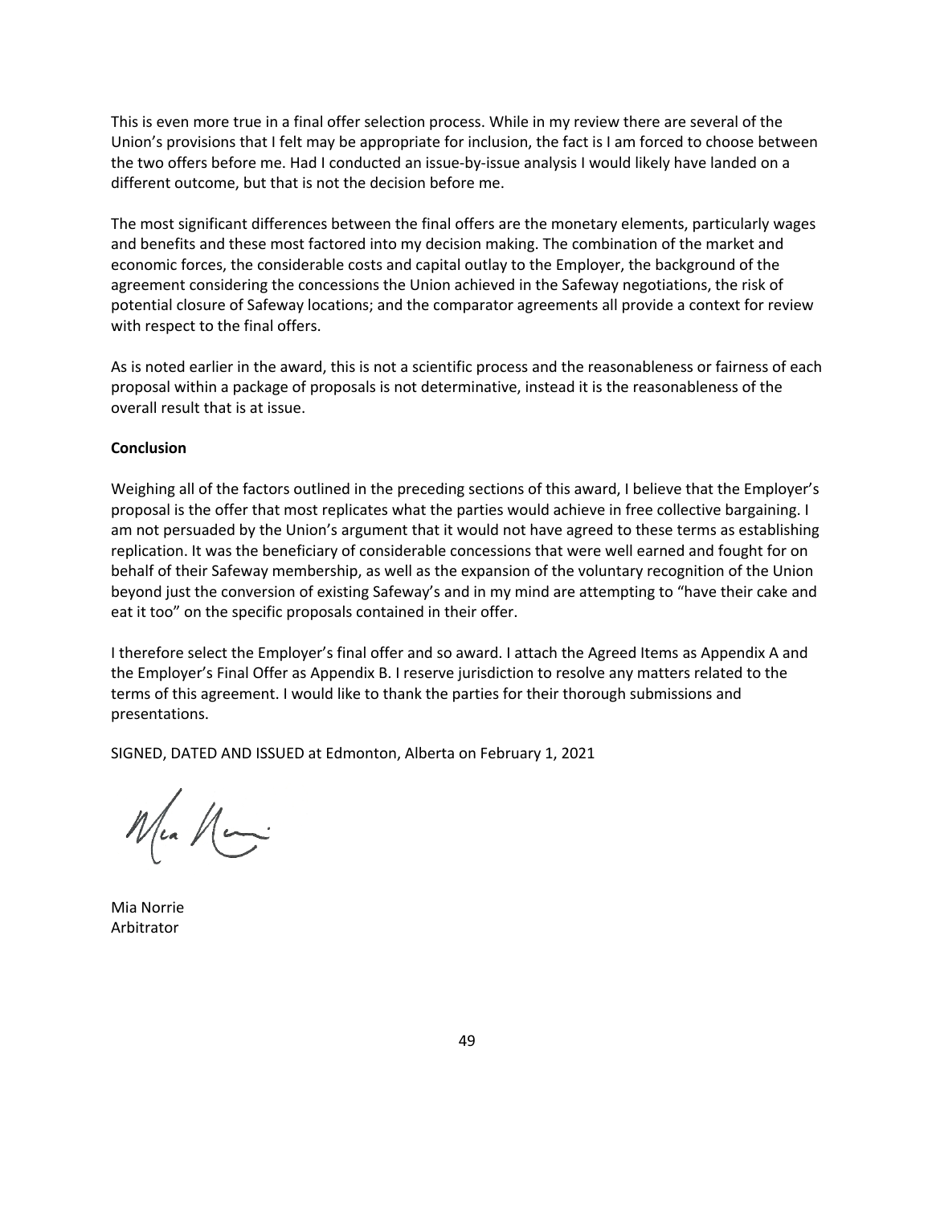This is even more true in a final offer selection process. While in my review there are several of the Union's provisions that I felt may be appropriate for inclusion, the fact is I am forced to choose between the two offers before me. Had I conducted an issue-by-issue analysis I would likely have landed on a different outcome, but that is not the decision before me.

The most significant differences between the final offers are the monetary elements, particularly wages and benefits and these most factored into my decision making. The combination of the market and economic forces, the considerable costs and capital outlay to the Employer, the background of the agreement considering the concessions the Union achieved in the Safeway negotiations, the risk of potential closure of Safeway locations; and the comparator agreements all provide a context for review with respect to the final offers.

As is noted earlier in the award, this is not a scientific process and the reasonableness or fairness of each proposal within a package of proposals is not determinative, instead it is the reasonableness of the overall result that is at issue.

**Conclusion**

Weighing all of the factors outlined in the preceding sections of this award, I believe that the Employer's proposal is the offer that most replicates what the parties would achieve in free collective bargaining. I am not persuaded by the Union's argument that it would not have agreed to these terms as establishing replication. It was the beneficiary of considerable concessions that were well earned and fought for on behalf of their Safeway membership, as well as the expansion of the voluntary recognition of the Union beyond just the conversion of existing Safeway's and in my mind are attempting to "have their cake and eat it too" on the specific proposals contained in their offer.

I therefore select the Employer's final offer and so award. I attach the Agreed Items as Appendix A and the Employer's Final Offer as Appendix B. I reserve jurisdiction to resolve any matters related to the terms of this agreement. I would like to thank the parties for their thorough submissions and presentations.

SIGNED, DATED AND ISSUED at Edmonton, Alberta on February 1, 2021

Mia Norrie
Arbitrator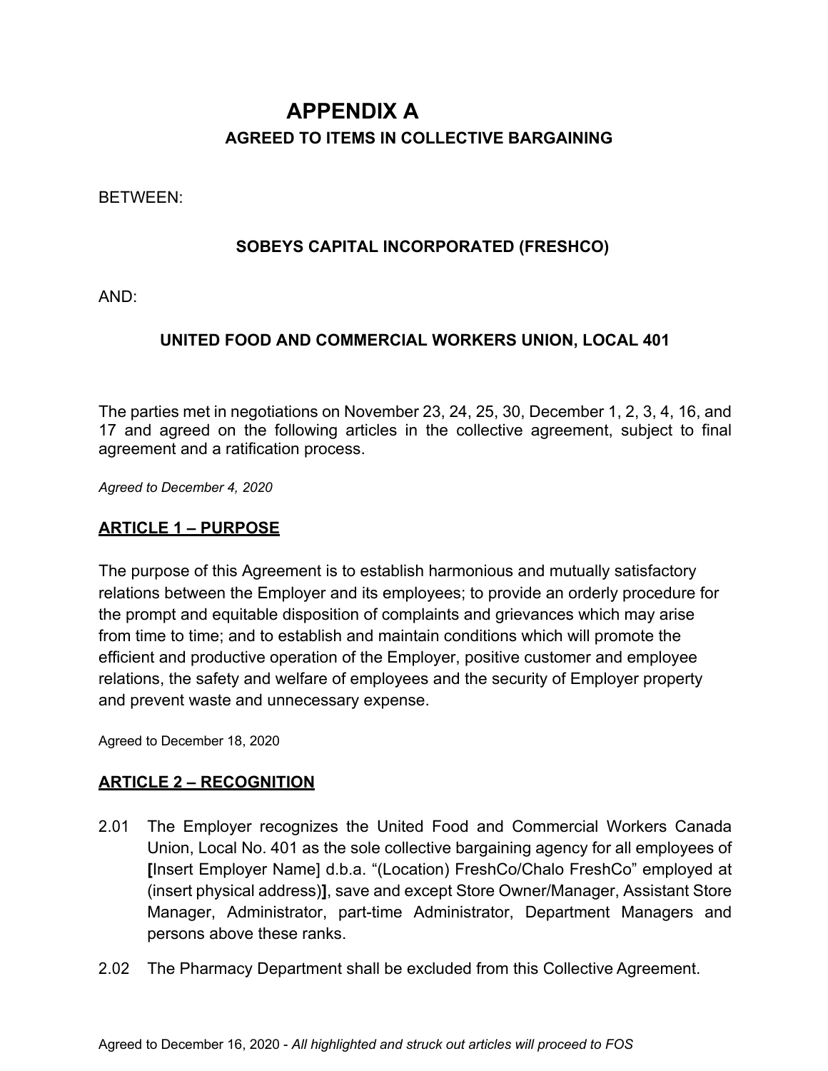# APPENDIX A

## AGREED TO ITEMS IN COLLECTIVE BARGAINING

BETWEEN:

**SOBEYS CAPITAL INCORPORATED (FRESHCO)**

AND:

**UNITED FOOD AND COMMERCIAL WORKERS UNION, LOCAL 401**

The parties met in negotiations on November 23, 24, 25, 30, December 1, 2, 3, 4, 16, and 17 and agreed on the following articles in the collective agreement, subject to final agreement and a ratification process.

*Agreed to December 4, 2020*

## ARTICLE 1 – PURPOSE

The purpose of this Agreement is to establish harmonious and mutually satisfactory relations between the Employer and its employees; to provide an orderly procedure for the prompt and equitable disposition of complaints and grievances which may arise from time to time; and to establish and maintain conditions which will promote the efficient and productive operation of the Employer, positive customer and employee relations, the safety and welfare of employees and the security of Employer property and prevent waste and unnecessary expense.

Agreed to December 18, 2020

## ARTICLE 2 – RECOGNITION

2.01 The Employer recognizes the United Food and Commercial Workers Canada Union, Local No. 401 as the sole collective bargaining agency for all employees of **[**Insert Employer Name] d.b.a. "(Location) FreshCo/Chalo FreshCo" employed at (insert physical address)**]**, save and except Store Owner/Manager, Assistant Store Manager, Administrator, part-time Administrator, Department Managers and persons above these ranks.

2.02 The Pharmacy Department shall be excluded from this Collective Agreement.

Agreed to December 16, 2020 - *All highlighted and struck out articles will proceed to FOS*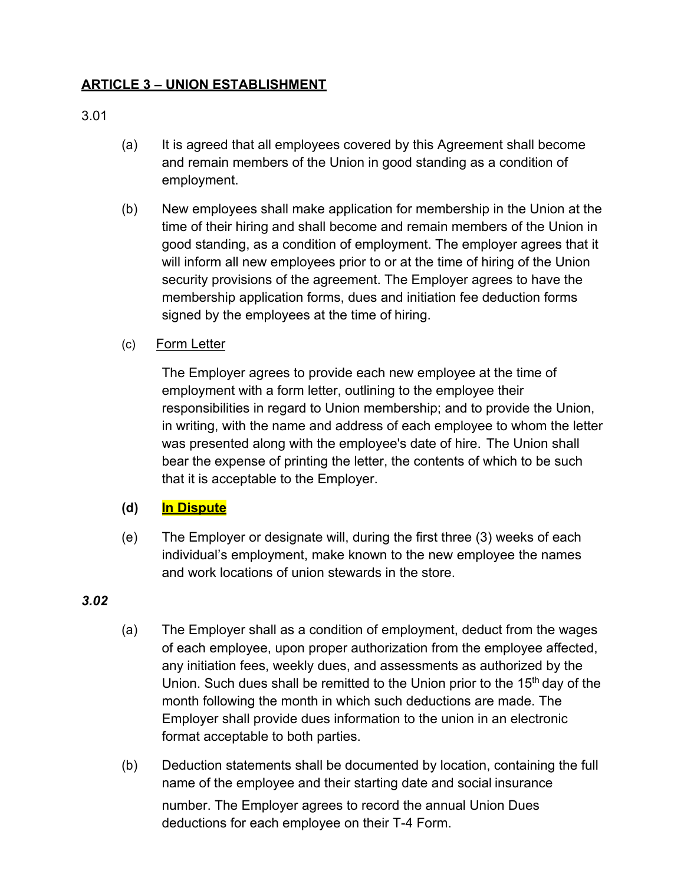## **ARTICLE 3 – UNION ESTABLISHMENT**

3.01

(a) It is agreed that all employees covered by this Agreement shall become and remain members of the Union in good standing as a condition of employment.

(b) New employees shall make application for membership in the Union at the time of their hiring and shall become and remain members of the Union in good standing, as a condition of employment. The employer agrees that it will inform all new employees prior to or at the time of hiring of the Union security provisions of the agreement. The Employer agrees to have the membership application forms, dues and initiation fee deduction forms signed by the employees at the time of hiring.

(c) Form Letter

The Employer agrees to provide each new employee at the time of employment with a form letter, outlining to the employee their responsibilities in regard to Union membership; and to provide the Union, in writing, with the name and address of each employee to whom the letter was presented along with the employee's date of hire. The Union shall bear the expense of printing the letter, the contents of which to be such that it is acceptable to the Employer.

**(d) In Dispute**

(e) The Employer or designate will, during the first three (3) weeks of each individual's employment, make known to the new employee the names and work locations of union stewards in the store.

***3.02***

(a) The Employer shall as a condition of employment, deduct from the wages of each employee, upon proper authorization from the employee affected, any initiation fees, weekly dues, and assessments as authorized by the Union. Such dues shall be remitted to the Union prior to the 15th day of the month following the month in which such deductions are made. The Employer shall provide dues information to the union in an electronic format acceptable to both parties.

(b) Deduction statements shall be documented by location, containing the full name of the employee and their starting date and social insurance number. The Employer agrees to record the annual Union Dues deductions for each employee on their T-4 Form.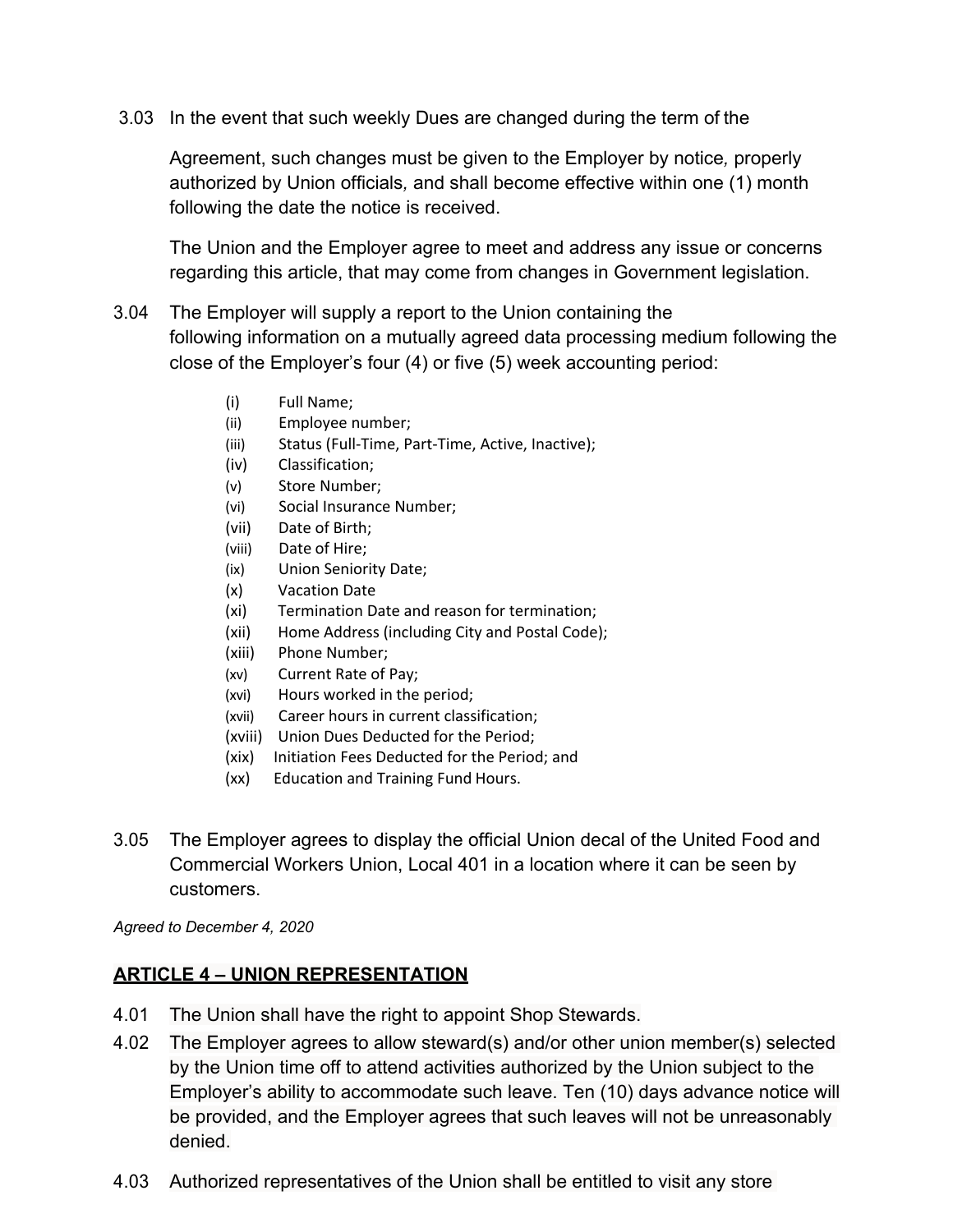3.03 In the event that such weekly Dues are changed during the term of the

Agreement, such changes must be given to the Employer by notice, properly authorized by Union officials, and shall become effective within one (1) month following the date the notice is received.

The Union and the Employer agree to meet and address any issue or concerns regarding this article, that may come from changes in Government legislation.

3.04 The Employer will supply a report to the Union containing the following information on a mutually agreed data processing medium following the close of the Employer's four (4) or five (5) week accounting period:

- (i) Full Name;
- (ii) Employee number;
- (iii) Status (Full-Time, Part-Time, Active, Inactive);
- (iv) Classification;
- (v) Store Number;
- (vi) Social Insurance Number;
- (vii) Date of Birth;
- (viii) Date of Hire;
- (ix) Union Seniority Date;
- (x) Vacation Date
- (xi) Termination Date and reason for termination;
- (xii) Home Address (including City and Postal Code);
- (xiii) Phone Number;
- (xv) Current Rate of Pay;
- (xvi) Hours worked in the period;
- (xvii) Career hours in current classification;
- (xviii) Union Dues Deducted for the Period;
- (xix) Initiation Fees Deducted for the Period; and
- (xx) Education and Training Fund Hours.

3.05 The Employer agrees to display the official Union decal of the United Food and Commercial Workers Union, Local 401 in a location where it can be seen by customers.

*Agreed to December 4, 2020*

## ARTICLE 4 – UNION REPRESENTATION

4.01 The Union shall have the right to appoint Shop Stewards.

4.02 The Employer agrees to allow steward(s) and/or other union member(s) selected by the Union time off to attend activities authorized by the Union subject to the Employer's ability to accommodate such leave. Ten (10) days advance notice will be provided, and the Employer agrees that such leaves will not be unreasonably denied.

4.03 Authorized representatives of the Union shall be entitled to visit any store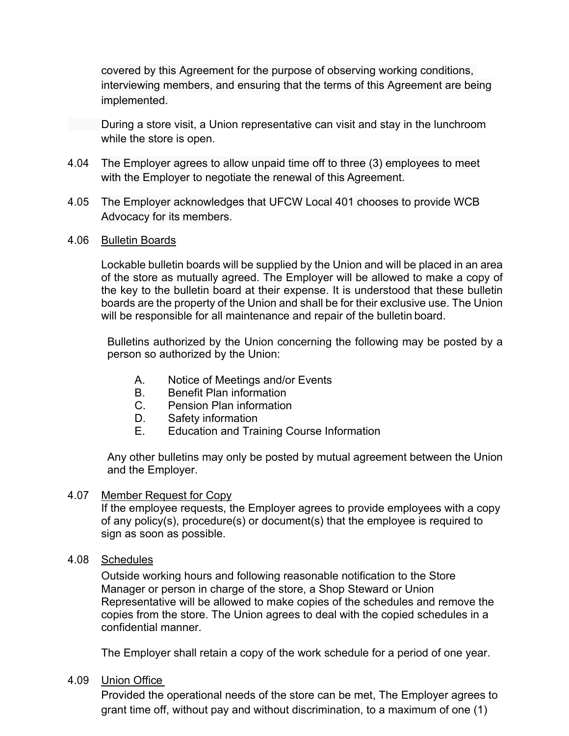covered by this Agreement for the purpose of observing working conditions, interviewing members, and ensuring that the terms of this Agreement are being implemented.

During a store visit, a Union representative can visit and stay in the lunchroom while the store is open.

4.04 The Employer agrees to allow unpaid time off to three (3) employees to meet with the Employer to negotiate the renewal of this Agreement.

4.05 The Employer acknowledges that UFCW Local 401 chooses to provide WCB Advocacy for its members.

4.06 Bulletin Boards

Lockable bulletin boards will be supplied by the Union and will be placed in an area of the store as mutually agreed. The Employer will be allowed to make a copy of the key to the bulletin board at their expense. It is understood that these bulletin boards are the property of the Union and shall be for their exclusive use. The Union will be responsible for all maintenance and repair of the bulletin board.

Bulletins authorized by the Union concerning the following may be posted by a person so authorized by the Union:

A. Notice of Meetings and/or Events
B. Benefit Plan information
C. Pension Plan information
D. Safety information
E. Education and Training Course Information

Any other bulletins may only be posted by mutual agreement between the Union and the Employer.

4.07 Member Request for Copy
If the employee requests, the Employer agrees to provide employees with a copy of any policy(s), procedure(s) or document(s) that the employee is required to sign as soon as possible.

4.08 Schedules
Outside working hours and following reasonable notification to the Store Manager or person in charge of the store, a Shop Steward or Union Representative will be allowed to make copies of the schedules and remove the copies from the store. The Union agrees to deal with the copied schedules in a confidential manner.

The Employer shall retain a copy of the work schedule for a period of one year.

4.09 Union Office
Provided the operational needs of the store can be met, The Employer agrees to grant time off, without pay and without discrimination, to a maximum of one (1)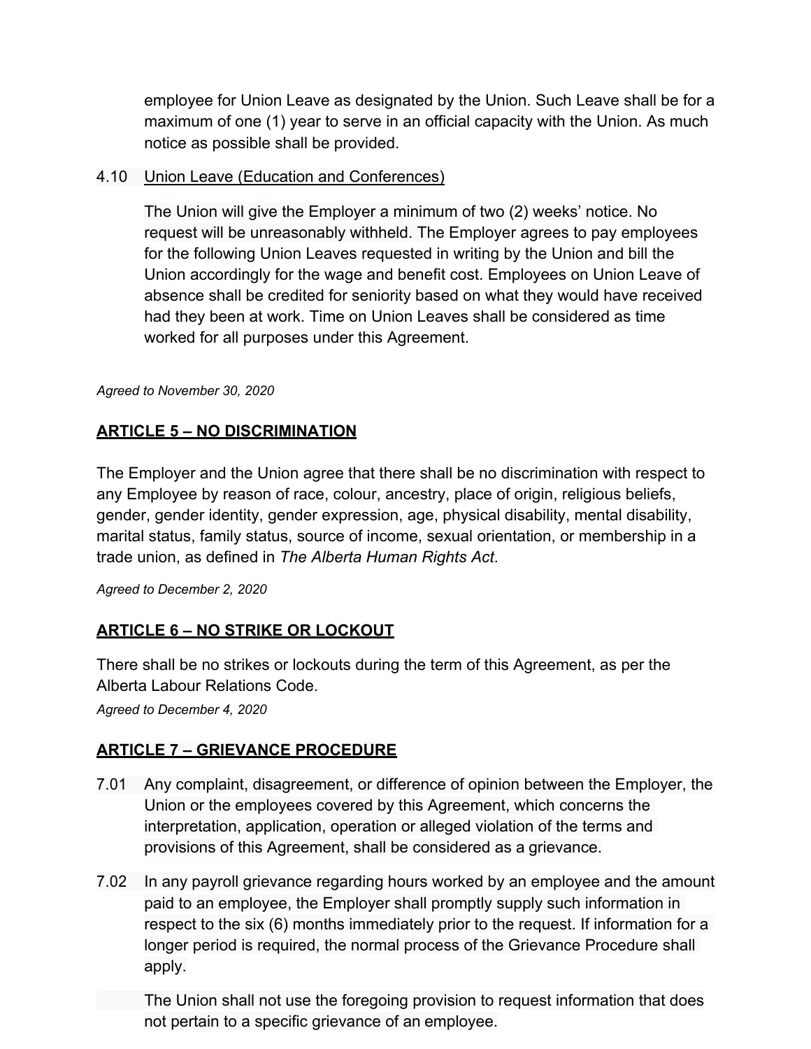employee for Union Leave as designated by the Union. Such Leave shall be for a maximum of one (1) year to serve in an official capacity with the Union. As much notice as possible shall be provided.

4.10 Union Leave (Education and Conferences)

The Union will give the Employer a minimum of two (2) weeks' notice. No request will be unreasonably withheld. The Employer agrees to pay employees for the following Union Leaves requested in writing by the Union and bill the Union accordingly for the wage and benefit cost. Employees on Union Leave of absence shall be credited for seniority based on what they would have received had they been at work. Time on Union Leaves shall be considered as time worked for all purposes under this Agreement.

*Agreed to November 30, 2020*

## ARTICLE 5 – NO DISCRIMINATION

The Employer and the Union agree that there shall be no discrimination with respect to any Employee by reason of race, colour, ancestry, place of origin, religious beliefs, gender, gender identity, gender expression, age, physical disability, mental disability, marital status, family status, source of income, sexual orientation, or membership in a trade union, as defined in *The Alberta Human Rights Act*.

*Agreed to December 2, 2020*

## ARTICLE 6 – NO STRIKE OR LOCKOUT

There shall be no strikes or lockouts during the term of this Agreement, as per the Alberta Labour Relations Code.

*Agreed to December 4, 2020*

## ARTICLE 7 – GRIEVANCE PROCEDURE

7.01 Any complaint, disagreement, or difference of opinion between the Employer, the Union or the employees covered by this Agreement, which concerns the interpretation, application, operation or alleged violation of the terms and provisions of this Agreement, shall be considered as a grievance.

7.02 In any payroll grievance regarding hours worked by an employee and the amount paid to an employee, the Employer shall promptly supply such information in respect to the six (6) months immediately prior to the request. If information for a longer period is required, the normal process of the Grievance Procedure shall apply.

The Union shall not use the foregoing provision to request information that does not pertain to a specific grievance of an employee.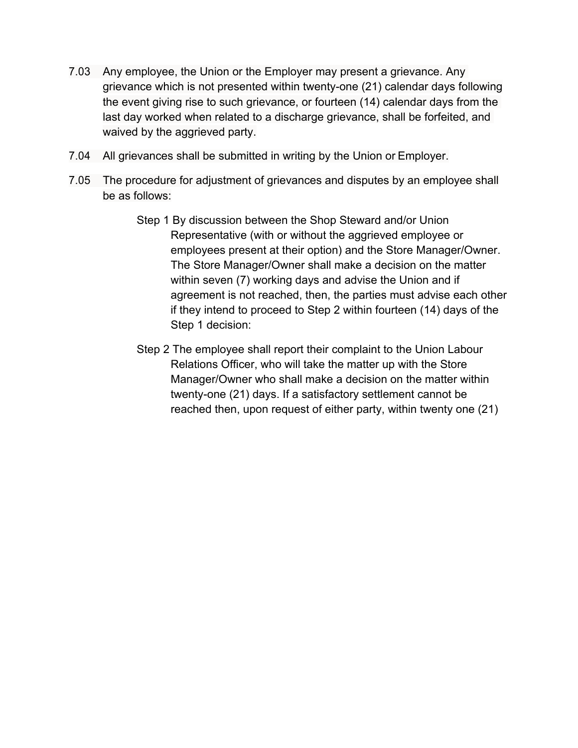7.03 Any employee, the Union or the Employer may present a grievance. Any grievance which is not presented within twenty-one (21) calendar days following the event giving rise to such grievance, or fourteen (14) calendar days from the last day worked when related to a discharge grievance, shall be forfeited, and waived by the aggrieved party.

7.04 All grievances shall be submitted in writing by the Union or Employer.

7.05 The procedure for adjustment of grievances and disputes by an employee shall be as follows:

Step 1 By discussion between the Shop Steward and/or Union Representative (with or without the aggrieved employee or employees present at their option) and the Store Manager/Owner. The Store Manager/Owner shall make a decision on the matter within seven (7) working days and advise the Union and if agreement is not reached, then, the parties must advise each other if they intend to proceed to Step 2 within fourteen (14) days of the Step 1 decision:

Step 2 The employee shall report their complaint to the Union Labour Relations Officer, who will take the matter up with the Store Manager/Owner who shall make a decision on the matter within twenty-(21) days. If a satisfactory settlement cannot be reached then, upon request of either party, within twenty one (21)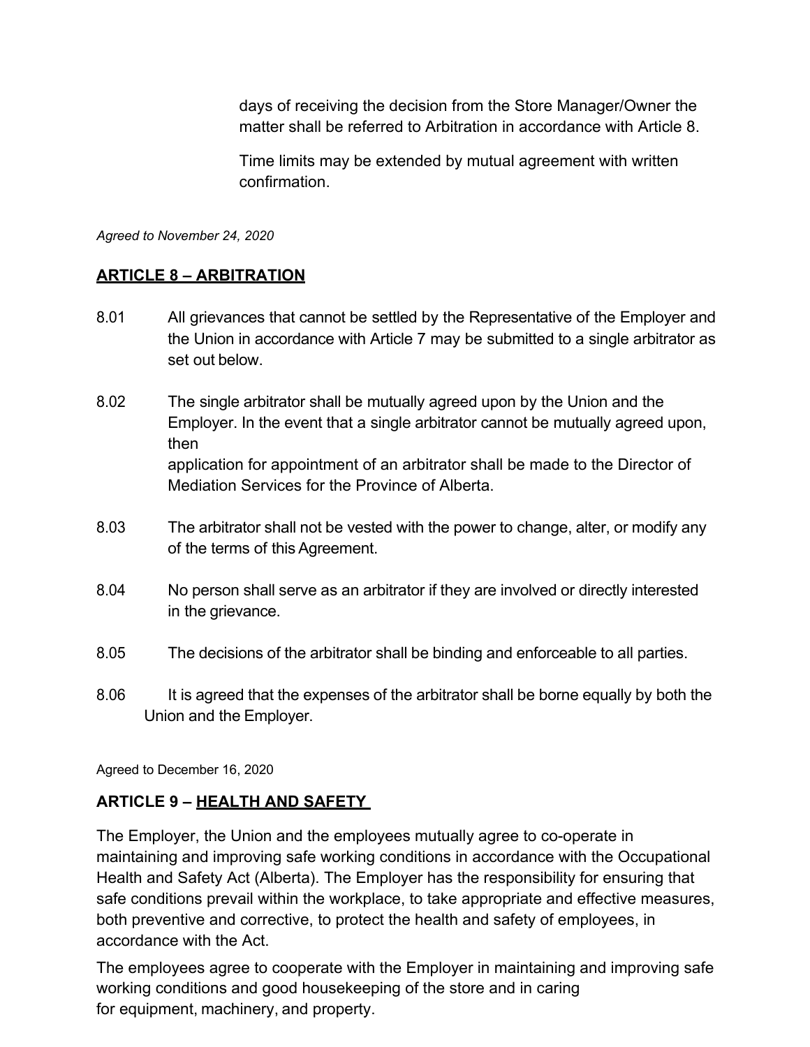days of receiving the decision from the Store Manager/Owner the matter shall be referred to Arbitration in accordance with Article 8.

Time limits may be extended by mutual agreement with written confirmation.

*Agreed to November 24, 2020*

## **ARTICLE 8 – ARBITRATION**

8.01 All grievances that cannot be settled by the Representative of the Employer and the Union in accordance with Article 7 may be submitted to a single arbitrator as set out below.

8.02 The single arbitrator shall be mutually agreed upon by the Union and the Employer. In the event that a single arbitrator cannot be mutually agreed upon, then
application for appointment of an arbitrator shall be made to the Director of Mediation Services for the Province of Alberta.

8.03 The arbitrator shall not be vested with the power to change, alter, or modify any of the terms of this Agreement.

8.04 No person shall serve as an arbitrator if they are involved or directly interested in the grievance.

8.05 The decisions of the arbitrator shall be binding and enforceable to all parties.

8.06 It is agreed that the expenses of the arbitrator shall be borne equally by both the Union and the Employer.

Agreed to December 16, 2020

## **ARTICLE 9 – HEALTH AND SAFETY**

The Employer, the Union and the employees mutually agree to co-operate in maintaining and improving safe working conditions in accordance with the Occupational Health and Safety Act (Alberta). The Employer has the responsibility for ensuring that safe conditions prevail within the workplace, to take appropriate and effective measures, both preventive and corrective, to protect the health and safety of employees, in accordance with the Act.

The employees agree to cooperate with the Employer in maintaining and improving safe working conditions and good housekeeping of the store and in caring for equipment, machinery, and property.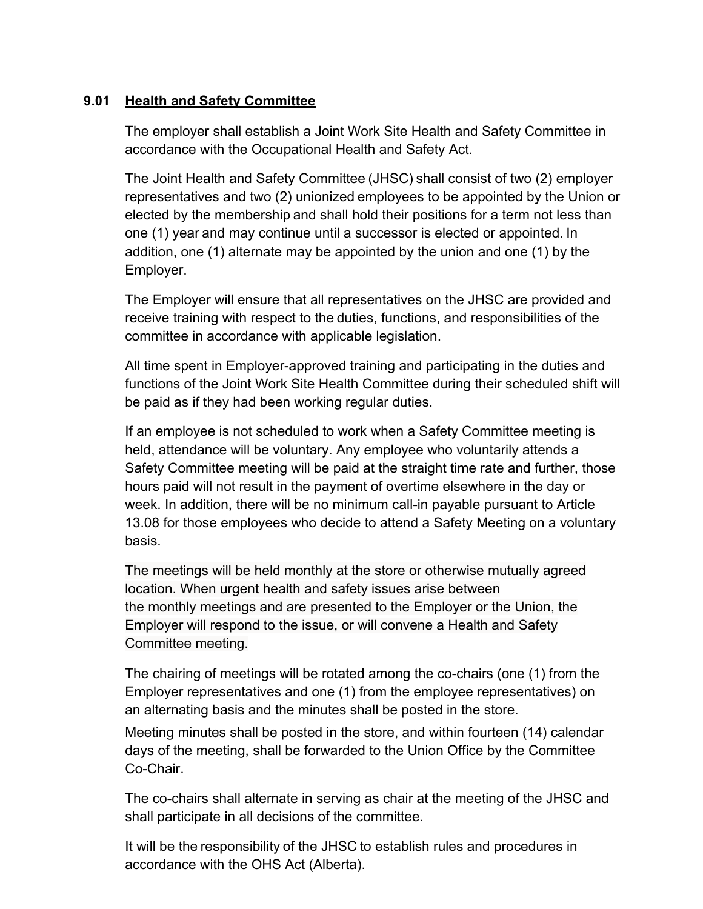### 9.01 **Health and Safety Committee**

The employer shall establish a Joint Work Site Health and Safety Committee in accordance with the Occupational Health and Safety Act.

The Joint Health and Safety Committee (JHSC) shall consist of two (2) employer representatives and two (2) unionized employees to be appointed by the Union or elected by the membership and shall hold their positions for a term not less than one (1) year and may continue until a successor is elected or appointed. In addition, one (1) alternate may be appointed by the union and one (1) by the Employer.

The Employer will ensure that all representatives on the JHSC are provided and receive training with respect to the duties, functions, and responsibilities of the committee in accordance with applicable legislation.

All time spent in Employer-approved training and participating in the duties and functions of the Joint Work Site Health Committee during their scheduled shift will be paid as if they had been working regular duties.

If an employee is not scheduled to work when a Safety Committee meeting is held, attendance will be voluntary. Any employee who voluntarily attends a Safety Committee meeting will be paid at the straight time rate and further, those hours paid will not result in the payment of overtime elsewhere in the day or week. In addition, there will be no minimum call-in payable pursuant to Article 13.08 for those employees who decide to attend a Safety Meeting on a voluntary basis.

The meetings will be held monthly at the store or otherwise mutually agreed location. When urgent health and safety issues arise between the monthly meetings and are presented to the Employer or the Union, the Employer will respond to the issue, or will convene a Health and Safety Committee meeting.

The chairing of meetings will be rotated among the co-chairs (one (1) from the Employer representatives and one (1) from the employee representatives) on an alternating basis and the minutes shall be posted in the store.

Meeting minutes shall be posted in the store, and within fourteen (14) calendar days of the meeting, shall be forwarded to the Union Office by the Committee Co-Chair.

The co-chairs shall alternate in serving as chair at the meeting of the JHSC and shall participate in all decisions of the committee.

It will be the responsibility of the JHSC to establish rules and procedures in accordance with the OHS Act (Alberta).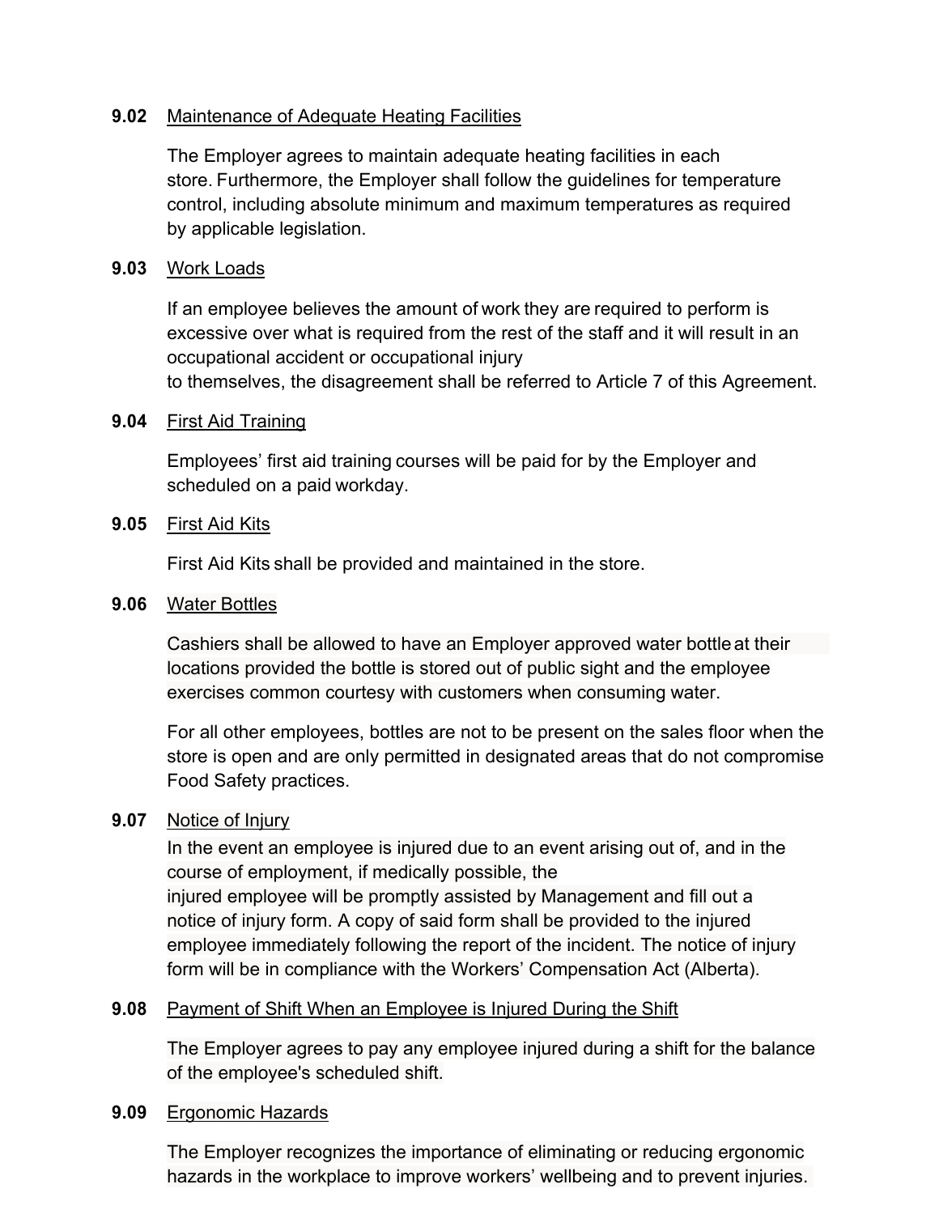**9.02** Maintenance of Adequate Heating Facilities

The Employer agrees to maintain adequate heating facilities in each store. Furthermore, the Employer shall follow the guidelines for temperature control, including absolute minimum and maximum temperatures as required by applicable legislation.

**9.03** Work Loads

If an employee believes the amount of work they are required to perform is excessive over what is required from the rest of the staff and it will result in an occupational accident or occupational injury to themselves, the disagreement shall be referred to Article 7 of this Agreement.

**9.04** First Aid Training

Employees' first aid training courses will be paid for by the Employer and scheduled on a paid workday.

**9.05** First Aid Kits

First Aid Kits shall be provided and maintained in the store.

**9.06** Water Bottles

Cashiers shall be allowed to have an Employer approved water bottle at their locations provided the bottle is stored out of public sight and the employee exercises common courtesy with customers when consuming water.

For all other employees, bottles are not to be present on the sales floor when the store is open and are only permitted in designated areas that do not compromise Food Safety practices.

**9.07** Notice of Injury

In the event an employee is injured due to an event arising out of, and in the course of employment, if medically possible, the injured employee will be promptly assisted by Management and fill out a notice of injury form. A copy of said form shall be provided to the injured employee immediately following the report of the incident. The notice of injury form will be in compliance with the Workers' Compensation Act (Alberta).

**9.08** Payment of Shift When an Employee is Injured During the Shift

The Employer agrees to pay any employee injured during a shift for the balance of the employee's scheduled shift.

**9.09** Ergonomic Hazards

The Employer recognizes the importance of eliminating or reducing ergonomic hazards in the workplace to improve workers' wellbeing and to prevent injuries.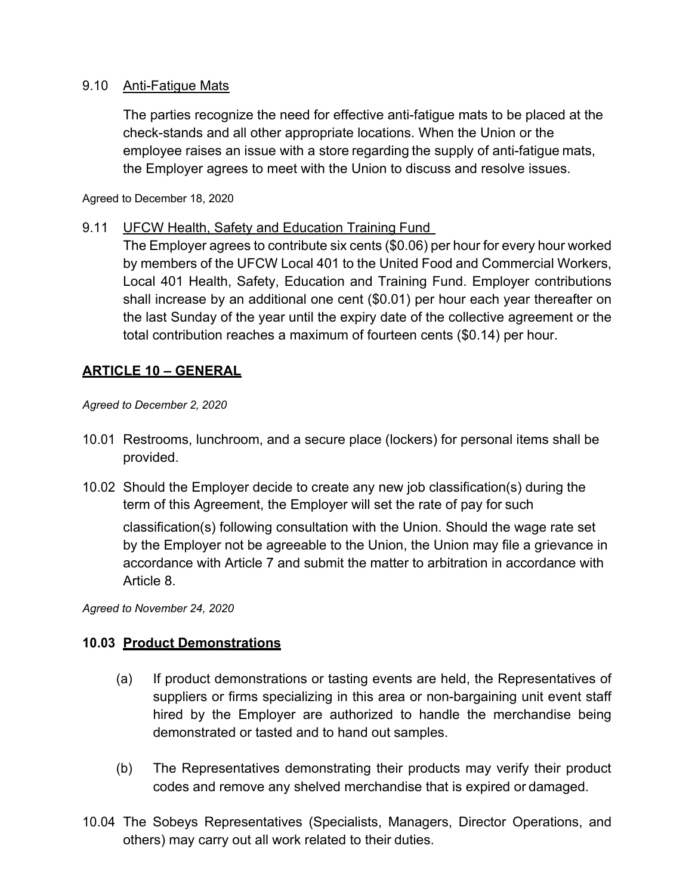9.10 Anti-Fatigue Mats

The parties recognize the need for effective anti-fatigue mats to be placed at the check-stands and all other appropriate locations. When the Union or the employee raises an issue with a store regarding the supply of anti-fatigue mats, the Employer agrees to meet with the Union to discuss and resolve issues.

Agreed to December 18, 2020

9.11 UFCW Health, Safety and Education Training Fund

The Employer agrees to contribute six cents ($0.06) per hour for every hour worked by members of the UFCW Local 401 to the United Food and Commercial Workers, Local 401 Health, Safety, Education and Training Fund. Employer contributions shall increase by an additional one cent ($0.01) per hour each year thereafter on the last Sunday of the year until the expiry date of the collective agreement or the total contribution reaches a maximum of fourteen cents ($0.14) per hour.

## ARTICLE 10 – GENERAL

*Agreed to December 2, 2020*

10.01 Restrooms, lunchroom, and a secure place (lockers) for personal items shall be provided.

10.02 Should the Employer decide to create any new job classification(s) during the term of this Agreement, the Employer will set the rate of pay for such classification(s) following consultation with the Union. Should the wage rate set by the Employer not be agreeable to the Union, the Union may file a grievance in accordance with Article 7 and submit the matter to arbitration in accordance with Article 8.

*Agreed to November 24, 2020*

### 10.03 Product Demonstrations

(a) If product demonstrations or tasting events are held, the Representatives of suppliers or firms specializing in this area or non-bargaining unit event staff hired by the Employer are authorized to handle the merchandise being demonstrated or tasted and to hand out samples.

(b) The Representatives demonstrating their products may verify their product codes and remove any shelved merchandise that is expired or damaged.

10.04 The Sobeys Representatives (Specialists, Managers, Director Operations, and others) may carry out all work related to their duties.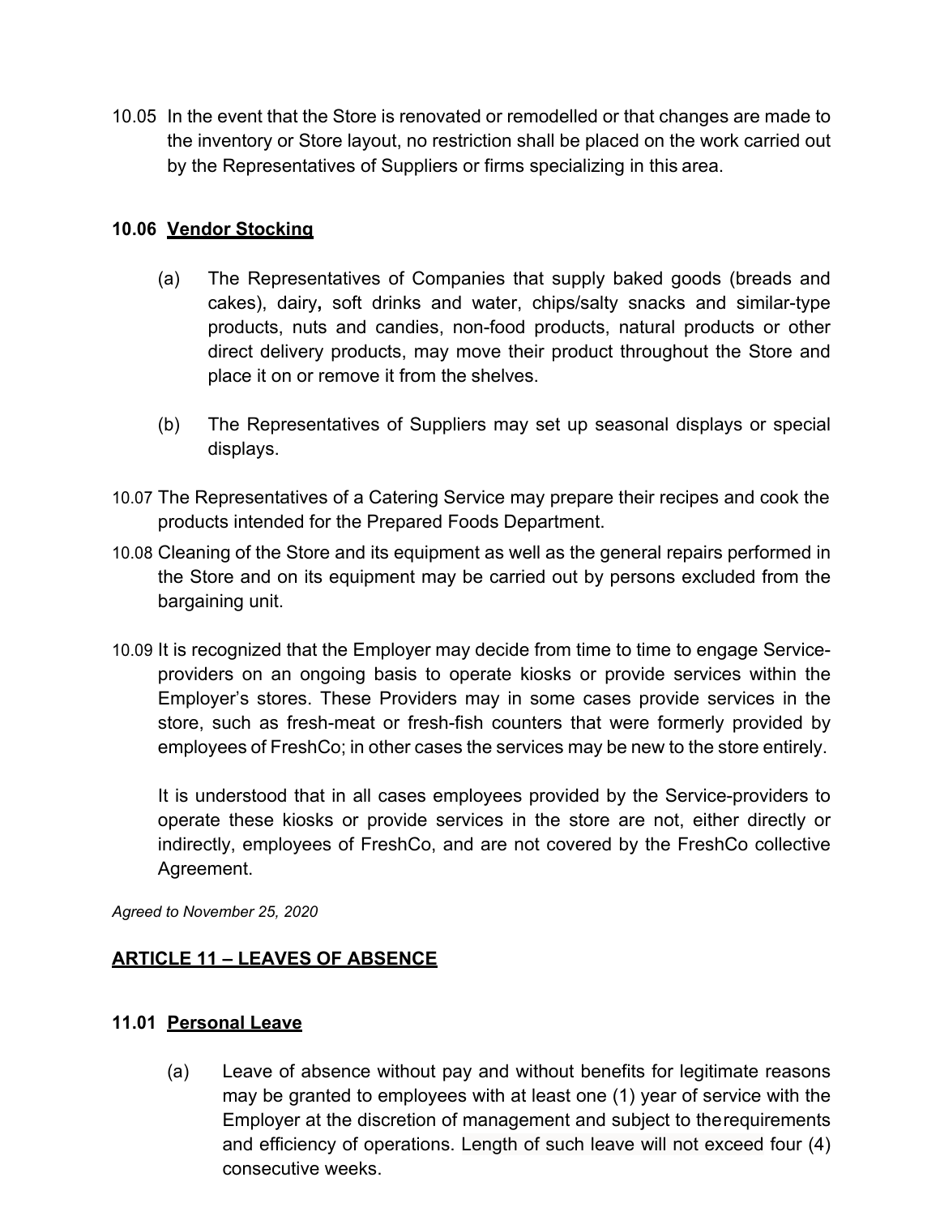10.05 In the event that the Store is renovated or remodelled or that changes are made to the inventory or Store layout, no restriction shall be placed on the work carried out by the Representatives of Suppliers or firms specializing in this area.

**10.06 Vendor Stocking**

(a) The Representatives of Companies that supply baked goods (breads and cakes), dairy**,** soft drinks and water, chips/salty snacks and similar-type products, nuts and candies, non-food products, natural products or other direct delivery products, may move their product throughout the Store and place it on or remove it from the shelves.

(b) The Representatives of Suppliers may set up seasonal displays or special displays.

10.07 The Representatives of a Catering Service may prepare their recipes and cook the products intended for the Prepared Foods Department.

10.08 Cleaning of the Store and its equipment as well as the general repairs performed in the Store and on its equipment may be carried out by persons excluded from the bargaining unit.

10.09 It is recognized that the Employer may decide from time to time to engage Service-providers on an ongoing basis to operate kiosks or provide services within the Employer's stores. These Providers may in some cases provide services in the store, such as fresh-meat or fresh-fish counters that were formerly provided by employees of FreshCo; in other cases the services may be new to the store entirely.

It is understood that in all cases employees provided by the Service-providers to operate these kiosks or provide services in the store are not, either directly or indirectly, employees of FreshCo, and are not covered by the FreshCo collective Agreement.

*Agreed to November 25, 2020*

## ARTICLE 11 – LEAVES OF ABSENCE

**11.01 Personal Leave**

(a) Leave of absence without pay and without benefits for legitimate reasons may be granted to employees with at least one (1) year of service with the Employer at the discretion of management and subject to the requirements and efficiency of operations. Length of such leave will not exceed four (4) consecutive weeks.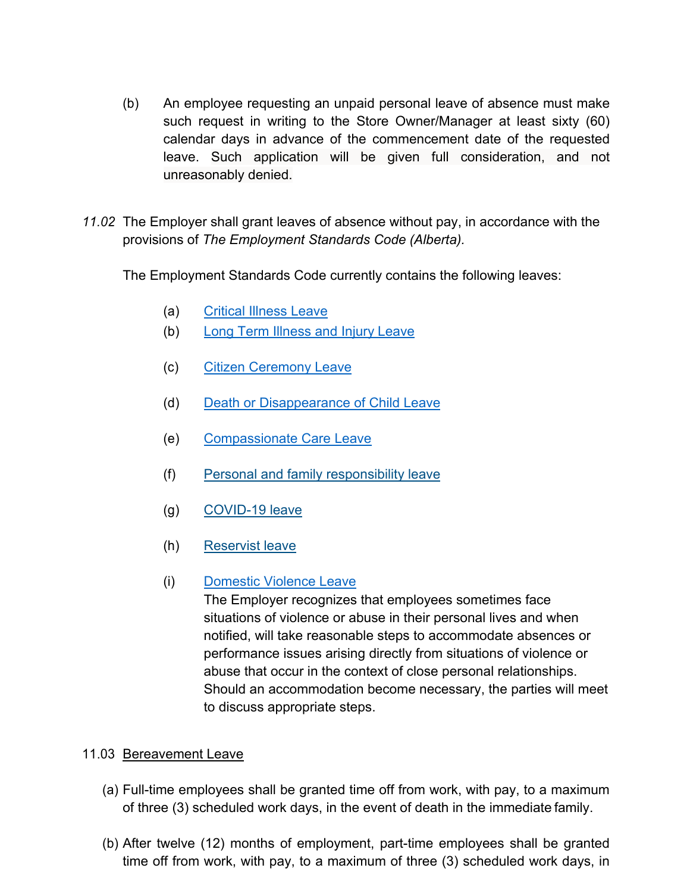(b) An employee requesting an unpaid personal leave of absence must make such request in writing to the Store Owner/Manager at least sixty (60) calendar days in advance of the commencement date of the requested leave. Such application will be given full consideration, and not unreasonably denied.

*11.02* The Employer shall grant leaves of absence without pay, in accordance with the provisions of *The Employment Standards Code (Alberta).*

The Employment Standards Code currently contains the following leaves:

(a) Critical Illness Leave

(b) Long Term Illness and Injury Leave

(c) Citizen Ceremony Leave

(d) Death or Disappearance of Child Leave

(e) Compassionate Care Leave

(f) Personal and family responsibility leave

(g) COVID-19 leave

(h) Reservist leave

(i) Domestic Violence Leave
The Employer recognizes that employees sometimes face situations of violence or abuse in their personal lives and when notified, will take reasonable steps to accommodate absences or performance issues arising directly from situations of violence or abuse that occur in the context of close personal relationships. Should an accommodation become necessary, the parties will meet to discuss appropriate steps.

11.03 Bereavement Leave

(a) Full-time employees shall be granted time off from work, with pay, to a maximum of three (3) scheduled work days, in the event of death in the immediate family.

(b) After twelve (12) months of employment, part-time employees shall be granted time off from work, with pay, to a maximum of three (3) scheduled work days, in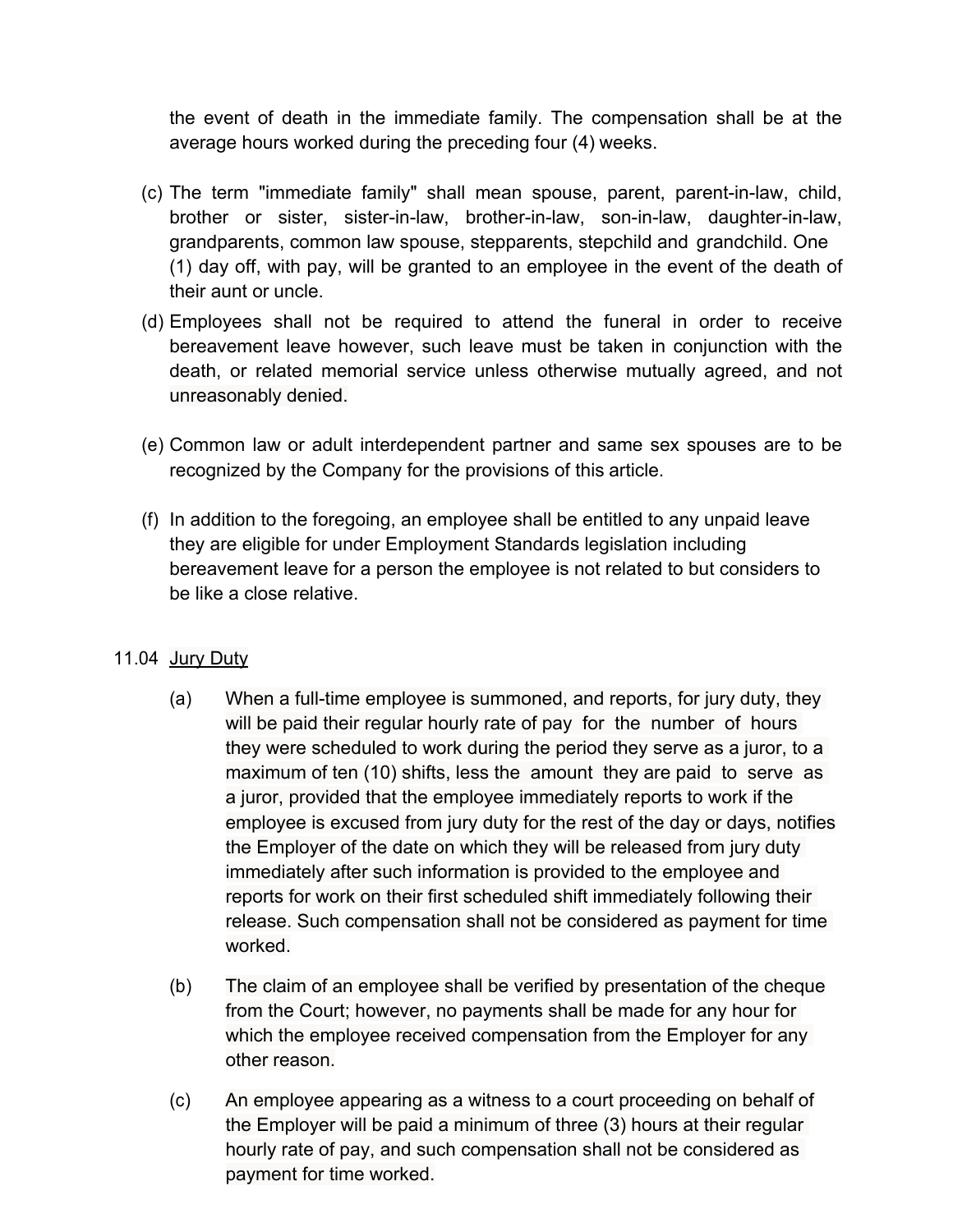the event of death in the immediate family. The compensation shall be at the average hours worked during the preceding four (4) weeks.

(c) The term "immediate family" shall mean spouse, parent, parent-in-law, child, brother or sister, sister-in-law, brother-in-law, son-in-law, daughter-in-law, grandparents, common law spouse, stepparents, stepchild and grandchild. One (1) day off, with pay, will be granted to an employee in the event of the death of their aunt or uncle.

(d) Employees shall not be required to attend the funeral in order to receive bereavement leave however, such leave must be taken in conjunction with the death, or related memorial service unless otherwise mutually agreed, and not unreasonably denied.

(e) Common law or adult interdependent partner and same sex spouses are to be recognized by the Company for the provisions of this article.

(f) In addition to the foregoing, an employee shall be entitled to any unpaid leave they are eligible for under Employment Standards legislation including bereavement leave for a person the employee is not related to but considers to be like a close relative.

11.04 Jury Duty

(a) When a full-time employee is summoned, and reports, for jury duty, they will be paid their regular hourly rate of pay for the number of hours they were scheduled to work during the period they serve as a juror, to a maximum of ten (10) shifts, less the amount they are paid to serve as a juror, provided that the employee immediately reports to work if the employee is excused from jury duty for the rest of the day or days, notifies the Employer of the date on which they will be released from jury duty immediately after such information is provided to the employee and reports for work on their first scheduled shift immediately following their release. Such compensation shall not be considered as payment for time worked.

(b) The claim of an employee shall be verified by presentation of the cheque from the Court; however, no payments shall be made for any hour for which the employee received compensation from the Employer for any other reason.

(c) An employee appearing as a witness to a court proceeding on behalf of the Employer will be paid a minimum of three (3) hours at their regular hourly rate of pay, and such compensation shall not be considered as payment for time worked.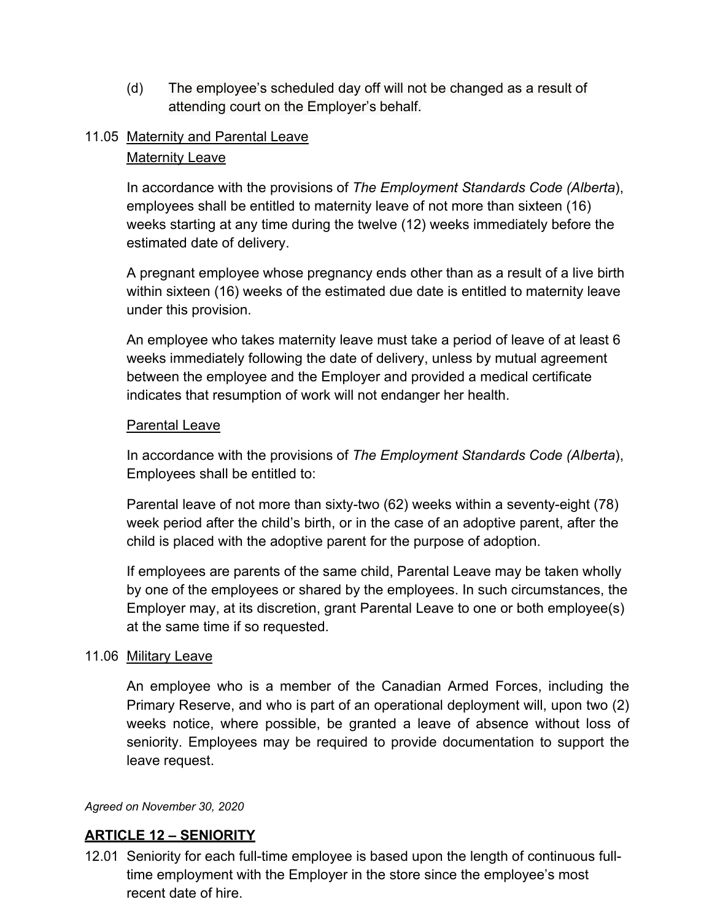(d) The employee's scheduled day off will not be changed as a result of attending court on the Employer's behalf.

11.05 Maternity and Parental Leave

Maternity Leave

In accordance with the provisions of *The Employment Standards Code (Alberta*), employees shall be entitled to maternity leave of not more than sixteen (16) weeks starting at any time during the twelve (12) weeks immediately before the estimated date of delivery.

A pregnant employee whose pregnancy ends other than as a result of a live birth within sixteen (16) weeks of the estimated due date is entitled to maternity leave under this provision.

An employee who takes maternity leave must take a period of leave of at least 6 weeks immediately following the date of delivery, unless by mutual agreement between the employee and the Employer and provided a medical certificate indicates that resumption of work will not endanger her health.

Parental Leave

In accordance with the provisions of *The Employment Standards Code (Alberta*), Employees shall be entitled to:

Parental leave of not more than sixty-two (62) weeks within a seventy-eight (78) week period after the child's birth, or in the case of an adoptive parent, after the child is placed with the adoptive parent for the purpose of adoption.

If employees are parents of the same child, Parental Leave may be taken wholly by one of the employees or shared by the employees. In such circumstances, the Employer may, at its discretion, grant Parental Leave to one or both employee(s) at the same time if so requested.

11.06 Military Leave

An employee who is a member of the Canadian Armed Forces, including the Primary Reserve, and who is part of an operational deployment will, upon two (2) weeks notice, where possible, be granted a leave of absence without loss of seniority. Employees may be required to provide documentation to support the leave request.

*Agreed on November 30, 2020*

## ARTICLE 12 – SENIORITY

12.01 Seniority for each full-time employee is based upon the length of continuous full-time employment with the Employer in the store since the employee's most recent date of hire.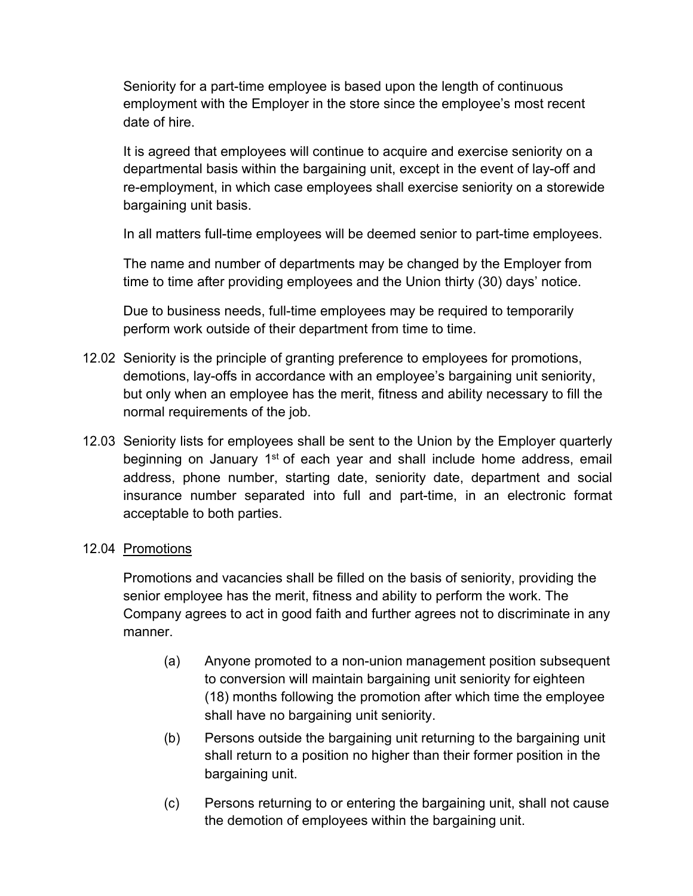Seniority for a part-time employee is based upon the length of continuous employment with the Employer in the store since the employee's most recent date of hire.

It is agreed that employees will continue to acquire and exercise seniority on a departmental basis within the bargaining unit, except in the event of lay-off and re-employment, in which case employees shall exercise seniority on a storewide bargaining unit basis.

In all matters full-time employees will be deemed senior to part-time employees.

The name and number of departments may be changed by the Employer from time to time after providing employees and the Union thirty (30) days' notice.

Due to business needs, full-time employees may be required to temporarily perform work outside of their department from time to time.

12.02 Seniority is the principle of granting preference to employees for promotions, demotions, lay-offs in accordance with an employee's bargaining unit seniority, but only when an employee has the merit, fitness and ability necessary to fill the normal requirements of the job.

12.03 Seniority lists for employees shall be sent to the Union by the Employer quarterly beginning on January 1st of each year and shall include home address, email address, phone number, starting date, seniority date, department and social insurance number separated into full and part-time, in an electronic format acceptable to both parties.

12.04 Promotions

Promotions and vacancies shall be filled on the basis of seniority, providing the senior employee has the merit, fitness and ability to perform the work. The Company agrees to act in good faith and further agrees not to discriminate in any manner.

(a) Anyone promoted to a non-union management position subsequent to conversion will maintain bargaining unit seniority for eighteen (18) months following the promotion after which time the employee shall have no bargaining unit seniority.

(b) Persons outside the bargaining unit returning to the bargaining unit shall return to a position no higher than their former position in the bargaining unit.

(c) Persons returning to or entering the bargaining unit, shall not cause the demotion of employees within the bargaining unit.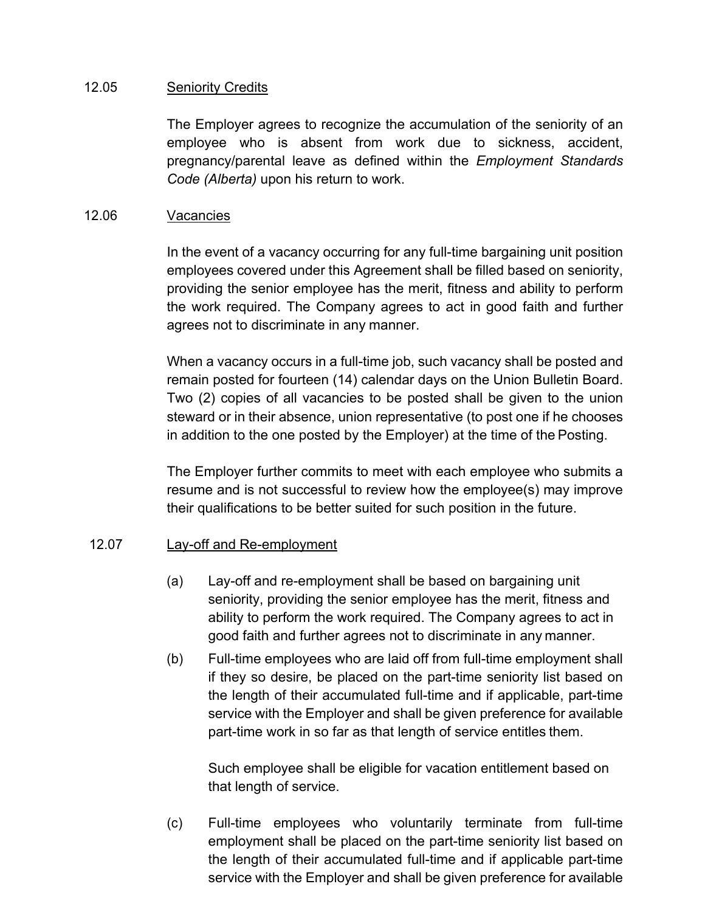12.05 Seniority Credits

The Employer agrees to recognize the accumulation of the seniority of an employee who is absent from work due to sickness, accident, pregnancy/parental leave as defined within the *Employment Standards Code (Alberta)* upon his return to work.

12.06 Vacancies

In the event of a vacancy occurring for any full-time bargaining unit position employees covered under this Agreement shall be filled based on seniority, providing the senior employee has the merit, fitness and ability to perform the work required. The Company agrees to act in good faith and further agrees not to discriminate in any manner.

When a vacancy occurs in a full-time job, such vacancy shall be posted and remain posted for fourteen (14) calendar days on the Union Bulletin Board. Two (2) copies of all vacancies to be posted shall be given to the union steward or in their absence, union representative (to post one if he chooses in addition to the one posted by the Employer) at the time of the Posting.

The Employer further commits to meet with each employee who submits a resume and is not successful to review how the employee(s) may improve their qualifications to be better suited for such position in the future.

12.07 Lay-off and Re-employment

(a) Lay-off and re-employment shall be based on bargaining unit seniority, providing the senior employee has the merit, fitness and ability to perform the work required. The Company agrees to act in good faith and further agrees not to discriminate in any manner.

(b) Full-time employees who are laid off from full-time employment shall if they so desire, be placed on the part-time seniority list based on the length of their accumulated full-time and if applicable, part-time service with the Employer and shall be given preference for available part-time work in so far as that length of service entitles them.

Such employee shall be eligible for vacation entitlement based on that length of service.

(c) Full-time employees who voluntarily terminate from full-time employment shall be placed on the part-time seniority list based on the length of their accumulated full-time and if applicable part-time service with the Employer and shall be given preference for available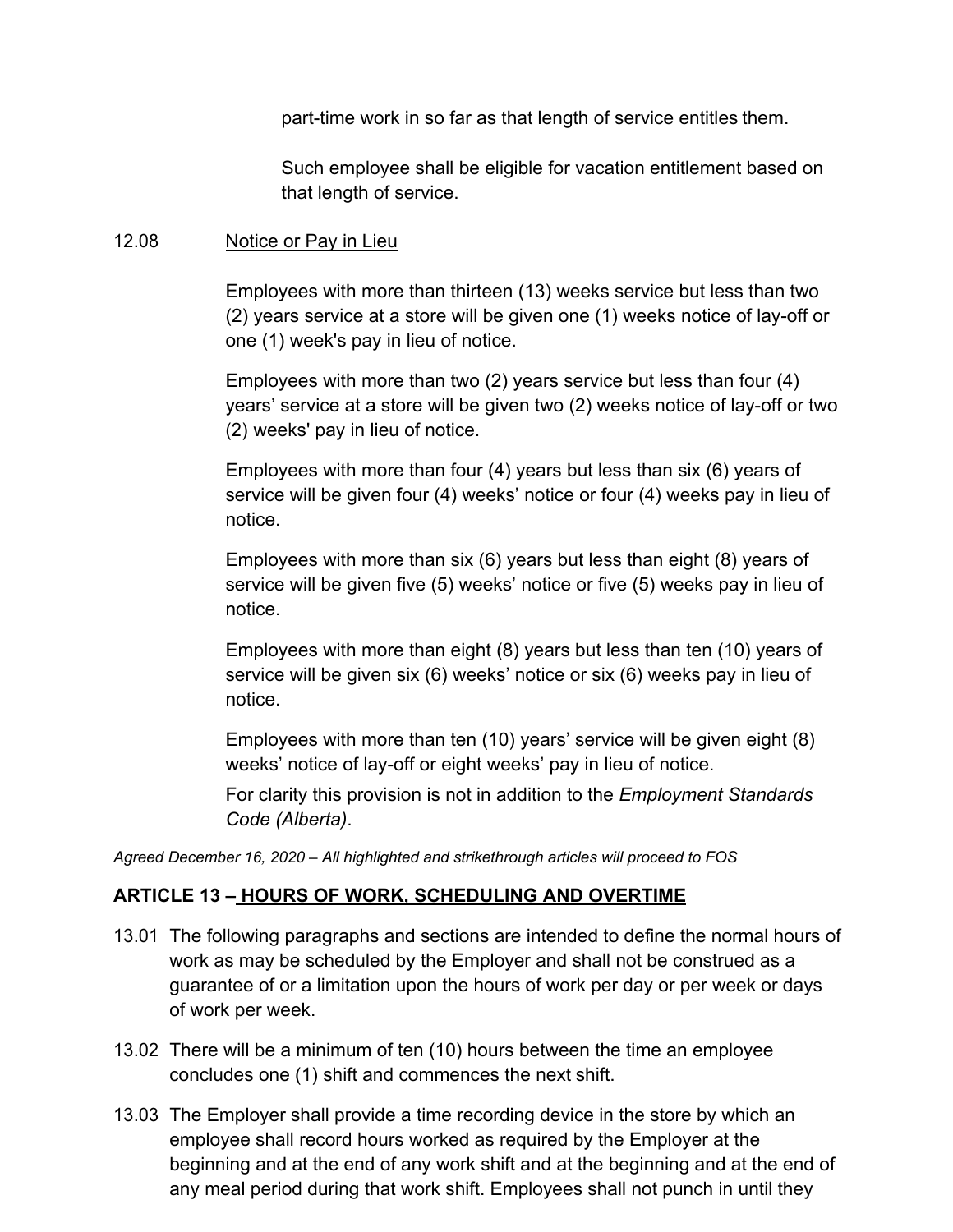part-time work in so far as that length of service entitles them.

Such employee shall be eligible for vacation entitlement based on that length of service.

12.08 Notice or Pay in Lieu

Employees with more than thirteen (13) weeks service but less than two (2) years service at a store will be given one (1) weeks notice of lay-off or one (1) week's pay in lieu of notice.

Employees with more than two (2) years service but less than four (4) years' service at a store will be given two (2) weeks notice of lay-off or two (2) weeks' pay in lieu of notice.

Employees with more than four (4) years but less than six (6) years of service will be given four (4) weeks' notice or four (4) weeks pay in lieu of notice.

Employees with more than six (6) years but less than eight (8) years of service will be given five (5) weeks' notice or five (5) weeks pay in lieu of notice.

Employees with more than eight (8) years but less than ten (10) years of service will be given six (6) weeks' notice or six (6) weeks pay in lieu of notice.

Employees with more than ten (10) years' service will be given eight (8) weeks' notice of lay-off or eight weeks' pay in lieu of notice.

For clarity this provision is not in addition to the *Employment Standards Code (Alberta)*.

*Agreed December 16, 2020 – All highlighted and strikethrough articles will proceed to FOS*

## ARTICLE 13 – HOURS OF WORK, SCHEDULING AND OVERTIME

13.01 The following paragraphs and sections are intended to define the normal hours of work as may be scheduled by the Employer and shall not be construed as a guarantee of or a limitation upon the hours of work per day or per week or days of work per week.

13.02 There will be a minimum of ten (10) hours between the time an employee concludes one (1) shift and commences the next shift.

13.03 The Employer shall provide a time recording device in the store by which an employee shall record hours worked as required by the Employer at the beginning and at the end of any work shift and at the beginning and at the end of any meal period during that work shift. Employees shall not punch in until they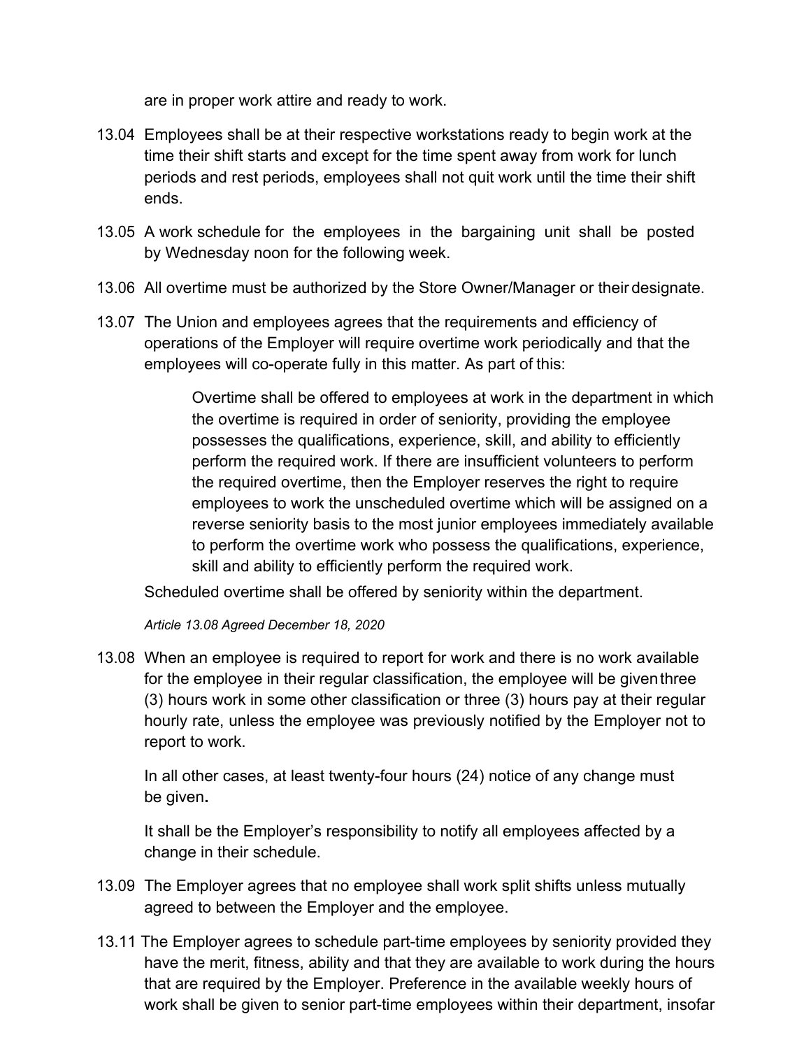are in proper work attire and ready to work.

13.04 Employees shall be at their respective workstations ready to begin work at the time their shift starts and except for the time spent away from work for lunch periods and rest periods, employees shall not quit work until the time their shift ends.

13.05 A work schedule for the employees in the bargaining unit shall be posted by Wednesday noon for the following week.

13.06 All overtime must be authorized by the Store Owner/Manager or their designate.

13.07 The Union and employees agrees that the requirements and efficiency of operations of the Employer will require overtime work periodically and that the employees will co-operate fully in this matter. As part of this:

> Overtime shall be offered to employees at work in the department in which the overtime is required in order of seniority, providing the employee possesses the qualifications, experience, skill, and ability to efficiently perform the required work. If there are insufficient volunteers to perform the required overtime, then the Employer reserves the right to require employees to work the unscheduled overtime which will be assigned on a reverse seniority basis to the most junior employees immediately available to perform the overtime work who possess the qualifications, experience, skill and ability to efficiently perform the required work.

Scheduled overtime shall be offered by seniority within the department.

*Article 13.08 Agreed December 18, 2020*

13.08 When an employee is required to report for work and there is no work available for the employee in their regular classification, the employee will be given three (3) hours work in some other classification or three (3) hours pay at their regular hourly rate, unless the employee was previously notified by the Employer not to report to work.

In all other cases, at least twenty-four hours (24) notice of any change must be given.

It shall be the Employer's responsibility to notify all employees affected by a change in their schedule.

13.09 The Employer agrees that no employee shall work split shifts unless mutually agreed to between the Employer and the employee.

13.11 The Employer agrees to schedule part-time employees by seniority provided they have the merit, fitness, ability and that they are available to work during the hours that are required by the Employer. Preference in the available weekly hours of work shall be given to senior part-time employees within their department, insofar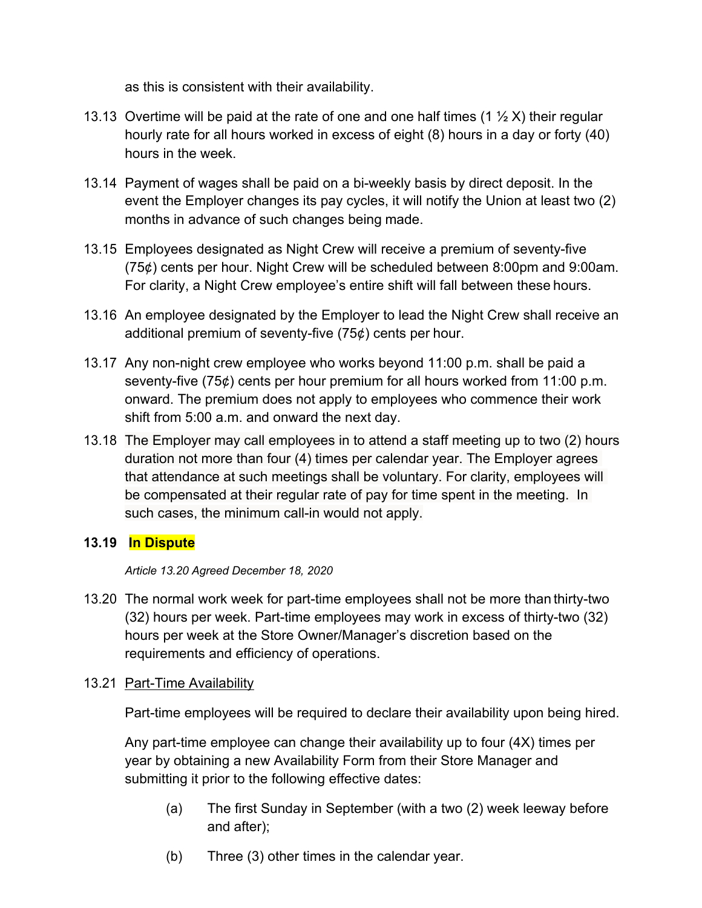as this is consistent with their availability.

13.13 Overtime will be paid at the rate of one and one half times (1 ½ X) their regular hourly rate for all hours worked in excess of eight (8) hours in a day or forty (40) hours in the week.

13.14 Payment of wages shall be paid on a bi-weekly basis by direct deposit. In the event the Employer changes its pay cycles, it will notify the Union at least two (2) months in advance of such changes being made.

13.15 Employees designated as Night Crew will receive a premium of seventy-five (75¢) cents per hour. Night Crew will be scheduled between 8:00pm and 9:00am. For clarity, a Night Crew employee's entire shift will fall between these hours.

13.16 An employee designated by the Employer to lead the Night Crew shall receive an additional premium of seventy-five (75¢) cents per hour.

13.17 Any non-night crew employee who works beyond 11:00 p.m. shall be paid a seventy-five (75¢) cents per hour premium for all hours worked from 11:00 p.m. onward. The premium does not apply to employees who commence their work shift from 5:00 a.m. and onward the next day.

13.18 The Employer may call employees in to attend a staff meeting up to two (2) hours duration not more than four (4) times per calendar year. The Employer agrees that attendance at such meetings shall be voluntary. For clarity, employees will be compensated at their regular rate of pay for time spent in the meeting. In such cases, the minimum call-in would not apply.

**13.19 In Dispute**

*Article 13.20 Agreed December 18, 2020*

13.20 The normal work week for part-time employees shall not be more than thirty-two (32) hours per week. Part-time employees may work in excess of thirty-two (32) hours per week at the Store Owner/Manager's discretion based on the requirements and efficiency of operations.

13.21 Part-Time Availability

Part-time employees will be required to declare their availability upon being hired.

Any part-time employee can change their availability up to four (4X) times per year by obtaining a new Availability Form from their Store Manager and submitting it prior to the following effective dates:

(a) The first Sunday in September (with a two (2) week leeway before and after);

(b) Three (3) other times in the calendar year.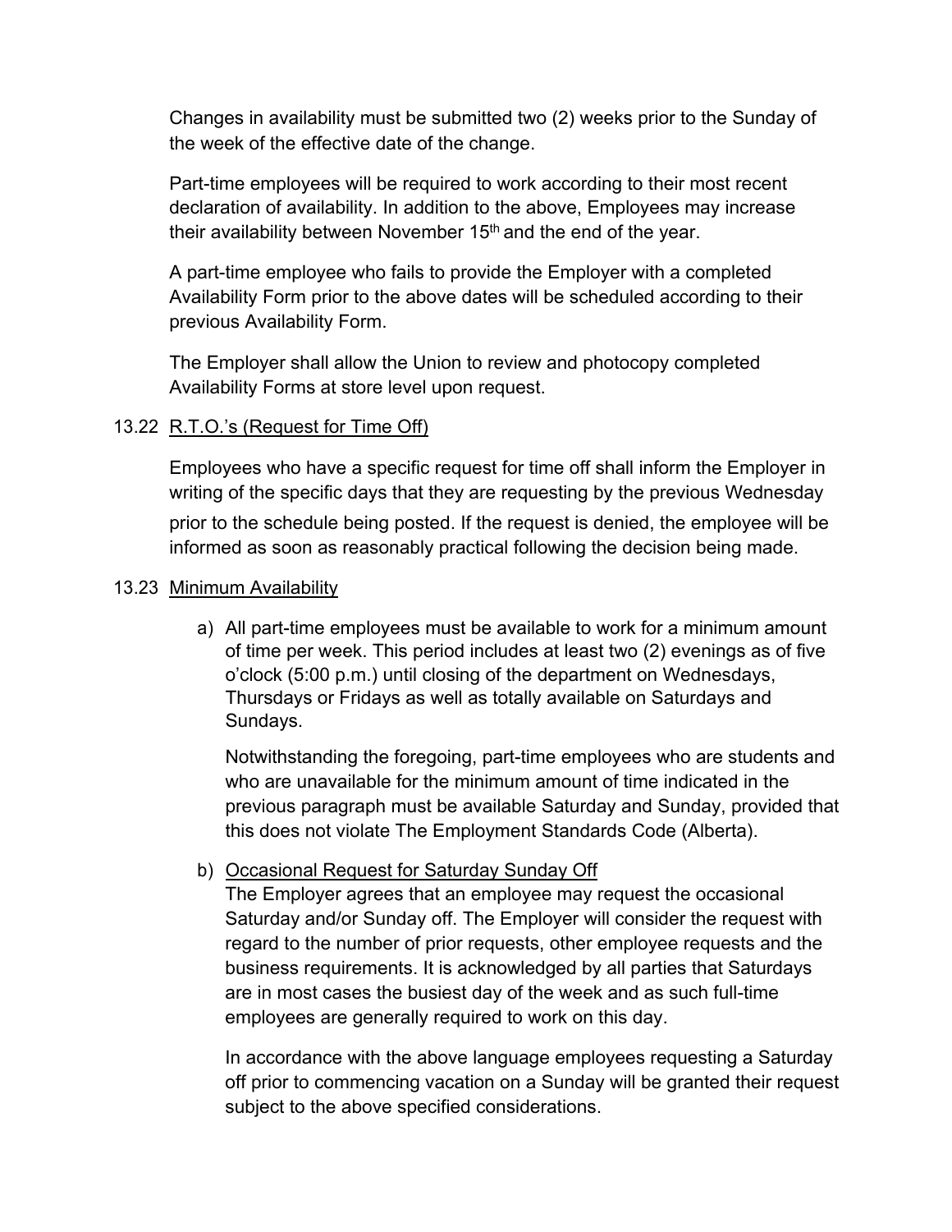Changes in availability must be submitted two (2) weeks prior to the Sunday of the week of the effective date of the change.

Part-time employees will be required to work according to their most recent declaration of availability. In addition to the above, Employees may increase their availability between November 15th and the end of the year.

A part-time employee who fails to provide the Employer with a completed Availability Form prior to the above dates will be scheduled according to their previous Availability Form.

The Employer shall allow the Union to review and photocopy completed Availability Forms at store level upon request.

13.22 R.T.O.'s (Request for Time Off)

Employees who have a specific request for time off shall inform the Employer in writing of the specific days that they are requesting by the previous Wednesday prior to the schedule being posted. If the request is denied, the employee will be informed as soon as reasonably practical following the decision being made.

13.23 Minimum Availability

a) All part-time employees must be available to work for a minimum amount of time per week. This period includes at least two (2) evenings as of five o'clock (5:00 p.m.) until closing of the department on Wednesdays, Thursdays or Fridays as well as totally available on Saturdays and Sundays.

   Notwithstanding the foregoing, part-time employees who are students and who are unavailable for the minimum amount of time indicated in the previous paragraph must be available Saturday and Sunday, provided that this does not violate The Employment Standards Code (Alberta).

b) Occasional Request for Saturday Sunday Off
   The Employer agrees that an employee may request the occasional Saturday and/or Sunday off. The Employer will consider the request with regard to the number of prior requests, other employee requests and the business requirements. It is acknowledged by all parties that Saturdays are in most cases the busiest day of the week and as such full-time employees are generally required to work on this day.

   In accordance with the above language employees requesting a Saturday off prior to commencing vacation on a Sunday will be granted their request subject to the above specified considerations.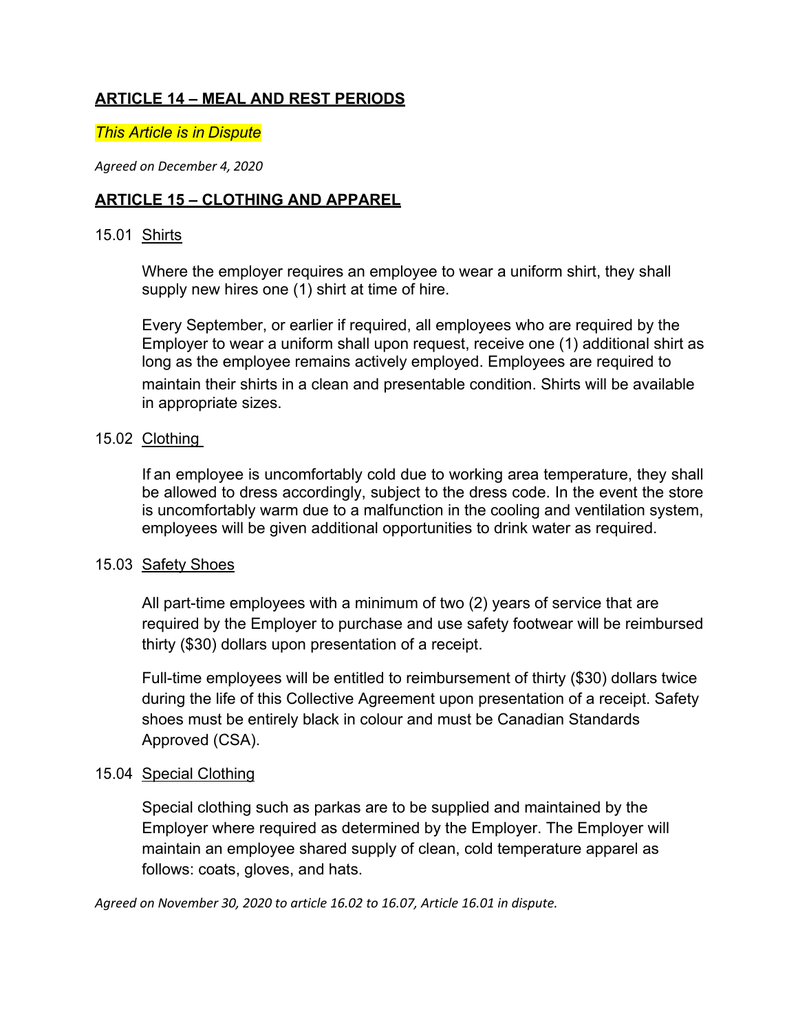## ARTICLE 14 – MEAL AND REST PERIODS

*This Article is in Dispute*

*Agreed on December 4, 2020*

## ARTICLE 15 – CLOTHING AND APPAREL

15.01 Shirts

Where the employer requires an employee to wear a uniform shirt, they shall supply new hires one (1) shirt at time of hire.

Every September, or earlier if required, all employees who are required by the Employer to wear a uniform shall upon request, receive one (1) additional shirt as long as the employee remains actively employed. Employees are required to maintain their shirts in a clean and presentable condition. Shirts will be available in appropriate sizes.

15.02 Clothing

If an employee is uncomfortably cold due to working area temperature, they shall be allowed to dress accordingly, subject to the dress code. In the event the store is uncomfortably warm due to a malfunction in the cooling and ventilation system, employees will be given additional opportunities to drink water as required.

15.03 Safety Shoes

All part-time employees with a minimum of two (2) years of service that are required by the Employer to purchase and use safety footwear will be reimbursed thirty ($30) dollars upon presentation of a receipt.

Full-time employees will be entitled to reimbursement of thirty ($30) dollars twice during the life of this Collective Agreement upon presentation of a receipt. Safety shoes must be entirely black in colour and must be Canadian Standards Approved (CSA).

15.04 Special Clothing

Special clothing such as parkas are to be supplied and maintained by the Employer where required as determined by the Employer. The Employer will maintain an employee shared supply of clean, cold temperature apparel as follows: coats, gloves, and hats.

*Agreed on November 30, 2020 to article 16.02 to 16.07, Article 16.01 in dispute.*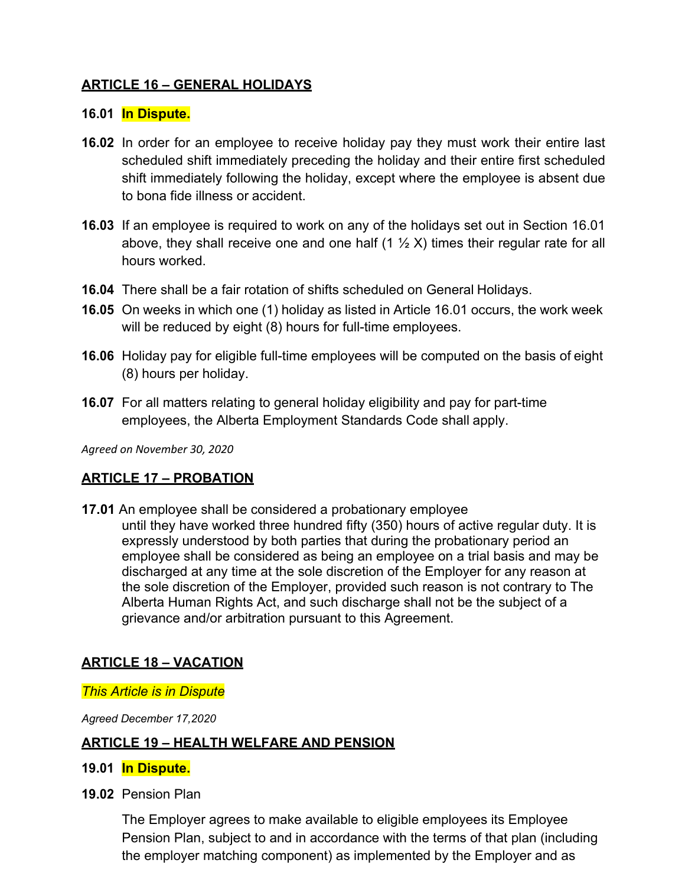## ARTICLE 16 – GENERAL HOLIDAYS

**16.01** **In Dispute.**

**16.02** In order for an employee to receive holiday pay they must work their entire last scheduled shift immediately preceding the holiday and their entire first scheduled shift immediately following the holiday, except where the employee is absent due to bona fide illness or accident.

**16.03** If an employee is required to work on any of the holidays set out in Section 16.01 above, they shall receive one and one half (1 ½ X) times their regular rate for all hours worked.

**16.04** There shall be a fair rotation of shifts scheduled on General Holidays.

**16.05** On weeks in which one (1) holiday as listed in Article 16.01 occurs, the work week will be reduced by eight (8) hours for full-time employees.

**16.06** Holiday pay for eligible full-time employees will be computed on the basis of eight (8) hours per holiday.

**16.07** For all matters relating to general holiday eligibility and pay for part-time employees, the Alberta Employment Standards Code shall apply.

*Agreed on November 30, 2020*

## ARTICLE 17 – PROBATION

**17.01** An employee shall be considered a probationary employee until they have worked three hundred fifty (350) hours of active regular duty. It is expressly understood by both parties that during the probationary period an employee shall be considered as being an employee on a trial basis and may be discharged at any time at the sole discretion of the Employer for any reason at the sole discretion of the Employer, provided such reason is not contrary to The Alberta Human Rights Act, and such discharge shall not be the subject of a grievance and/or arbitration pursuant to this Agreement.

## ARTICLE 18 – VACATION

*This Article is in Dispute*

*Agreed December 17,2020*

## ARTICLE 19 – HEALTH WELFARE AND PENSION

**19.01** **In Dispute.**

**19.02** Pension Plan

The Employer agrees to make available to eligible employees its Employee Pension Plan, subject to and in accordance with the terms of that plan (including the employer matching component) as implemented by the Employer and as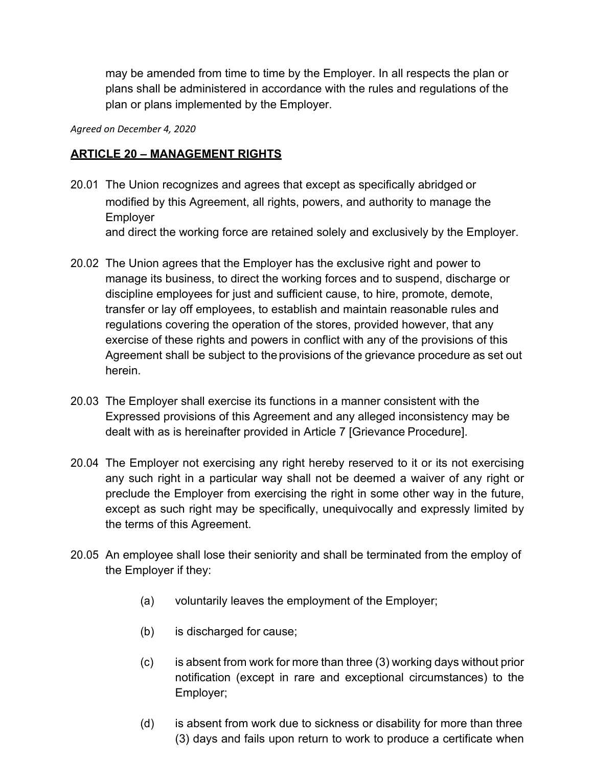may be amended from time to time by the Employer. In all respects the plan or plans shall be administered in accordance with the rules and regulations of the plan or plans implemented by the Employer.

*Agreed on December 4, 2020*

## ARTICLE 20 – MANAGEMENT RIGHTS

20.01 The Union recognizes and agrees that except as specifically abridged or modified by this Agreement, all rights, powers, and authority to manage the Employer and direct the working force are retained solely and exclusively by the Employer.

20.02 The Union agrees that the Employer has the exclusive right and power to manage its business, to direct the working forces and to suspend, discharge or discipline employees for just and sufficient cause, to hire, promote, demote, transfer or lay off employees, to establish and maintain reasonable rules and regulations covering the operation of the stores, provided however, that any exercise of these rights and powers in conflict with any of the provisions of this Agreement shall be subject to the provisions of the grievance procedure as set out herein.

20.03 The Employer shall exercise its functions in a manner consistent with the Expressed provisions of this Agreement and any alleged inconsistency may be dealt with as is hereinafter provided in Article 7 [Grievance Procedure].

20.04 The Employer not exercising any right hereby reserved to it or its not exercising any such right in a particular way shall not be deemed a waiver of any right or preclude the Employer from exercising the right in some other way in the future, except as such right may be specifically, unequivocally and expressly limited by the terms of this Agreement.

20.05 An employee shall lose their seniority and shall be terminated from the employ of the Employer if they:

- (a) voluntarily leaves the employment of the Employer;
- (b) is discharged for cause;
- (c) is absent from work for more than three (3) working days without prior notification (except in rare and exceptional circumstances) to the Employer;
- (d) is absent from work due to sickness or disability for more than three (3) days and fails upon return to work to produce a certificate when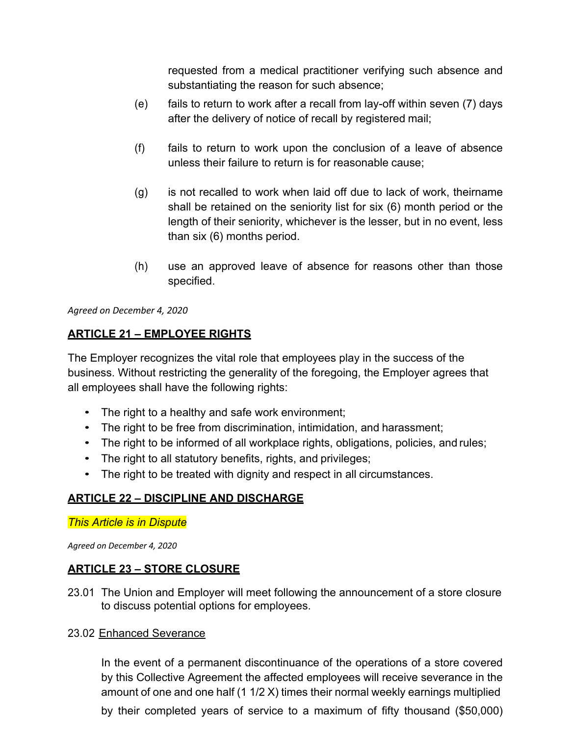requested from a medical practitioner verifying such absence and substantiating the reason for such absence;

(e) fails to return to work after a recall from lay-off within seven (7) days after the delivery of notice of recall by registered mail;

(f) fails to return to work upon the conclusion of a leave of absence unless their failure to return is for reasonable cause;

(g) is not recalled to work when laid off due to lack of work, theirname shall be retained on the seniority list for six (6) month period or the length of their seniority, whichever is the lesser, but in no event, less than six (6) months period.

(h) use an approved leave of absence for reasons other than those specified.

*Agreed on December 4, 2020*

## ARTICLE 21 – EMPLOYEE RIGHTS

The Employer recognizes the vital role that employees play in the success of the business. Without restricting the generality of the foregoing, the Employer agrees that all employees shall have the following rights:

- The right to a healthy and safe work environment;
- The right to be free from discrimination, intimidation, and harassment;
- The right to be informed of all workplace rights, obligations, policies, and rules;
- The right to all statutory benefits, rights, and privileges;
- The right to be treated with dignity and respect in all circumstances.

## ARTICLE 22 – DISCIPLINE AND DISCHARGE

*This Article is in Dispute*

*Agreed on December 4, 2020*

## ARTICLE 23 – STORE CLOSURE

23.01 The Union and Employer will meet following the announcement of a store closure to discuss potential options for employees.

23.02 Enhanced Severance

In the event of a permanent discontinuance of the operations of a store covered by this Collective Agreement the affected employees will receive severance in the amount of one and one half (1 1/2 X) times their normal weekly earnings multiplied by their completed years of service to a maximum of fifty thousand ($50,000)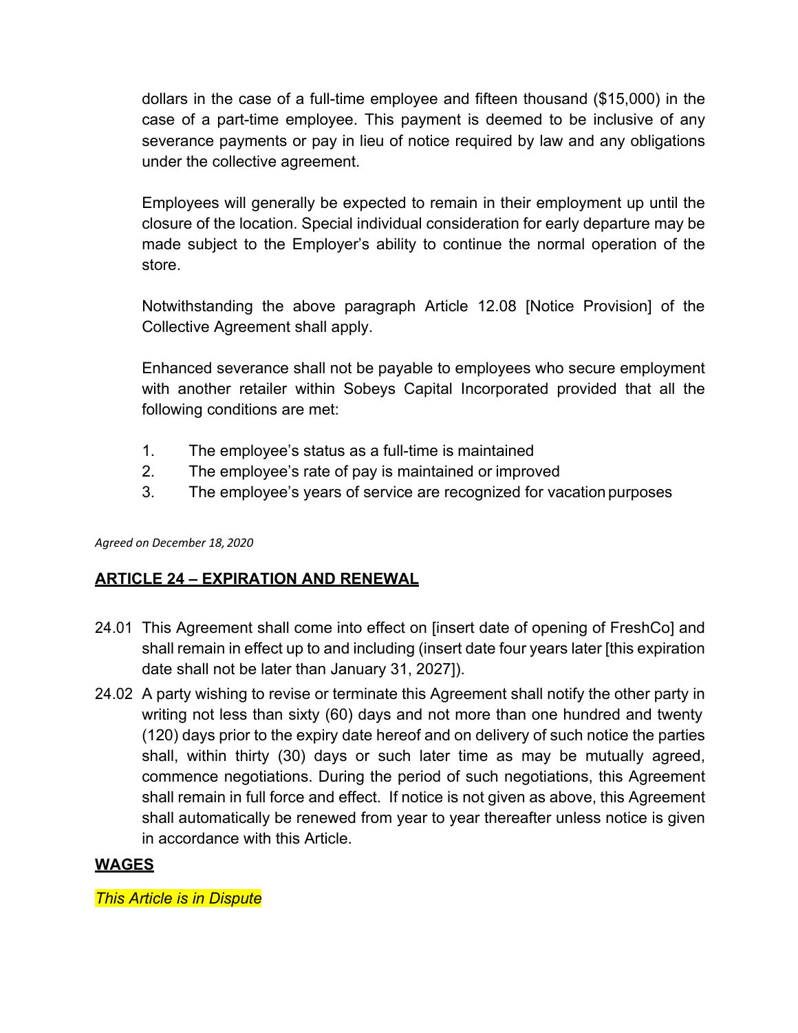dollars in the case of a full-time employee and fifteen thousand ($15,000) in the case of a part-time employee. This payment is deemed to be inclusive of any severance payments or pay in lieu of notice required by law and any obligations under the collective agreement.

Employees will generally be expected to remain in their employment up until the closure of the location. Special individual consideration for early departure may be made subject to the Employer's ability to continue the normal operation of the store.

Notwithstanding the above paragraph Article 12.08 [Notice Provision] of the Collective Agreement shall apply.

Enhanced severance shall not be payable to employees who secure employment with another retailer within Sobeys Capital Incorporated provided that all the following conditions are met:

1. The employee's status as a full-time is maintained
2. The employee's rate of pay is maintained or improved
3. The employee's years of service are recognized for vacation purposes

*Agreed on December 18, 2020*

## ARTICLE 24 – EXPIRATION AND RENEWAL

24.01 This Agreement shall come into effect on [insert date of opening of FreshCo] and shall remain in effect up to and including (insert date four years later [this expiration date shall not be later than January 31, 2027]).

24.02 A party wishing to revise or terminate this Agreement shall notify the other party in writing not less than sixty (60) days and not more than one hundred and twenty (120) days prior to the expiry date hereof and on delivery of such notice the parties shall, within thirty (30) days or such later time as may be mutually agreed, commence negotiations. During the period of such negotiations, this Agreement shall remain in full force and effect. If notice is not given as above, this Agreement shall automatically be renewed from year to year thereafter unless notice is given in accordance with this Article.

## WAGES

*This Article is in Dispute*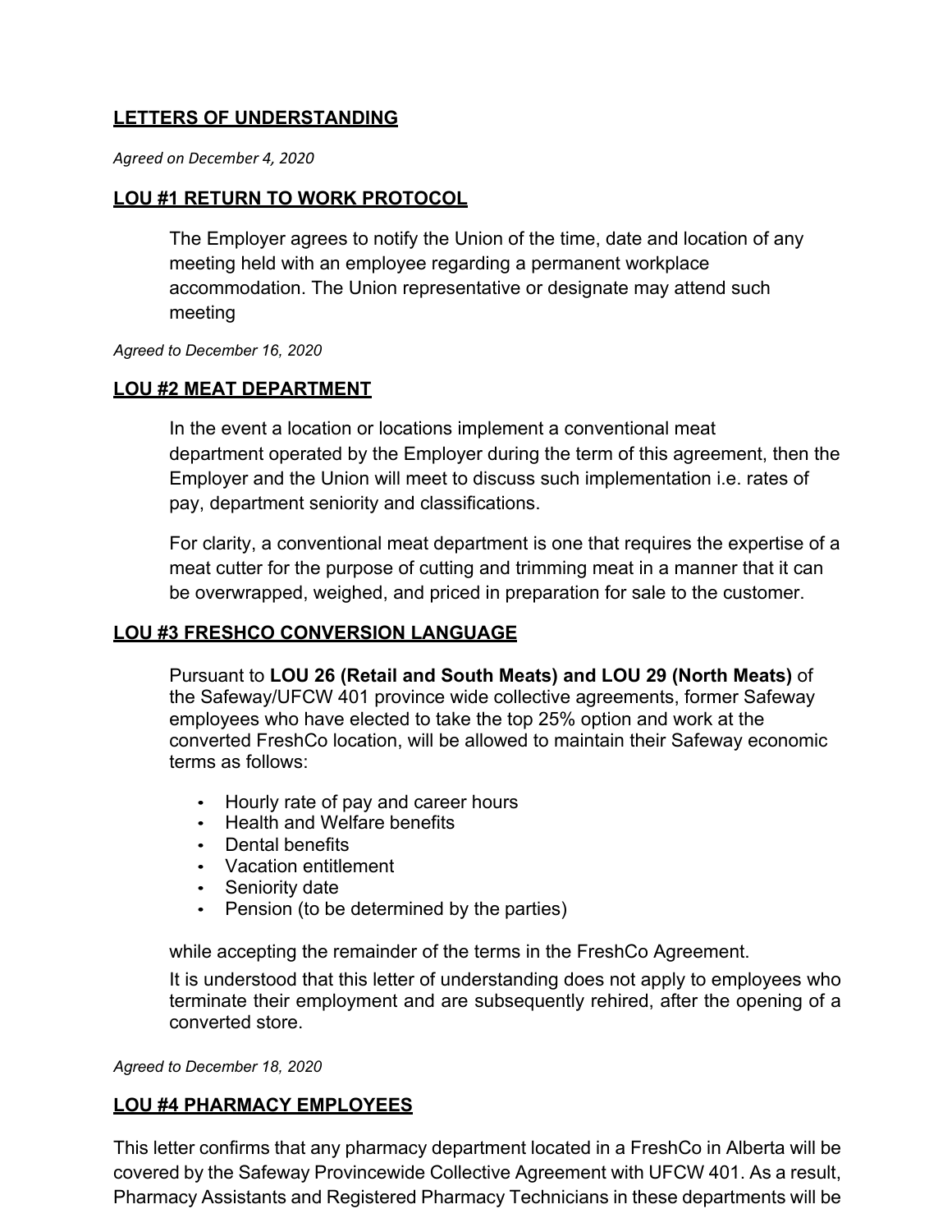## LETTERS OF UNDERSTANDING

*Agreed on December 4, 2020*

### LOU #1 RETURN TO WORK PROTOCOL

The Employer agrees to notify the Union of the time, date and location of any meeting held with an employee regarding a permanent workplace accommodation. The Union representative or designate may attend such meeting

*Agreed to December 16, 2020*

### LOU #2 MEAT DEPARTMENT

In the event a location or locations implement a conventional meat department operated by the Employer during the term of this agreement, then the Employer and the Union will meet to discuss such implementation i.e. rates of pay, department seniority and classifications.

For clarity, a conventional meat department is one that requires the expertise of a meat cutter for the purpose of cutting and trimming meat in a manner that it can be overwrapped, weighed, and priced in preparation for sale to the customer.

### LOU #3 FRESHCO CONVERSION LANGUAGE

Pursuant to **LOU 26 (Retail and South Meats) and LOU 29 (North Meats)** of the Safeway/UFCW 401 province wide collective agreements, former Safeway employees who have elected to take the top 25% option and work at the converted FreshCo location, will be allowed to maintain their Safeway economic terms as follows:

- Hourly rate of pay and career hours
- Health and Welfare benefits
- Dental benefits
- Vacation entitlement
- Seniority date
- Pension (to be determined by the parties)

while accepting the remainder of the terms in the FreshCo Agreement.

It is understood that this letter of understanding does not apply to employees who terminate their employment and are subsequently rehired, after the opening of a converted store.

*Agreed to December 18, 2020*

### LOU #4 PHARMACY EMPLOYEES

This letter confirms that any pharmacy department located in a FreshCo in Alberta will be covered by the Safeway Provincewide Collective Agreement with UFCW 401. As a result, Pharmacy Assistants and Registered Pharmacy Technicians in these departments will be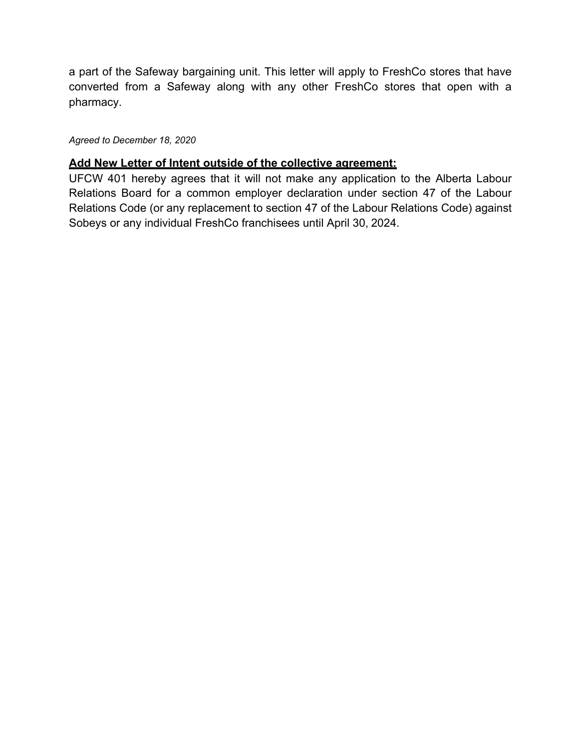a part of the Safeway bargaining unit. This letter will apply to FreshCo stores that have converted from a Safeway along with any other FreshCo stores that open with a pharmacy.

*Agreed to December 18, 2020*

**Add New Letter of Intent outside of the collective agreement:**

UFCW 401 hereby agrees that it will not make any application to the Alberta Labour Relations Board for a common employer declaration under section 47 of the Labour Relations Code (or any replacement to section 47 of the Labour Relations Code) against Sobeys or any individual FreshCo franchisees until April 30, 2024.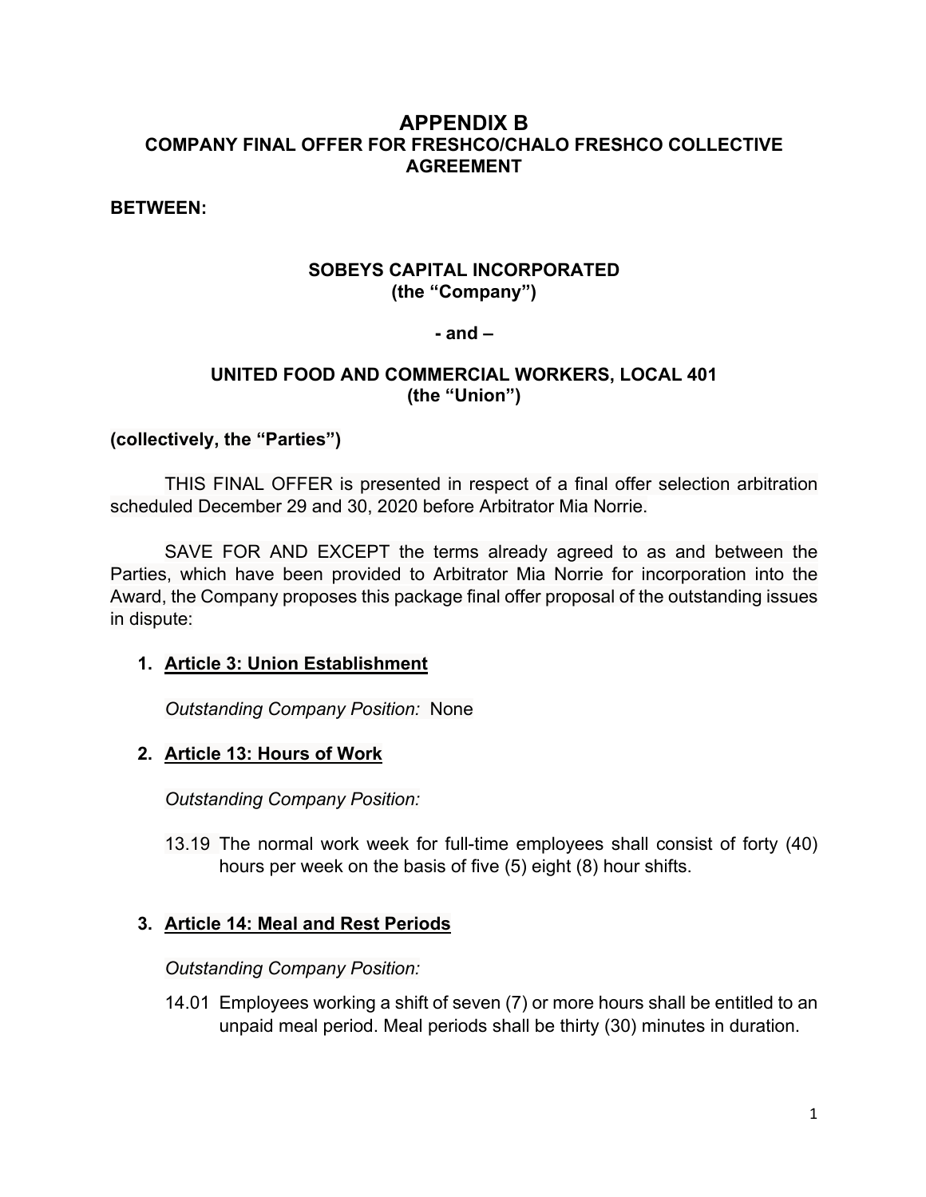# APPENDIX B

## COMPANY FINAL OFFER FOR FRESHCO/CHALO FRESHCO COLLECTIVE AGREEMENT

**BETWEEN:**

**SOBEYS CAPITAL INCORPORATED**
**(the "Company")**

**- and –**

**UNITED FOOD AND COMMERCIAL WORKERS, LOCAL 401**
**(the "Union")**

**(collectively, the "Parties")**

THIS FINAL OFFER is presented in respect of a final offer selection arbitration scheduled December 29 and 30, 2020 before Arbitrator Mia Norrie.

SAVE FOR AND EXCEPT the terms already agreed to as and between the Parties, which have been provided to Arbitrator Mia Norrie for incorporation into the Award, the Company proposes this package final offer proposal of the outstanding issues in dispute:

1. **Article 3: Union Establishment**

   *Outstanding Company Position:* None

2. **Article 13: Hours of Work**

   *Outstanding Company Position:*

   13.19 The normal work week for full-time employees shall consist of forty (40) hours per week on the basis of five (5) eight (8) hour shifts.

3. **Article 14: Meal and Rest Periods**

   *Outstanding Company Position:*

   14.01 Employees working a shift of seven (7) or more hours shall be entitled to an unpaid meal period. Meal periods shall be thirty (30) minutes in duration.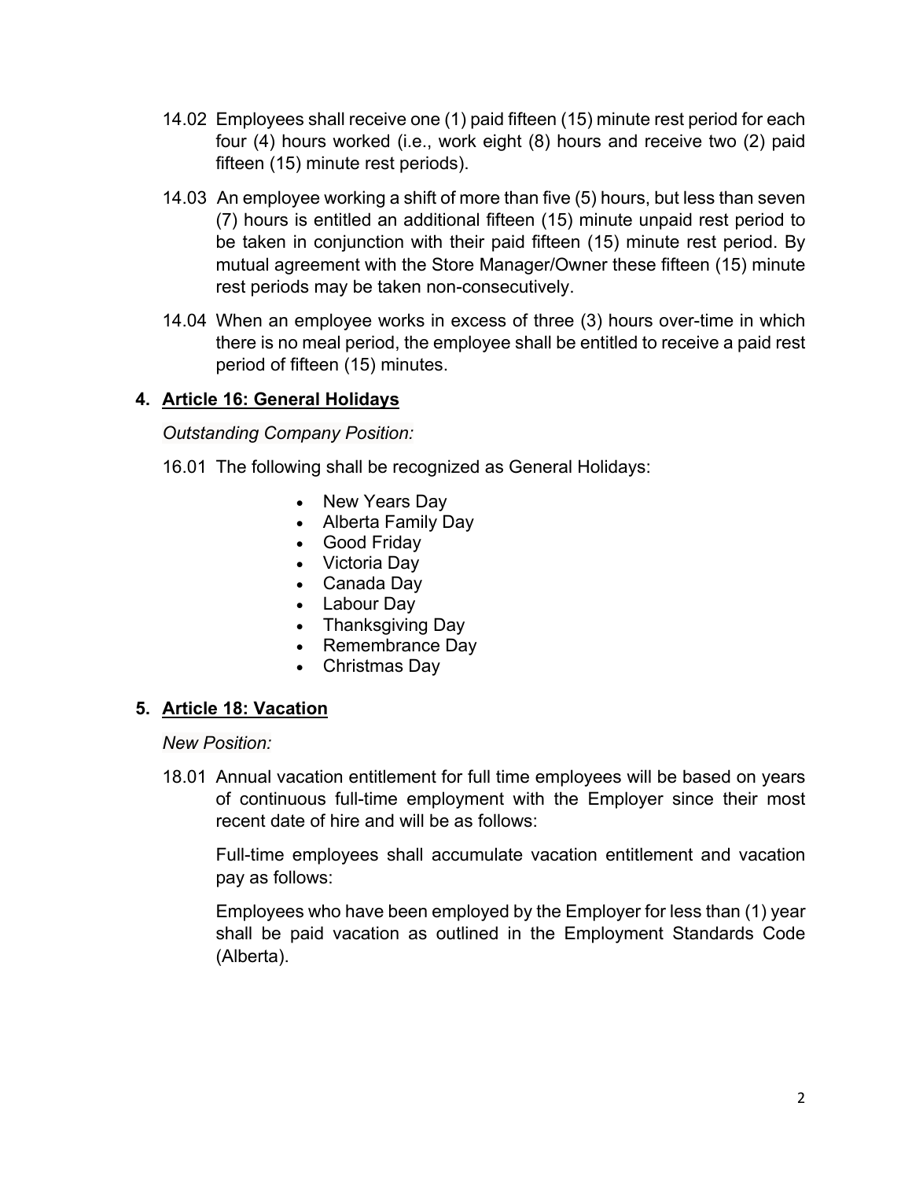14.02 Employees shall receive one (1) paid fifteen (15) minute rest period for each four (4) hours worked (i.e., work eight (8) hours and receive two (2) paid fifteen (15) minute rest periods).

14.03 An employee working a shift of more than five (5) hours, but less than seven (7) hours is entitled an additional fifteen (15) minute unpaid rest period to be taken in conjunction with their paid fifteen (15) minute rest period. By mutual agreement with the Store Manager/Owner these fifteen (15) minute rest periods may be taken non-consecutively.

14.04 When an employee works in excess of three (3) hours over-time in which there is no meal period, the employee shall be entitled to receive a paid rest period of fifteen (15) minutes.

**4. Article 16: General Holidays**

*Outstanding Company Position:*

16.01 The following shall be recognized as General Holidays:

- New Years Day
- Alberta Family Day
- Good Friday
- Victoria Day
- Canada Day
- Labour Day
- Thanksgiving Day
- Remembrance Day
- Christmas Day

**5. Article 18: Vacation**

*New Position:*

18.01 Annual vacation entitlement for full time employees will be based on years of continuous full-time employment with the Employer since their most recent date of hire and will be as follows:

Full-time employees shall accumulate vacation entitlement and vacation pay as follows:

Employees who have been employed by the Employer for less than (1) year shall be paid vacation as outlined in the Employment Standards Code (Alberta).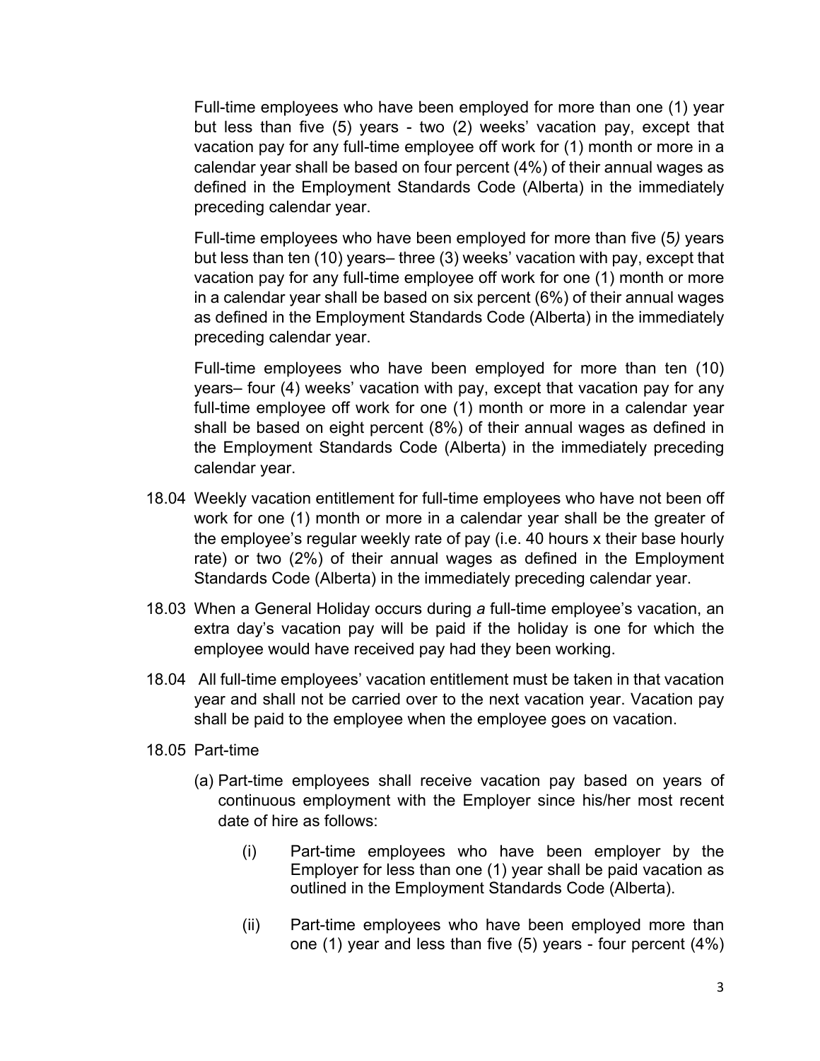Full-time employees who have been employed for more than one (1) year but less than five (5) years - two (2) weeks' vacation pay, except that vacation pay for any full-time employee off work for (1) month or more in a calendar year shall be based on four percent (4%) of their annual wages as defined in the Employment Standards Code (Alberta) in the immediately preceding calendar year.

Full-time employees who have been employed for more than five (5*)* years but less than ten (10) years– three (3) weeks' vacation with pay, except that vacation pay for any full-time employee off work for one (1) month or more in a calendar year shall be based on six percent (6%) of their annual wages as defined in the Employment Standards Code (Alberta) in the immediately preceding calendar year.

Full-time employees who have been employed for more than ten (10) years– four (4) weeks' vacation with pay, except that vacation pay for any full-time employee off work for one (1) month or more in a calendar year shall be based on eight percent (8%) of their annual wages as defined in the Employment Standards Code (Alberta) in the immediately preceding calendar year.

18.04 Weekly vacation entitlement for full-time employees who have not been off work for one (1) month or more in a calendar year shall be the greater of the employee's regular weekly rate of pay (i.e. 40 hours x their base hourly rate) or two (2%) of their annual wages as defined in the Employment Standards Code (Alberta) in the immediately preceding calendar year.

18.03 When a General Holiday occurs during *a* full-time employee's vacation, an extra day's vacation pay will be paid if the holiday is one for which the employee would have received pay had they been working.

18.04 All full-time employees' vacation entitlement must be taken in that vacation year and shall not be carried over to the next vacation year. Vacation pay shall be paid to the employee when the employee goes on vacation.

18.05 Part-time

(a) Part-time employees shall receive vacation pay based on years of continuous employment with the Employer since his/her most recent date of hire as follows:

(i) Part-time employees who have been employer by the Employer for less than one (1) year shall be paid vacation as outlined in the Employment Standards Code (Alberta).

(ii) Part-time employees who have been employed more than one (1) year and less than five (5) years - four percent (4%)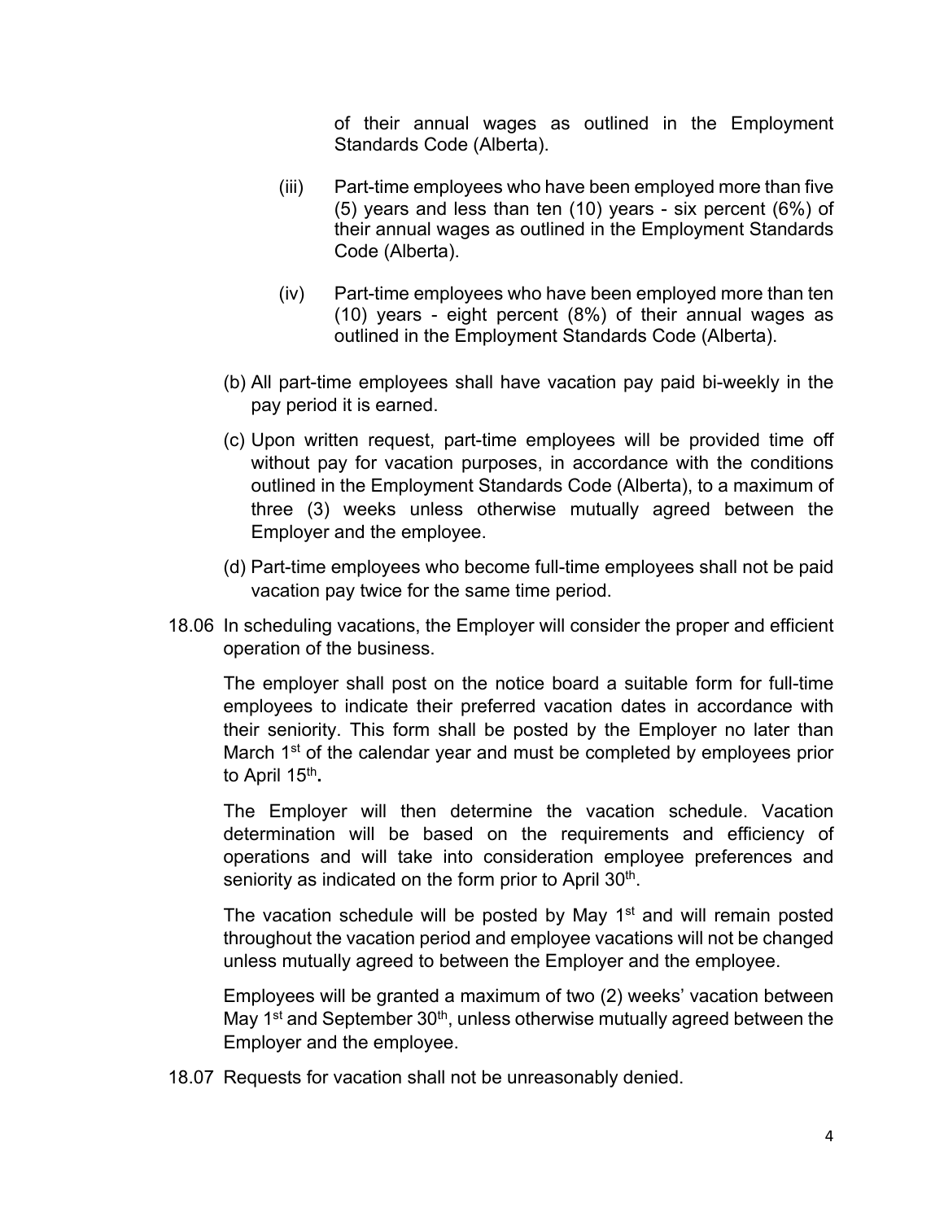of their annual wages as outlined in the Employment Standards Code (Alberta).

(iii) Part-time employees who have been employed more than five (5) years and less than ten (10) years - six percent (6%) of their annual wages as outlined in the Employment Standards Code (Alberta).

(iv) Part-time employees who have been employed more than ten (10) years - eight percent (8%) of their annual wages as outlined in the Employment Standards Code (Alberta).

(b) All part-time employees shall have vacation pay paid bi-weekly in the pay period it is earned.

(c) Upon written request, part-time employees will be provided time off without pay for vacation purposes, in accordance with the conditions outlined in the Employment Standards Code (Alberta), to a maximum of three (3) weeks unless otherwise mutually agreed between the Employer and the employee.

(d) Part-time employees who become full-time employees shall not be paid vacation pay twice for the same time period.

18.06 In scheduling vacations, the Employer will consider the proper and efficient operation of the business.

The employer shall post on the notice board a suitable form for full-time employees to indicate their preferred vacation dates in accordance with their seniority. This form shall be posted by the Employer no later than March 1st of the calendar year and must be completed by employees prior to April 15th.

The Employer will then determine the vacation schedule. Vacation determination will be based on the requirements and efficiency of operations and will take into consideration employee preferences and seniority as indicated on the form prior to April 30th.

The vacation schedule will be posted by May 1st and will remain posted throughout the vacation period and employee vacations will not be changed unless mutually agreed to between the Employer and the employee.

Employees will be granted a maximum of two (2) weeks' vacation between May 1st and September 30th, unless otherwise mutually agreed between the Employer and the employee.

18.07 Requests for vacation shall not be unreasonably denied.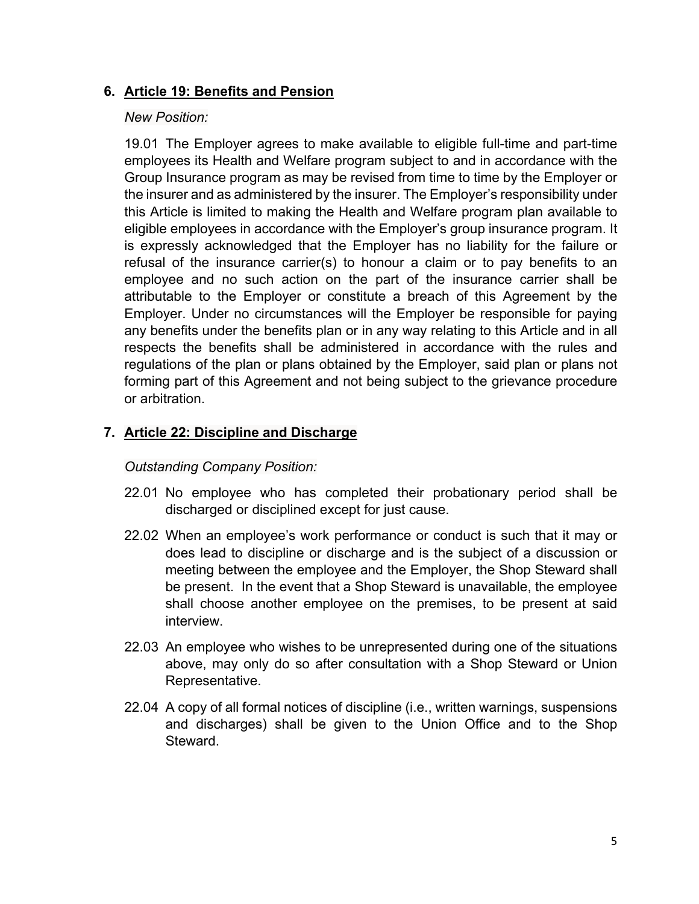## 6. <u>Article 19: Benefits and Pension</u>

*New Position:*

19.01 The Employer agrees to make available to eligible full-time and part-time employees its Health and Welfare program subject to and in accordance with the Group Insurance program as may be revised from time to time by the Employer or the insurer and as administered by the insurer. The Employer's responsibility under this Article is limited to making the Health and Welfare program plan available to eligible employees in accordance with the Employer's group insurance program. It is expressly acknowledged that the Employer has no liability for the failure or refusal of the insurance carrier(s) to honour a claim or to pay benefits to an employee and no such action on the part of the insurance carrier shall be attributable to the Employer or constitute a breach of this Agreement by the Employer. Under no circumstances will the Employer be responsible for paying any benefits under the benefits plan or in any way relating to this Article and in all respects the benefits shall be administered in accordance with the rules and regulations of the plan or plans obtained by the Employer, said plan or plans not forming part of this Agreement and not being subject to the grievance procedure or arbitration.

## 7. <u>Article 22: Discipline and Discharge</u>

*Outstanding Company Position:*

22.01 No employee who has completed their probationary period shall be discharged or disciplined except for just cause.

22.02 When an employee's work performance or conduct is such that it may or does lead to discipline or discharge and is the subject of a discussion or meeting between the employee and the Employer, the Shop Steward shall be present. In the event that a Shop Steward is unavailable, the employee shall choose another employee on the premises, to be present at said interview.

22.03 An employee who wishes to be unrepresented during one of the situations above, may only do so after consultation with a Shop Steward or Union Representative.

22.04 A copy of all formal notices of discipline (i.e., written warnings, suspensions and discharges) shall be given to the Union Office and to the Shop Steward.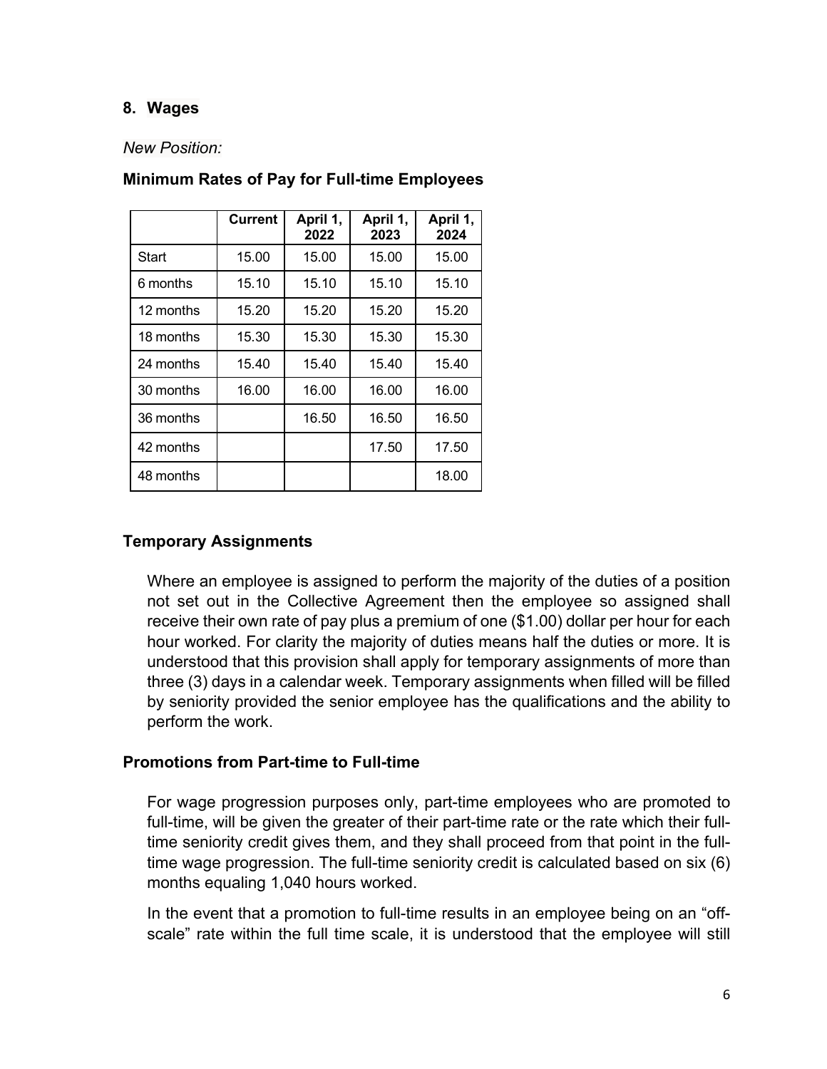## 8. Wages

*New Position:*

**Minimum Rates of Pay for Full-time Employees**

| | Current | April 1, 2022 | April 1, 2023 | April 1, 2024 |
|---|---|---|---|---|
| Start | 15.00 | 15.00 | 15.00 | 15.00 |
| 6 months | 15.10 | 15.10 | 15.10 | 15.10 |
| 12 months | 15.20 | 15.20 | 15.20 | 15.20 |
| 18 months | 15.30 | 15.30 | 15.30 | 15.30 |
| 24 months | 15.40 | 15.40 | 15.40 | 15.40 |
| 30 months | 16.00 | 16.00 | 16.00 | 16.00 |
| 36 months | | 16.50 | 16.50 | 16.50 |
| 42 months | | | 17.50 | 17.50 |
| 48 months | | | | 18.00 |

### Temporary Assignments

Where an employee is assigned to perform the majority of the duties of a position not set out in the Collective Agreement then the employee so assigned shall receive their own rate of pay plus a premium of one ($1.00) dollar per hour for each hour worked. For clarity the majority of duties means half the duties or more. It is understood that this provision shall apply for temporary assignments of more than three (3) days in a calendar week. Temporary assignments when filled will be filled by seniority provided the senior employee has the qualifications and the ability to perform the work.

### Promotions from Part-time to Full-time

For wage progression purposes only, part-time employees who are promoted to full-time, will be given the greater of their part-time rate or the rate which their full-time seniority credit gives them, and they shall proceed from that point in the full-time wage progression. The full-time seniority credit is calculated based on six (6) months equaling 1,040 hours worked.

In the event that a promotion to full-time results in an employee being on an "off-scale" rate within the full time scale, it is understood that the employee will still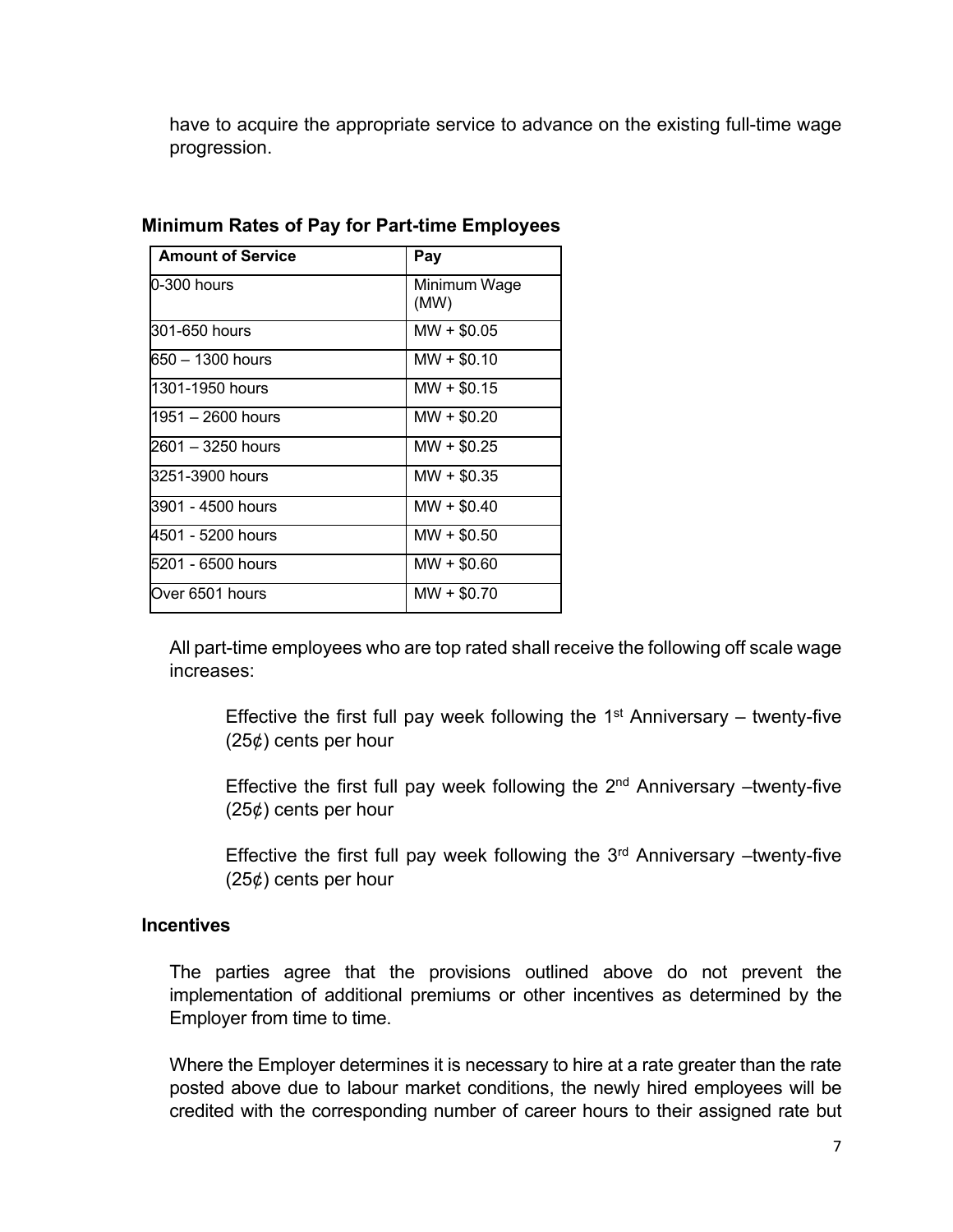have to acquire the appropriate service to advance on the existing full-time wage progression.

**Minimum Rates of Pay for Part-time Employees**

| Amount of Service | Pay |
| --- | --- |
| 0-300 hours | Minimum Wage (MW) |
| 301-650 hours | MW + $0.05 |
| 650 – 1300 hours | MW + $0.10 |
| 1301-1950 hours | MW + $0.15 |
| 1951 – 2600 hours | MW + $0.20 |
| 2601 – 3250 hours | MW + $0.25 |
| 3251-3900 hours | MW + $0.35 |
| 3901 - 4500 hours | MW + $0.40 |
| 4501 - 5200 hours | MW + $0.50 |
| 5201 - 6500 hours | MW + $0.60 |
| Over 6501 hours | MW + $0.70 |

All part-time employees who are top rated shall receive the following off scale wage increases:

Effective the first full pay week following the 1st Anniversary – twenty-five (25¢) cents per hour

Effective the first full pay week following the 2nd Anniversary –twenty-five (25¢) cents per hour

Effective the first full pay week following the 3rd Anniversary –twenty-five (25¢) cents per hour

**Incentives**

The parties agree that the provisions outlined above do not prevent the implementation of additional premiums or other incentives as determined by the Employer from time to time.

Where the Employer determines it is necessary to hire at a rate greater than the rate posted above due to labour market conditions, the newly hired employees will be credited with the corresponding number of career hours to their assigned rate but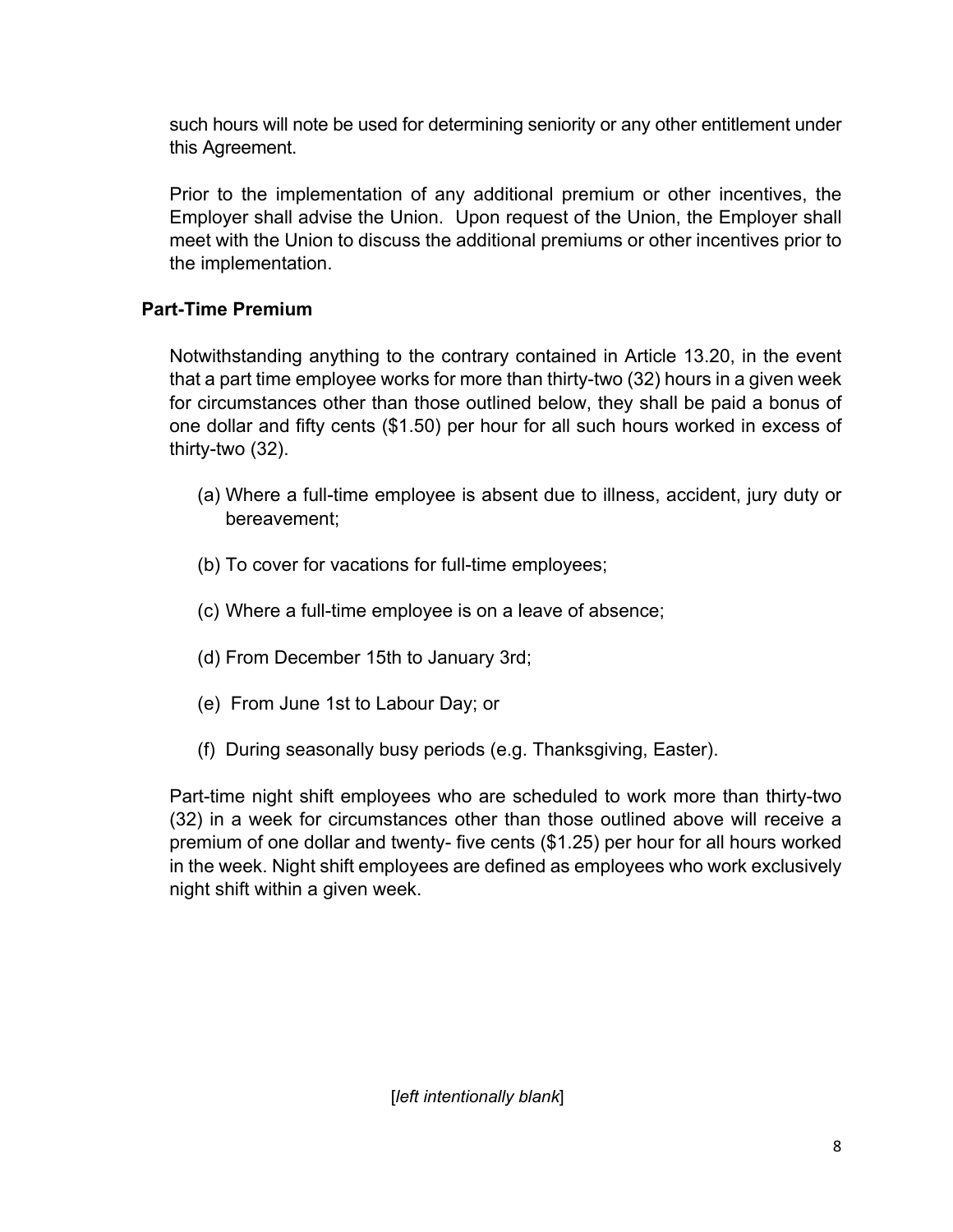such hours will note be used for determining seniority or any other entitlement under this Agreement.

Prior to the implementation of any additional premium or other incentives, the Employer shall advise the Union. Upon request of the Union, the Employer shall meet with the Union to discuss the additional premiums or other incentives prior to the implementation.

### Part-Time Premium

Notwithstanding anything to the contrary contained in Article 13.20, in the event that a part time employee works for more than thirty-two (32) hours in a given week for circumstances other than those outlined below, they shall be paid a bonus of one dollar and fifty cents ($1.50) per hour for all such hours worked in excess of thirty-two (32).

(a) Where a full-time employee is absent due to illness, accident, jury duty or bereavement;

(b) To cover for vacations for full-time employees;

(c) Where a full-time employee is on a leave of absence;

(d) From December 15th to January 3rd;

(e) From June 1st to Labour Day; or

(f) During seasonally busy periods (e.g. Thanksgiving, Easter).

Part-time night shift employees who are scheduled to work more than thirty-two (32) in a week for circumstances other than those outlined above will receive a premium of one dollar and twenty- five cents ($1.25) per hour for all hours worked in the week. Night shift employees are defined as employees who work exclusively night shift within a given week.

[*left intentionally blank*]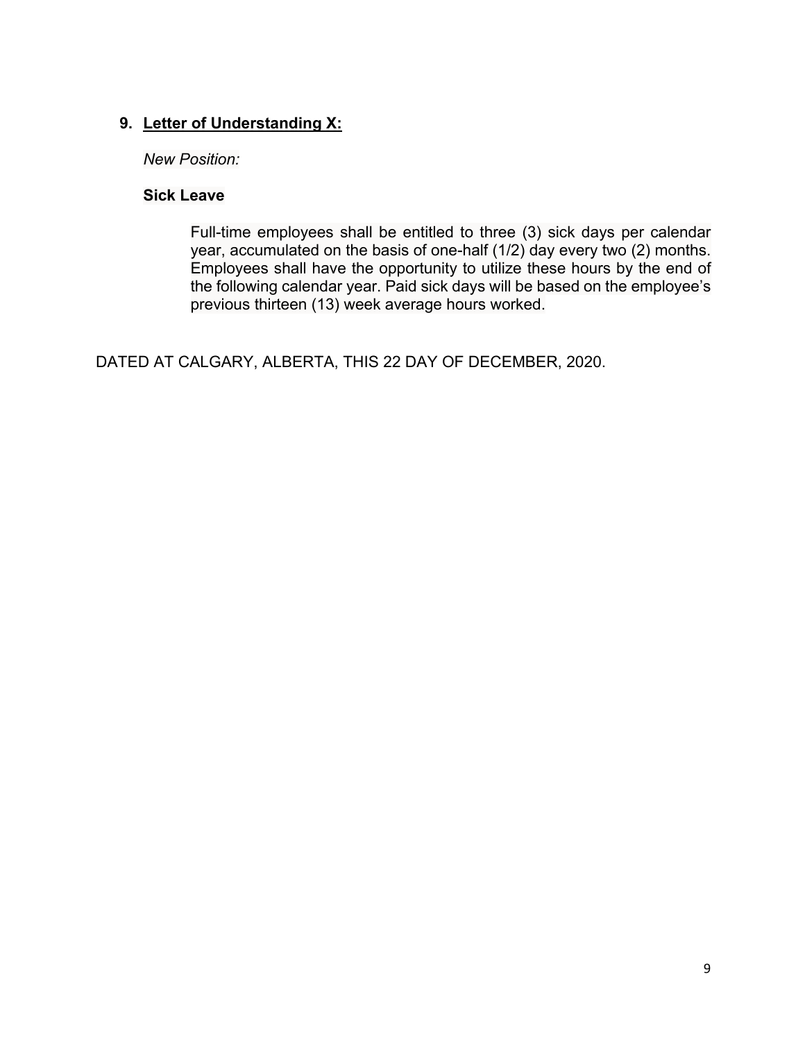## 9. Letter of Understanding X:

*New Position:*

**Sick Leave**

Full-time employees shall be entitled to three (3) sick days per calendar year, accumulated on the basis of one-half (1/2) day every two (2) months. Employees shall have the opportunity to utilize these hours by the end of the following calendar year. Paid sick days will be based on the employee's previous thirteen (13) week average hours worked.

DATED AT CALGARY, ALBERTA, THIS 22 DAY OF DECEMBER, 2020.